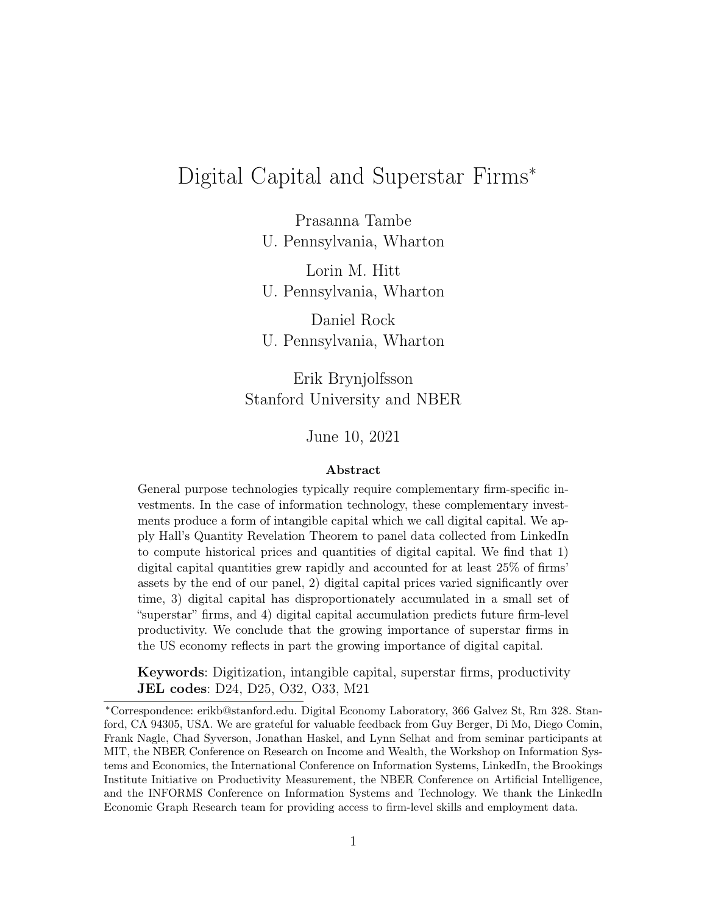# Digital Capital and Superstar Firms*

Prasanna Tambe
U. Pennsylvania, Wharton

Lorin M. Hitt
U. Pennsylvania, Wharton

Daniel Rock
U. Pennsylvania, Wharton

Erik Brynjolfsson
Stanford University and NBER

June 10, 2021

## Abstract

General purpose technologies typically require complementary firm-specific investments. In the case of information technology, these complementary investments produce a form of intangible capital which we call digital capital. We apply Hall's Quantity Revelation Theorem to panel data collected from LinkedIn to compute historical prices and quantities of digital capital. We find that 1) digital capital quantities grew rapidly and accounted for at least 25% of firms' assets by the end of our panel, 2) digital capital prices varied significantly over time, 3) digital capital has disproportionately accumulated in a small set of "superstar" firms, and 4) digital capital accumulation predicts future firm-level productivity. We conclude that the growing importance of superstar firms in the US economy reflects in part the growing importance of digital capital.

**Keywords**: Digitization, intangible capital, superstar firms, productivity
**JEL codes**: D24, D25, O32, O33, M21

*Correspondence: erikb@stanford.edu. Digital Economy Laboratory, 366 Galvez St, Rm 328. Stanford, CA 94305, USA. We are grateful for valuable feedback from Guy Berger, Di Mo, Diego Comin, Frank Nagle, Chad Syverson, Jonathan Haskel, and Lynn Selhat and from seminar participants at MIT, the NBER Conference on Research on Income and Wealth, the Workshop on Information Systems and Economics, the International Conference on Information Systems, LinkedIn, the Brookings Institute Initiative on Productivity Measurement, the NBER Conference on Artificial Intelligence, and the INFORMS Conference on Information Systems and Technology. We thank the LinkedIn Economic Graph Research team for providing access to firm-level skills and employment data.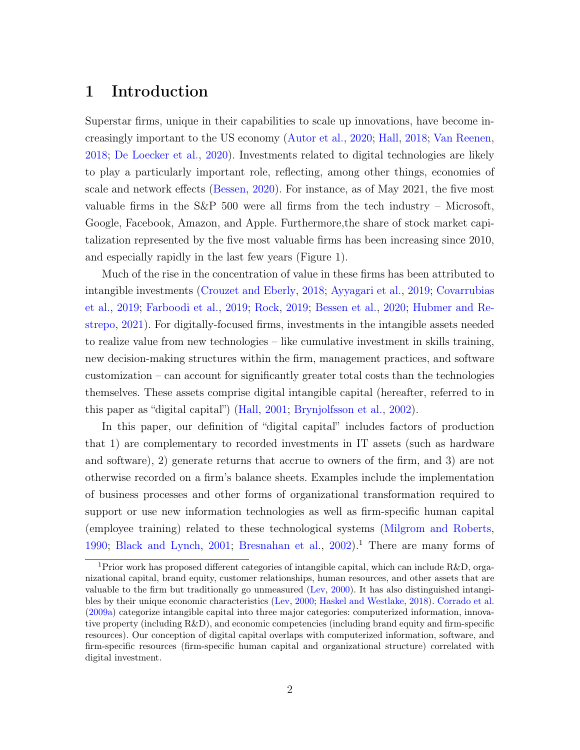# 1 Introduction

Superstar firms, unique in their capabilities to scale up innovations, have become increasingly important to the US economy (Autor et al., 2020; Hall, 2018; Van Reenen, 2018; De Loecker et al., 2020). Investments related to digital technologies are likely to play a particularly important role, reflecting, among other things, economies of scale and network effects (Bessen, 2020). For instance, as of May 2021, the five most valuable firms in the S&P 500 were all firms from the tech industry – Microsoft, Google, Facebook, Amazon, and Apple. Furthermore,the share of stock market capitalization represented by the five most valuable firms has been increasing since 2010, and especially rapidly in the last few years (Figure 1).

Much of the rise in the concentration of value in these firms has been attributed to intangible investments (Crouzet and Eberly, 2018; Ayyagari et al., 2019; Covarrubias et al., 2019; Farboodi et al., 2019; Rock, 2019; Bessen et al., 2020; Hubmer and Restrepo, 2021). For digitally-focused firms, investments in the intangible assets needed to realize value from new technologies – like cumulative investment in skills training, new decision-making structures within the firm, management practices, and software customization – can account for significantly greater total costs than the technologies themselves. These assets comprise digital intangible capital (hereafter, referred to in this paper as "digital capital") (Hall, 2001; Brynjolfsson et al., 2002).

In this paper, our definition of "digital capital" includes factors of production that 1) are complementary to recorded investments in IT assets (such as hardware and software), 2) generate returns that accrue to owners of the firm, and 3) are not otherwise recorded on a firm's balance sheets. Examples include the implementation of business processes and other forms of organizational transformation required to support or use new information technologies as well as firm-specific human capital (employee training) related to these technological systems (Milgrom and Roberts, 1990; Black and Lynch, 2001; Bresnahan et al., 2002).[1] There are many forms of

[1] Prior work has proposed different categories of intangible capital, which can include R&D, organizational capital, brand equity, customer relationships, human resources, and other assets that are valuable to the firm but traditionally go unmeasured (Lev, 2000). It has also distinguished intangibles by their unique economic characteristics (Lev, 2000; Haskel and Westlake, 2018). Corrado et al. (2009a) categorize intangible capital into three major categories: computerized information, innovative property (including R&D), and economic competencies (including brand equity and firm-specific resources). Our conception of digital capital overlaps with computerized information, software, and firm-specific resources (firm-specific human capital and organizational structure) correlated with digital investment.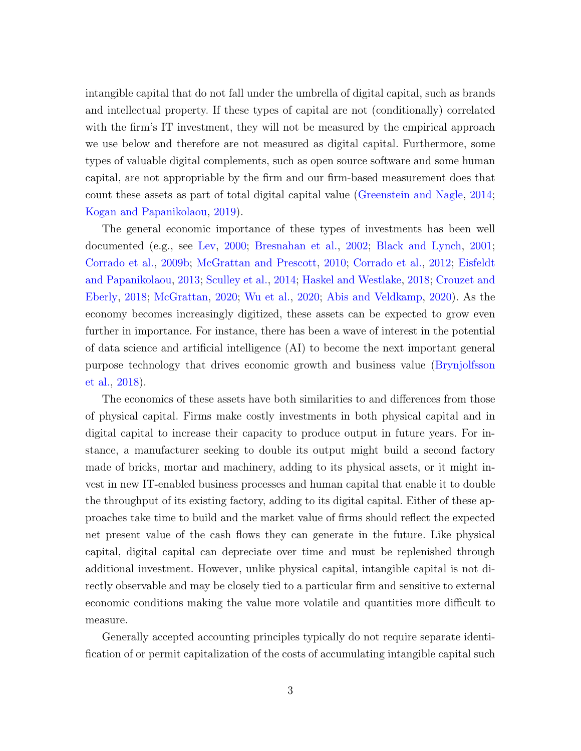intangible capital that do not fall under the umbrella of digital capital, such as brands and intellectual property. If these types of capital are not (conditionally) correlated with the firm's IT investment, they will not be measured by the empirical approach we use below and therefore are not measured as digital capital. Furthermore, some types of valuable digital complements, such as open source software and some human capital, are not appropriable by the firm and our firm-based measurement does that count these assets as part of total digital capital value (Greenstein and Nagle, 2014; Kogan and Papanikolaou, 2019).

The general economic importance of these types of investments has been well documented (e.g., see Lev, 2000; Bresnahan et al., 2002; Black and Lynch, 2001; Corrado et al., 2009b; McGrattan and Prescott, 2010; Corrado et al., 2012; Eisfeldt and Papanikolaou, 2013; Sculley et al., 2014; Haskel and Westlake, 2018; Crouzet and Eberly, 2018; McGrattan, 2020; Wu et al., 2020; Abis and Veldkamp, 2020). As the economy becomes increasingly digitized, these assets can be expected to grow even further in importance. For instance, there has been a wave of interest in the potential of data science and artificial intelligence (AI) to become the next important general purpose technology that drives economic growth and business value (Brynjolfsson et al., 2018).

The economics of these assets have both similarities to and differences from those of physical capital. Firms make costly investments in both physical capital and in digital capital to increase their capacity to produce output in future years. For instance, a manufacturer seeking to double its output might build a second factory made of bricks, mortar and machinery, adding to its physical assets, or it might invest in new IT-enabled business processes and human capital that enable it to double the throughput of its existing factory, adding to its digital capital. Either of these approaches take time to build and the market value of firms should reflect the expected net present value of the cash flows they can generate in the future. Like physical capital, digital capital can depreciate over time and must be replenished through additional investment. However, unlike physical capital, intangible capital is not directly observable and may be closely tied to a particular firm and sensitive to external economic conditions making the value more volatile and quantities more difficult to measure.

Generally accepted accounting principles typically do not require separate identification of or permit capitalization of the costs of accumulating intangible capital such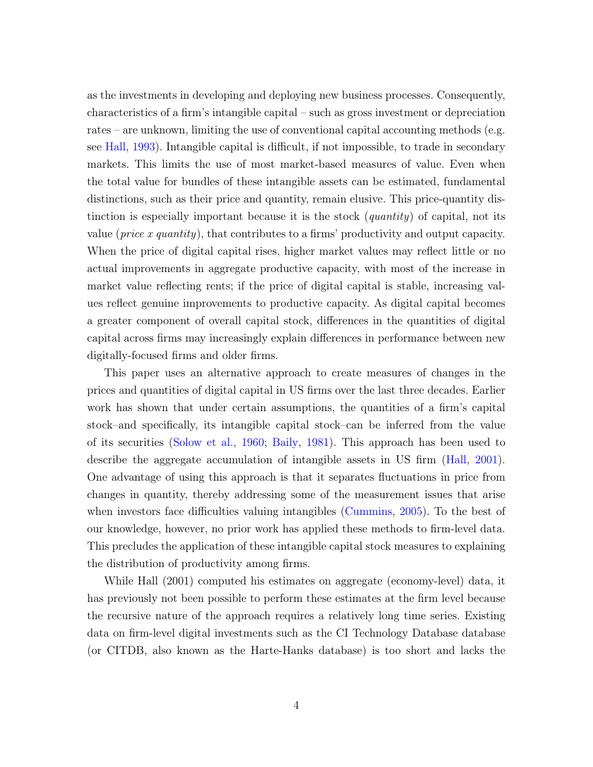as the investments in developing and deploying new business processes. Consequently, characteristics of a firm's intangible capital – such as gross investment or depreciation rates – are unknown, limiting the use of conventional capital accounting methods (e.g. see Hall, 1993). Intangible capital is difficult, if not impossible, to trade in secondary markets. This limits the use of most market-based measures of value. Even when the total value for bundles of these intangible assets can be estimated, fundamental distinctions, such as their price and quantity, remain elusive. This price-quantity distinction is especially important because it is the stock (*quantity*) of capital, not its value (*price x quantity*), that contributes to a firms' productivity and output capacity. When the price of digital capital rises, higher market values may reflect little or no actual improvements in aggregate productive capacity, with most of the increase in market value reflecting rents; if the price of digital capital is stable, increasing values reflect genuine improvements to productive capacity. As digital capital becomes a greater component of overall capital stock, differences in the quantities of digital capital across firms may increasingly explain differences in performance between new digitally-focused firms and older firms.

This paper uses an alternative approach to create measures of changes in the prices and quantities of digital capital in US firms over the last three decades. Earlier work has shown that under certain assumptions, the quantities of a firm's capital stock–and specifically, its intangible capital stock–can be inferred from the value of its securities (Solow et al., 1960; Baily, 1981). This approach has been used to describe the aggregate accumulation of intangible assets in US firm (Hall, 2001). One advantage of using this approach is that it separates fluctuations in price from changes in quantity, thereby addressing some of the measurement issues that arise when investors face difficulties valuing intangibles (Cummins, 2005). To the best of our knowledge, however, no prior work has applied these methods to firm-level data. This precludes the application of these intangible capital stock measures to explaining the distribution of productivity among firms.

While Hall (2001) computed his estimates on aggregate (economy-level) data, it has previously not been possible to perform these estimates at the firm level because the recursive nature of the approach requires a relatively long time series. Existing data on firm-level digital investments such as the CI Technology Database database (or CITDB, also known as the Harte-Hanks database) is too short and lacks the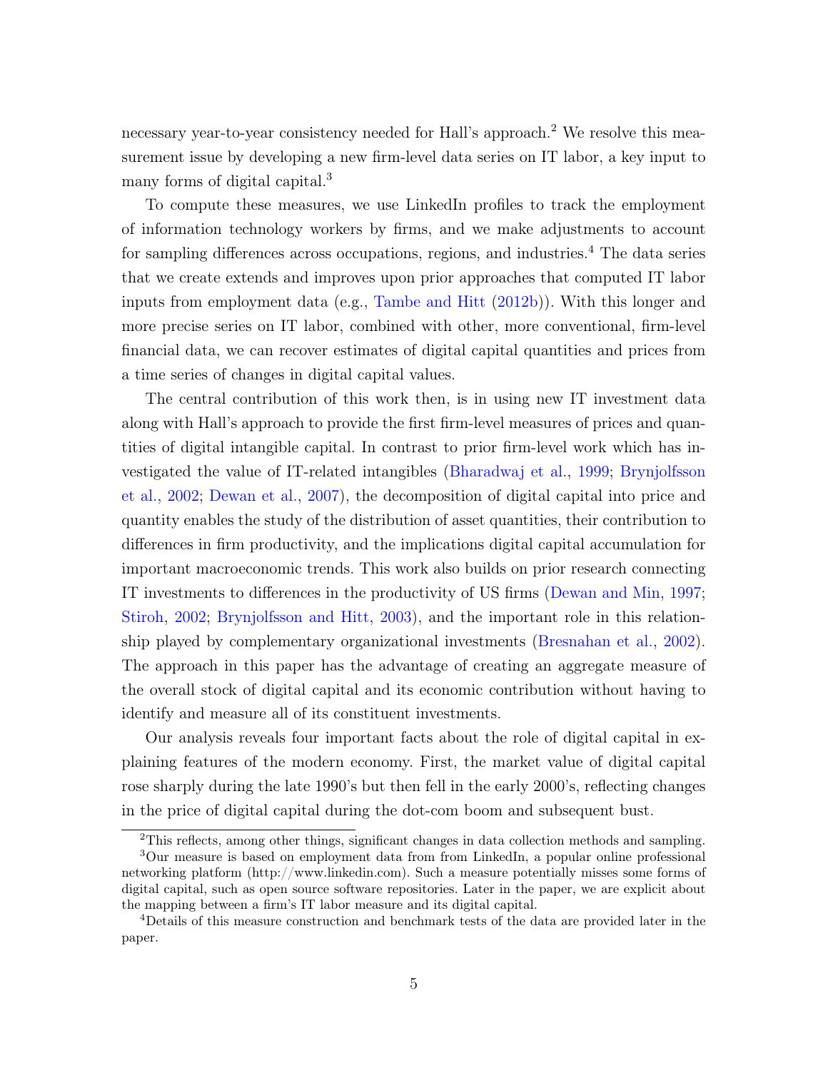necessary year-to-year consistency needed for Hall's approach.[2] We resolve this measurement issue by developing a new firm-level data series on IT labor, a key input to many forms of digital capital.[3]

To compute these measures, we use LinkedIn profiles to track the employment of information technology workers by firms, and we make adjustments to account for sampling differences across occupations, regions, and industries.[4] The data series that we create extends and improves upon prior approaches that computed IT labor inputs from employment data (e.g., Tambe and Hitt (2012b)). With this longer and more precise series on IT labor, combined with other, more conventional, firm-level financial data, we can recover estimates of digital capital quantities and prices from a time series of changes in digital capital values.

The central contribution of this work then, is in using new IT investment data along with Hall's approach to provide the first firm-level measures of prices and quantities of digital intangible capital. In contrast to prior firm-level work which has investigated the value of IT-related intangibles (Bharadwaj et al., 1999; Brynjolfsson et al., 2002; Dewan et al., 2007), the decomposition of digital capital into price and quantity enables the study of the distribution of asset quantities, their contribution to differences in firm productivity, and the implications digital capital accumulation for important macroeconomic trends. This work also builds on prior research connecting IT investments to differences in the productivity of US firms (Dewan and Min, 1997; Stiroh, 2002; Brynjolfsson and Hitt, 2003), and the important role in this relationship played by complementary organizational investments (Bresnahan et al., 2002). The approach in this paper has the advantage of creating an aggregate measure of the overall stock of digital capital and its economic contribution without having to identify and measure all of its constituent investments.

Our analysis reveals four important facts about the role of digital capital in explaining features of the modern economy. First, the market value of digital capital rose sharply during the late 1990's but then fell in the early 2000's, reflecting changes in the price of digital capital during the dot-com boom and subsequent bust.

[2] This reflects, among other things, significant changes in data collection methods and sampling.

[3] Our measure is based on employment data from from LinkedIn, a popular online professional networking platform (http://www.linkedin.com). Such a measure potentially misses some forms of digital capital, such as open source software repositories. Later in the paper, we are explicit about the mapping between a firm's IT labor measure and its digital capital.

[4] Details of this measure construction and benchmark tests of the data are provided later in the paper.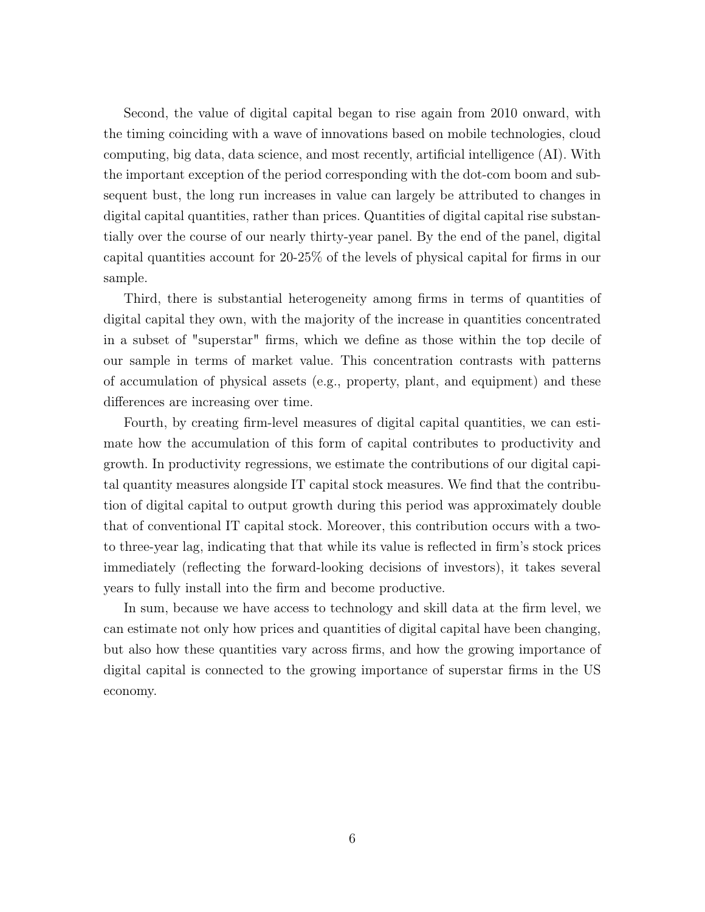Second, the value of digital capital began to rise again from 2010 onward, with the timing coinciding with a wave of innovations based on mobile technologies, cloud computing, big data, data science, and most recently, artificial intelligence (AI). With the important exception of the period corresponding with the dot-com boom and subsequent bust, the long run increases in value can largely be attributed to changes in digital capital quantities, rather than prices. Quantities of digital capital rise substantially over the course of our nearly thirty-year panel. By the end of the panel, digital capital quantities account for 20-25% of the levels of physical capital for firms in our sample.

Third, there is substantial heterogeneity among firms in terms of quantities of digital capital they own, with the majority of the increase in quantities concentrated in a subset of "superstar" firms, which we define as those within the top decile of our sample in terms of market value. This concentration contrasts with patterns of accumulation of physical assets (e.g., property, plant, and equipment) and these differences are increasing over time.

Fourth, by creating firm-level measures of digital capital quantities, we can estimate how the accumulation of this form of capital contributes to productivity and growth. In productivity regressions, we estimate the contributions of our digital capital quantity measures alongside IT capital stock measures. We find that the contribution of digital capital to output growth during this period was approximately double that of conventional IT capital stock. Moreover, this contribution occurs with a two- to three-year lag, indicating that that while its value is reflected in firm's stock prices immediately (reflecting the forward-looking decisions of investors), it takes several years to fully install into the firm and become productive.

In sum, because we have access to technology and skill data at the firm level, we can estimate not only how prices and quantities of digital capital have been changing, but also how these quantities vary across firms, and how the growing importance of digital capital is connected to the growing importance of superstar firms in the US economy.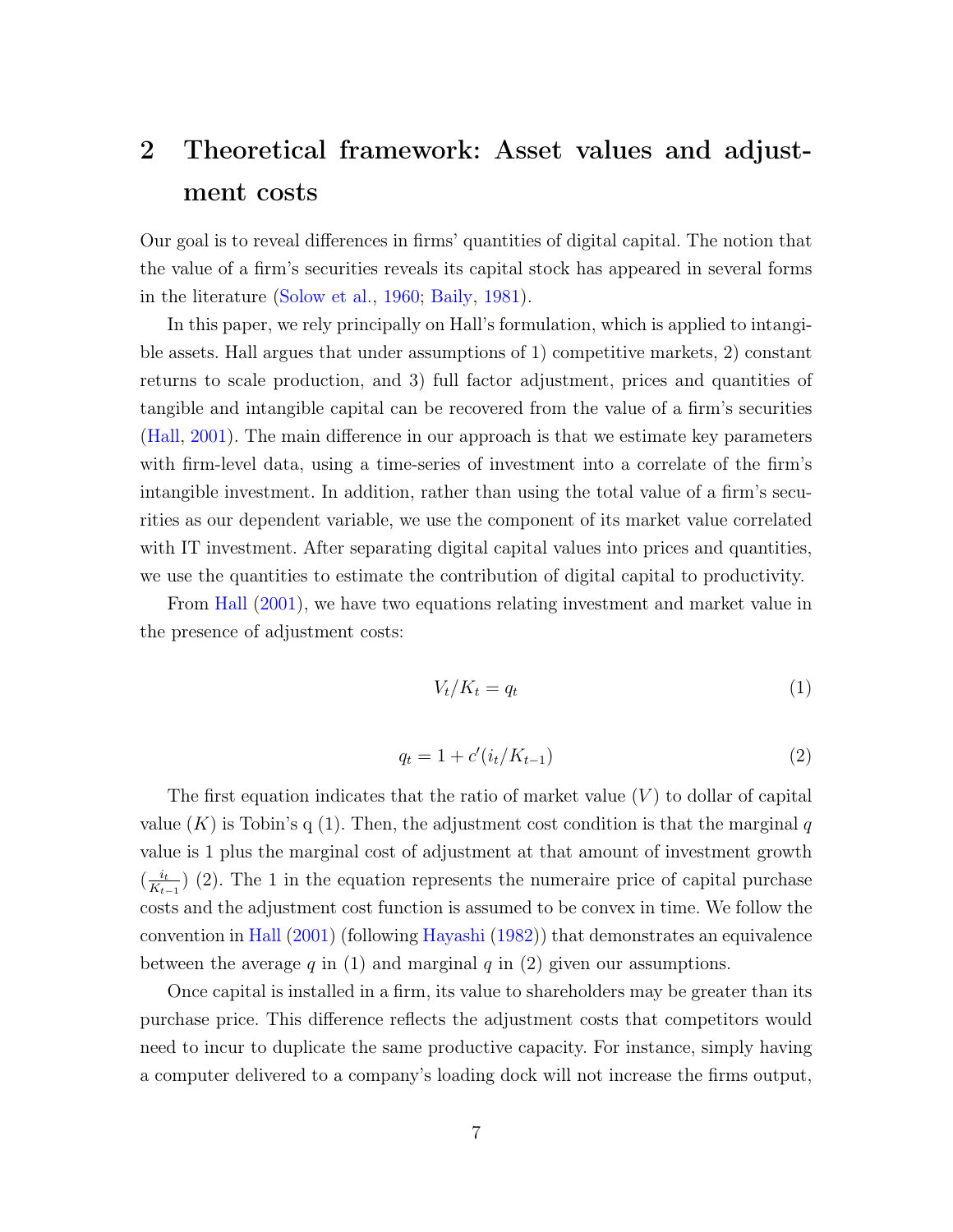# 2 Theoretical framework: Asset values and adjustment costs

Our goal is to reveal differences in firms' quantities of digital capital. The notion that the value of a firm's securities reveals its capital stock has appeared in several forms in the literature (Solow et al., 1960; Baily, 1981).

In this paper, we rely principally on Hall's formulation, which is applied to intangible assets. Hall argues that under assumptions of 1) competitive markets, 2) constant returns to scale production, and 3) full factor adjustment, prices and quantities of tangible and intangible capital can be recovered from the value of a firm's securities (Hall, 2001). The main difference in our approach is that we estimate key parameters with firm-level data, using a time-series of investment into a correlate of the firm's intangible investment. In addition, rather than using the total value of a firm's securities as our dependent variable, we use the component of its market value correlated with IT investment. After separating digital capital values into prices and quantities, we use the quantities to estimate the contribution of digital capital to productivity.

From Hall (2001), we have two equations relating investment and market value in the presence of adjustment costs:

$$V_t/K_t = q_t \tag{1}$$

$$q_t = 1 + c'(i_t/K_{t-1}) \tag{2}$$

The first equation indicates that the ratio of market value ($V$) to dollar of capital value ($K$) is Tobin's q (1). Then, the adjustment cost condition is that the marginal $q$ value is 1 plus the marginal cost of adjustment at that amount of investment growth ($\frac{i_t}{K_{t-1}}$) (2). The 1 in the equation represents the numeraire price of capital purchase costs and the adjustment cost function is assumed to be convex in time. We follow the convention in Hall (2001) (following Hayashi (1982)) that demonstrates an equivalence between the average $q$ in (1) and marginal $q$ in (2) given our assumptions.

Once capital is installed in a firm, its value to shareholders may be greater than its purchase price. This difference reflects the adjustment costs that competitors would need to incur to duplicate the same productive capacity. For instance, simply having a computer delivered to a company's loading dock will not increase the firms output,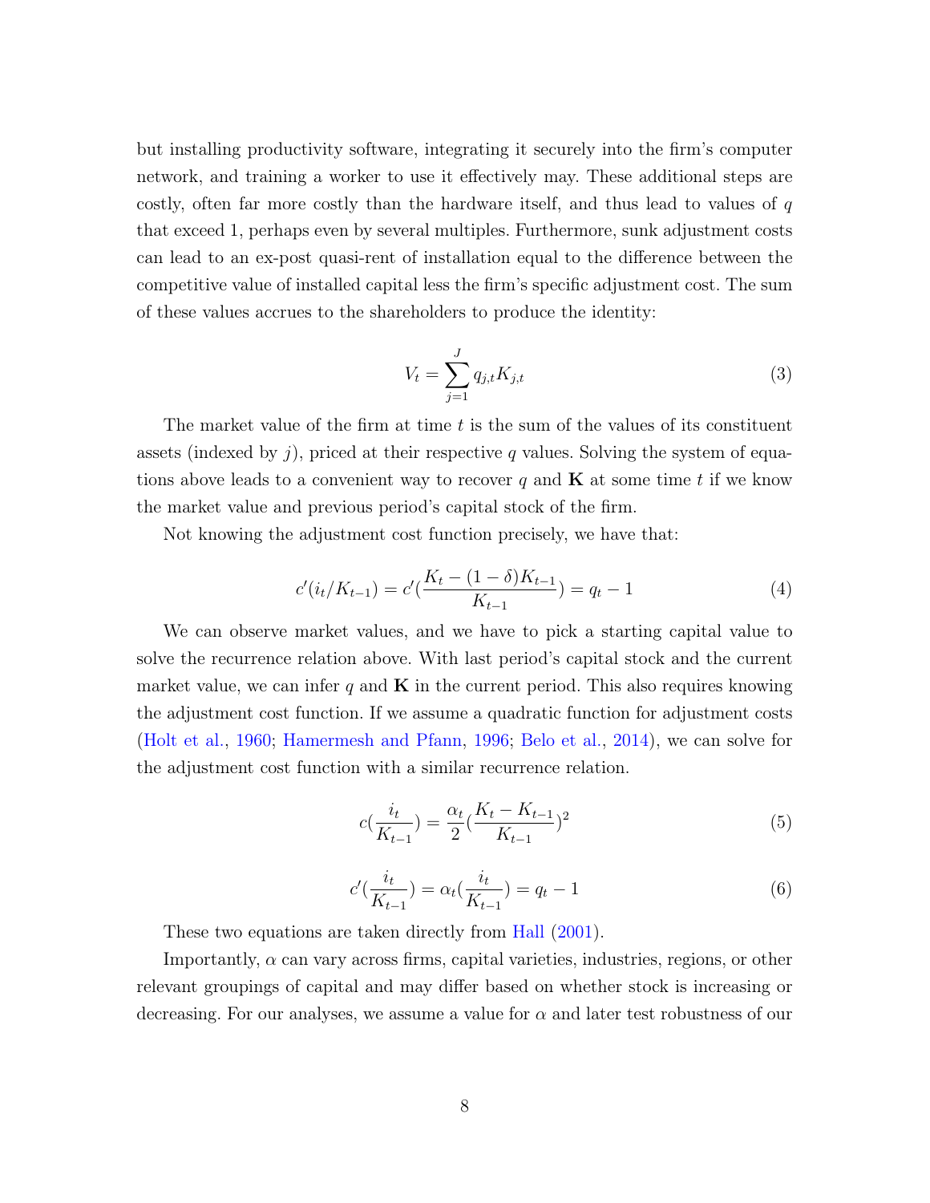but installing productivity software, integrating it securely into the firm's computer network, and training a worker to use it effectively may. These additional steps are costly, often far more costly than the hardware itself, and thus lead to values of $q$ that exceed 1, perhaps even by several multiples. Furthermore, sunk adjustment costs can lead to an ex-post quasi-rent of installation equal to the difference between the competitive value of installed capital less the firm's specific adjustment cost. The sum of these values accrues to the shareholders to produce the identity:

$$V_t = \sum_{j=1}^{J} q_{j,t} K_{j,t} \tag{3}$$

The market value of the firm at time $t$ is the sum of the values of its constituent assets (indexed by $j$), priced at their respective $q$ values. Solving the system of equations above leads to a convenient way to recover $q$ and $\mathbf{K}$ at some time $t$ if we know the market value and previous period's capital stock of the firm.

Not knowing the adjustment cost function precisely, we have that:

$$c'(i_t/K_{t-1}) = c'(\frac{K_t - (1-\delta)K_{t-1}}{K_{t-1}}) = q_t - 1 \tag{4}$$

We can observe market values, and we have to pick a starting capital value to solve the recurrence relation above. With last period's capital stock and the current market value, we can infer $q$ and $\mathbf{K}$ in the current period. This also requires knowing the adjustment cost function. If we assume a quadratic function for adjustment costs (Holt et al., 1960; Hamermesh and Pfann, 1996; Belo et al., 2014), we can solve for the adjustment cost function with a similar recurrence relation.

$$c(\frac{i_t}{K_{t-1}}) = \frac{\alpha_t}{2}(\frac{K_t - K_{t-1}}{K_{t-1}})^2 \tag{5}$$

$$c'(\frac{i_t}{K_{t-1}}) = \alpha_t(\frac{i_t}{K_{t-1}}) = q_t - 1 \tag{6}$$

These two equations are taken directly from Hall (2001).

Importantly, $\alpha$ can vary across firms, capital varieties, industries, regions, or other relevant groupings of capital and may differ based on whether stock is increasing or decreasing. For our analyses, we assume a value for $\alpha$ and later test robustness of our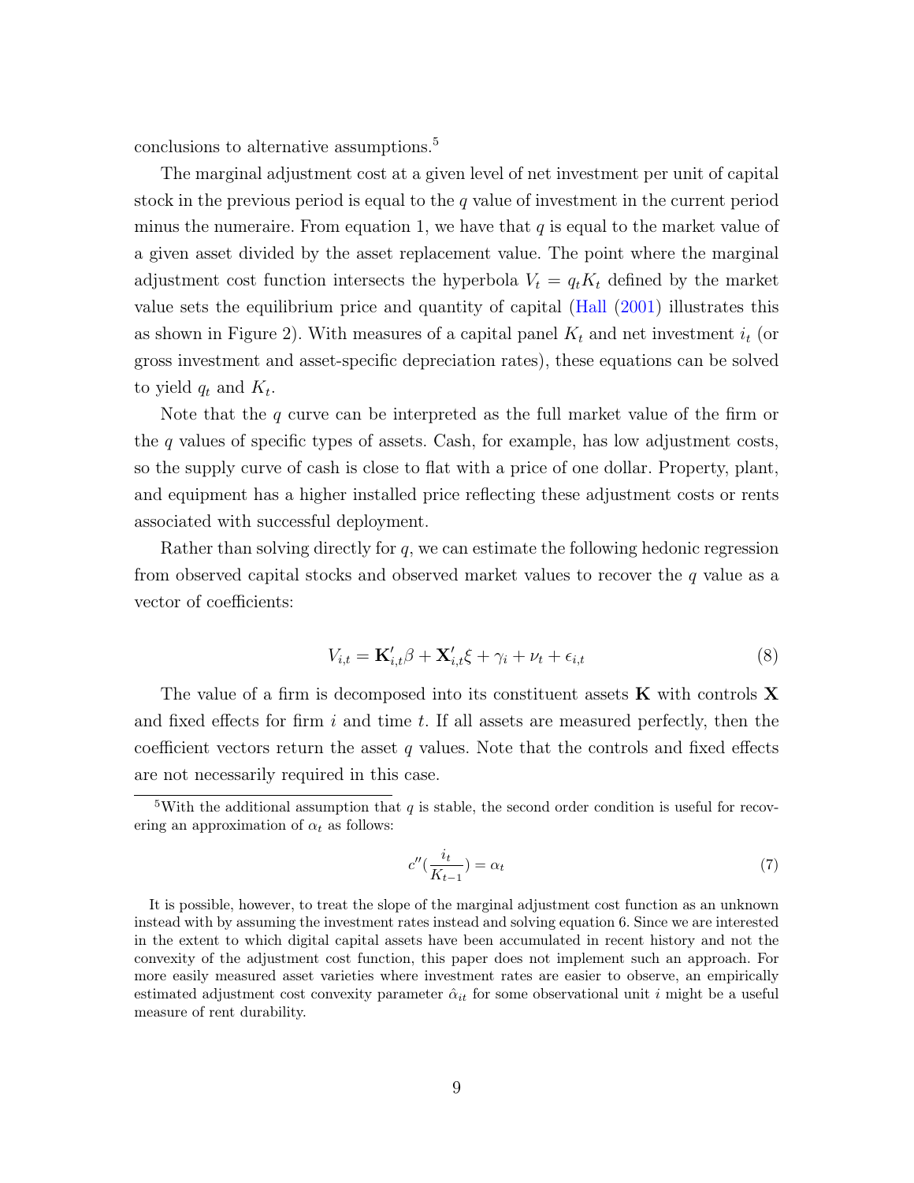conclusions to alternative assumptions.[5]

The marginal adjustment cost at a given level of net investment per unit of capital stock in the previous period is equal to the $q$ value of investment in the current period minus the numeraire. From equation 1, we have that $q$ is equal to the market value of a given asset divided by the asset replacement value. The point where the marginal adjustment cost function intersects the hyperbola $V_t = q_t K_t$ defined by the market value sets the equilibrium price and quantity of capital (Hall (2001) illustrates this as shown in Figure 2). With measures of a capital panel $K_t$ and net investment $i_t$ (or gross investment and asset-specific depreciation rates), these equations can be solved to yield $q_t$ and $K_t$.

Note that the $q$ curve can be interpreted as the full market value of the firm or the $q$ values of specific types of assets. Cash, for example, has low adjustment costs, so the supply curve of cash is close to flat with a price of one dollar. Property, plant, and equipment has a higher installed price reflecting these adjustment costs or rents associated with successful deployment.

Rather than solving directly for $q$, we can estimate the following hedonic regression from observed capital stocks and observed market values to recover the $q$ value as a vector of coefficients:

$$V_{i,t} = \mathbf{K}'_{i,t}\beta + \mathbf{X}'_{i,t}\xi + \gamma_i + \nu_t + \epsilon_{i,t} \tag{8}$$

The value of a firm is decomposed into its constituent assets $\mathbf{K}$ with controls $\mathbf{X}$ and fixed effects for firm $i$ and time $t$. If all assets are measured perfectly, then the coefficient vectors return the asset $q$ values. Note that the controls and fixed effects are not necessarily required in this case.

[5] With the additional assumption that $q$ is stable, the second order condition is useful for recovering an approximation of $\alpha_t$ as follows:

$$c''\left(\frac{i_t}{K_{t-1}}\right) = \alpha_t \tag{7}$$

It is possible, however, to treat the slope of the marginal adjustment cost function as an unknown instead with by assuming the investment rates instead and solving equation 6. Since we are interested in the extent to which digital capital assets have been accumulated in recent history and not the convexity of the adjustment cost function, this paper does not implement such an approach. For more easily measured asset varieties where investment rates are easier to observe, an empirically estimated adjustment cost convexity parameter $\hat{\alpha}_{it}$ for some observational unit $i$ might be a useful measure of rent durability.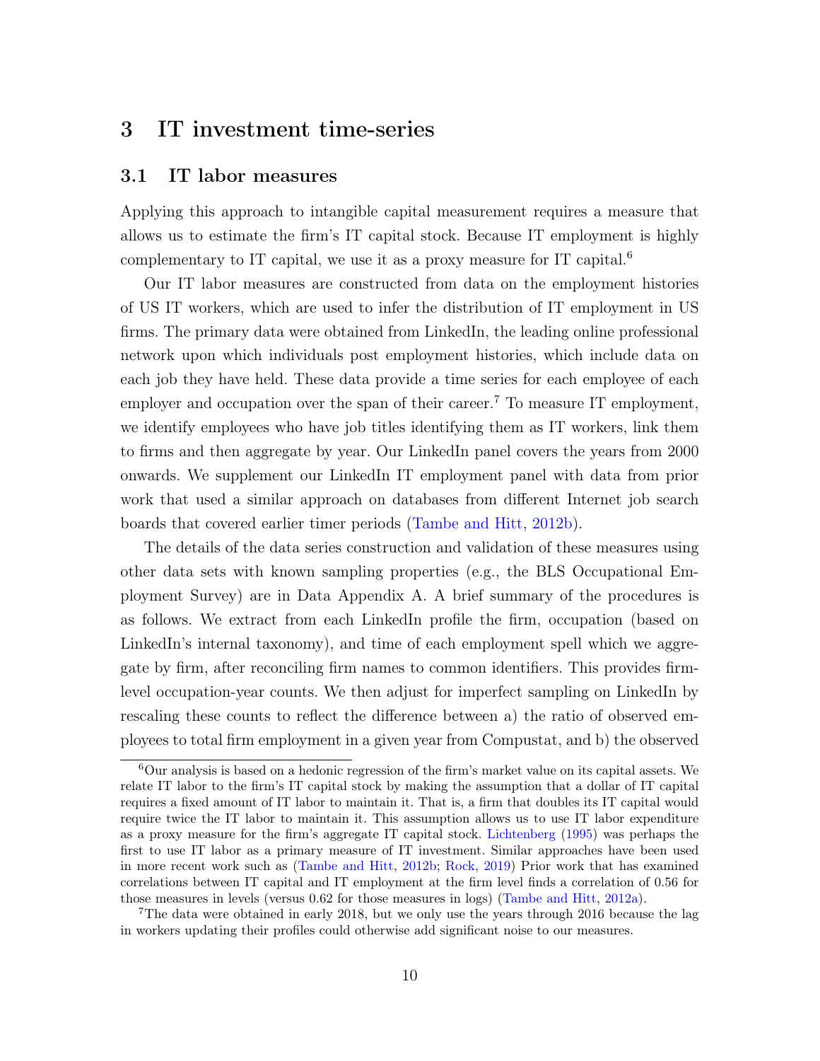## 3 IT investment time-series

### 3.1 IT labor measures

Applying this approach to intangible capital measurement requires a measure that allows us to estimate the firm's IT capital stock. Because IT employment is highly complementary to IT capital, we use it as a proxy measure for IT capital.[6]

Our IT labor measures are constructed from data on the employment histories of US IT workers, which are used to infer the distribution of IT employment in US firms. The primary data were obtained from LinkedIn, the leading online professional network upon which individuals post employment histories, which include data on each job they have held. These data provide a time series for each employee of each employer and occupation over the span of their career.[7] To measure IT employment, we identify employees who have job titles identifying them as IT workers, link them to firms and then aggregate by year. Our LinkedIn panel covers the years from 2000 onwards. We supplement our LinkedIn IT employment panel with data from prior work that used a similar approach on databases from different Internet job search boards that covered earlier timer periods (Tambe and Hitt, 2012b).

The details of the data series construction and validation of these measures using other data sets with known sampling properties (e.g., the BLS Occupational Employment Survey) are in Data Appendix A. A brief summary of the procedures is as follows. We extract from each LinkedIn profile the firm, occupation (based on LinkedIn's internal taxonomy), and time of each employment spell which we aggregate by firm, after reconciling firm names to common identifiers. This provides firm-level occupation-year counts. We then adjust for imperfect sampling on LinkedIn by rescaling these counts to reflect the difference between a) the ratio of observed employees to total firm employment in a given year from Compustat, and b) the observed

---

[6] Our analysis is based on a hedonic regression of the firm's market value on its capital assets. We relate IT labor to the firm's IT capital stock by making the assumption that a dollar of IT capital requires a fixed amount of IT labor to maintain it. That is, a firm that doubles its IT capital would require twice the IT labor to maintain it. This assumption allows us to use IT labor expenditure as a proxy measure for the firm's aggregate IT capital stock. Lichtenberg (1995) was perhaps the first to use IT labor as a primary measure of IT investment. Similar approaches have been used in more recent work such as (Tambe and Hitt, 2012b; Rock, 2019) Prior work that has examined correlations between IT capital and IT employment at the firm level finds a correlation of 0.56 for those measures in levels (versus 0.62 for those measures in logs) (Tambe and Hitt, 2012a).

[7] The data were obtained in early 2018, but we only use the years through 2016 because the lag in workers updating their profiles could otherwise add significant noise to our measures.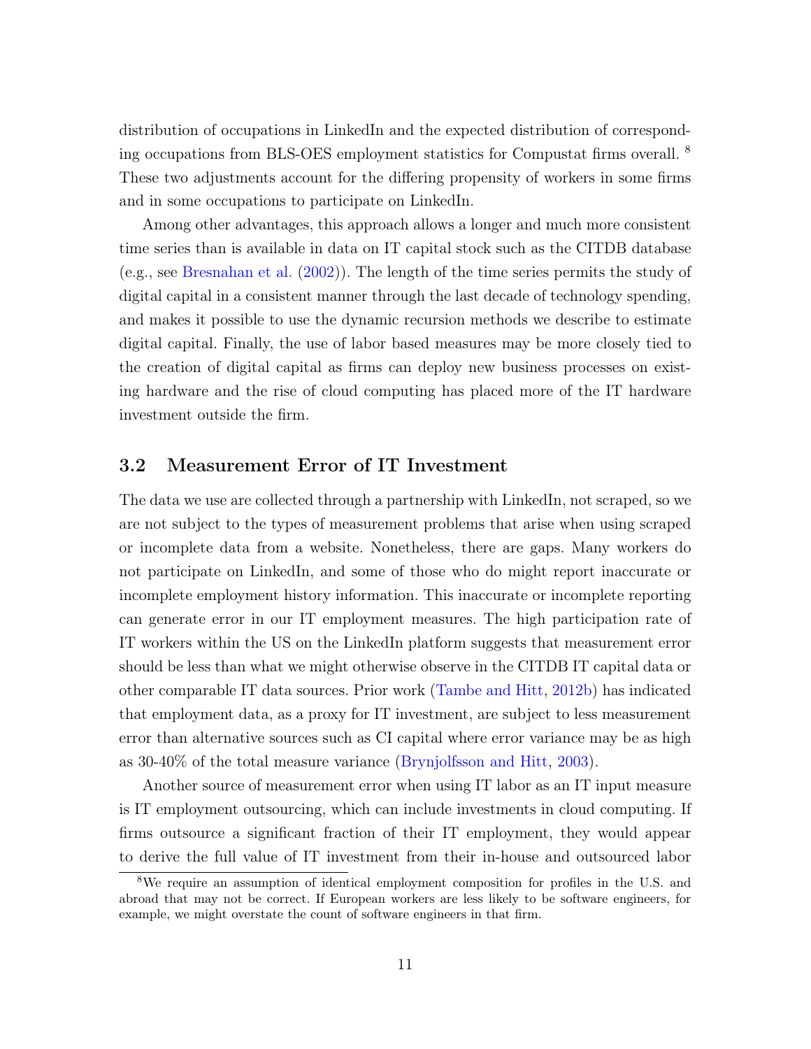distribution of occupations in LinkedIn and the expected distribution of corresponding occupations from BLS-OES employment statistics for Compustat firms overall. [8] These two adjustments account for the differing propensity of workers in some firms and in some occupations to participate on LinkedIn.

Among other advantages, this approach allows a longer and much more consistent time series than is available in data on IT capital stock such as the CITDB database (e.g., see Bresnahan et al. (2002)). The length of the time series permits the study of digital capital in a consistent manner through the last decade of technology spending, and makes it possible to use the dynamic recursion methods we describe to estimate digital capital. Finally, the use of labor based measures may be more closely tied to the creation of digital capital as firms can deploy new business processes on existing hardware and the rise of cloud computing has placed more of the IT hardware investment outside the firm.

## 3.2 Measurement Error of IT Investment

The data we use are collected through a partnership with LinkedIn, not scraped, so we are not subject to the types of measurement problems that arise when using scraped or incomplete data from a website. Nonetheless, there are gaps. Many workers do not participate on LinkedIn, and some of those who do might report inaccurate or incomplete employment history information. This inaccurate or incomplete reporting can generate error in our IT employment measures. The high participation rate of IT workers within the US on the LinkedIn platform suggests that measurement error should be less than what we might otherwise observe in the CITDB IT capital data or other comparable IT data sources. Prior work (Tambe and Hitt, 2012b) has indicated that employment data, as a proxy for IT investment, are subject to less measurement error than alternative sources such as CI capital where error variance may be as high as 30-40% of the total measure variance (Brynjolfsson and Hitt, 2003).

Another source of measurement error when using IT labor as an IT input measure is IT employment outsourcing, which can include investments in cloud computing. If firms outsource a significant fraction of their IT employment, they would appear to derive the full value of IT investment from their in-house and outsourced labor

[8] We require an assumption of identical employment composition for profiles in the U.S. and abroad that may not be correct. If European workers are less likely to be software engineers, for example, we might overstate the count of software engineers in that firm.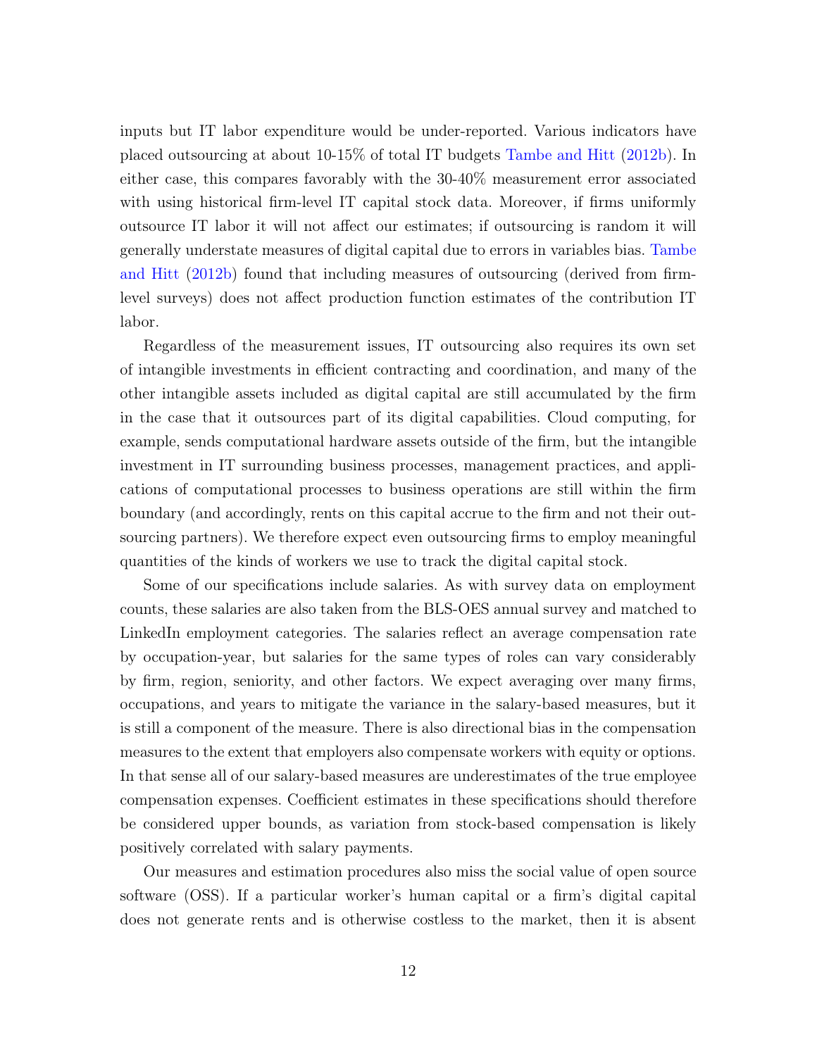inputs but IT labor expenditure would be under-reported. Various indicators have placed outsourcing at about 10-15% of total IT budgets Tambe and Hitt (2012b). In either case, this compares favorably with the 30-40% measurement error associated with using historical firm-level IT capital stock data. Moreover, if firms uniformly outsource IT labor it will not affect our estimates; if outsourcing is random it will generally understate measures of digital capital due to errors in variables bias. Tambe and Hitt (2012b) found that including measures of outsourcing (derived from firm-level surveys) does not affect production function estimates of the contribution IT labor.

Regardless of the measurement issues, IT outsourcing also requires its own set of intangible investments in efficient contracting and coordination, and many of the other intangible assets included as digital capital are still accumulated by the firm in the case that it outsources part of its digital capabilities. Cloud computing, for example, sends computational hardware assets outside of the firm, but the intangible investment in IT surrounding business processes, management practices, and applications of computational processes to business operations are still within the firm boundary (and accordingly, rents on this capital accrue to the firm and not their outsourcing partners). We therefore expect even outsourcing firms to employ meaningful quantities of the kinds of workers we use to track the digital capital stock.

Some of our specifications include salaries. As with survey data on employment counts, these salaries are also taken from the BLS-OES annual survey and matched to LinkedIn employment categories. The salaries reflect an average compensation rate by occupation-year, but salaries for the same types of roles can vary considerably by firm, region, seniority, and other factors. We expect averaging over many firms, occupations, and years to mitigate the variance in the salary-based measures, but it is still a component of the measure. There is also directional bias in the compensation measures to the extent that employers also compensate workers with equity or options. In that sense all of our salary-based measures are underestimates of the true employee compensation expenses. Coefficient estimates in these specifications should therefore be considered upper bounds, as variation from stock-based compensation is likely positively correlated with salary payments.

Our measures and estimation procedures also miss the social value of open source software (OSS). If a particular worker's human capital or a firm's digital capital does not generate rents and is otherwise costless to the market, then it is absent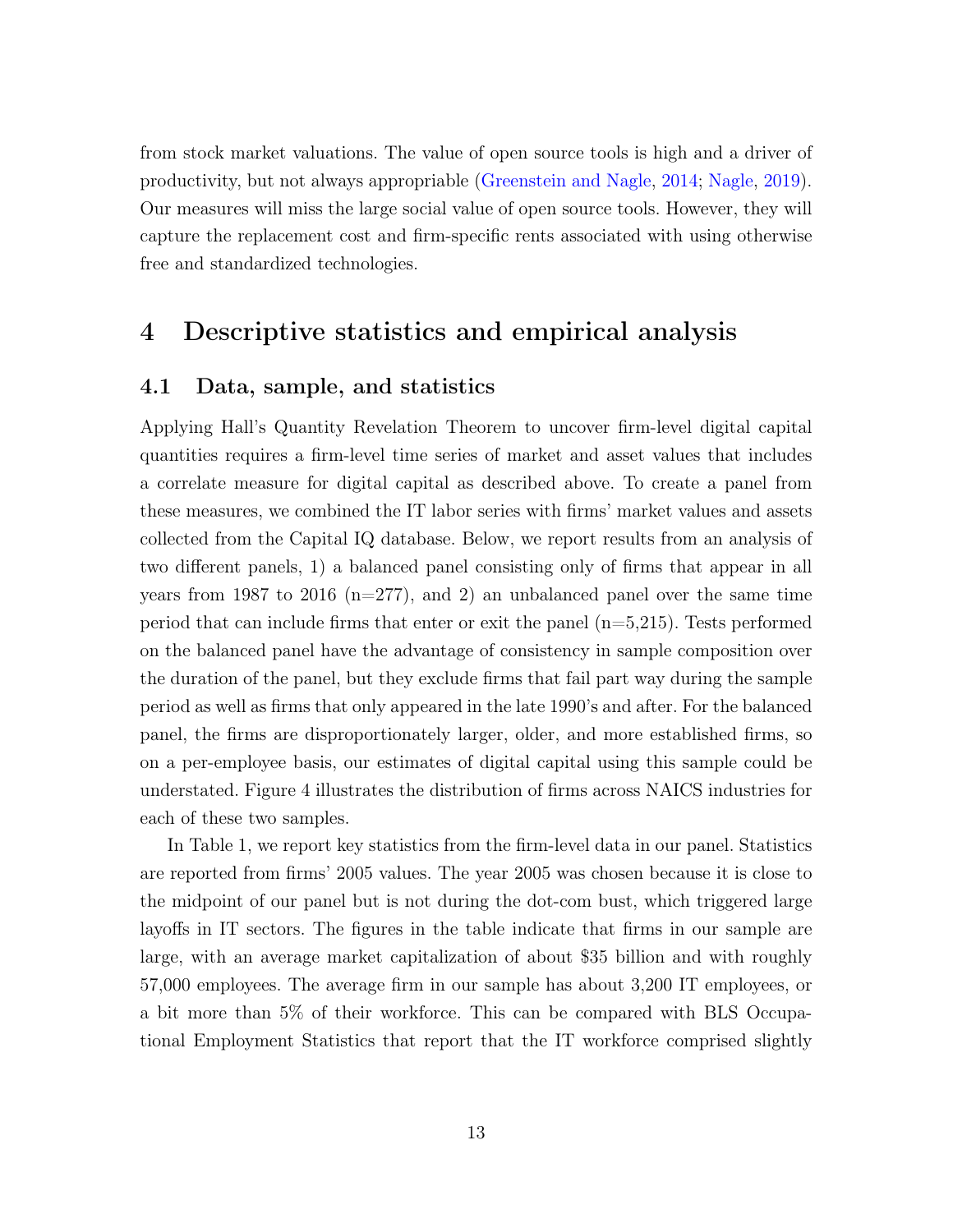from stock market valuations. The value of open source tools is high and a driver of productivity, but not always appropriable (Greenstein and Nagle, 2014; Nagle, 2019). Our measures will miss the large social value of open source tools. However, they will capture the replacement cost and firm-specific rents associated with using otherwise free and standardized technologies.

# 4 Descriptive statistics and empirical analysis

## 4.1 Data, sample, and statistics

Applying Hall's Quantity Revelation Theorem to uncover firm-level digital capital quantities requires a firm-level time series of market and asset values that includes a correlate measure for digital capital as described above. To create a panel from these measures, we combined the IT labor series with firms' market values and assets collected from the Capital IQ database. Below, we report results from an analysis of two different panels, 1) a balanced panel consisting only of firms that appear in all years from 1987 to 2016 (n=277), and 2) an unbalanced panel over the same time period that can include firms that enter or exit the panel (n=5,215). Tests performed on the balanced panel have the advantage of consistency in sample composition over the duration of the panel, but they exclude firms that fail part way during the sample period as well as firms that only appeared in the late 1990's and after. For the balanced panel, the firms are disproportionately larger, older, and more established firms, so on a per-employee basis, our estimates of digital capital using this sample could be understated. Figure 4 illustrates the distribution of firms across NAICS industries for each of these two samples.

In Table 1, we report key statistics from the firm-level data in our panel. Statistics are reported from firms' 2005 values. The year 2005 was chosen because it is close to the midpoint of our panel but is not during the dot-com bust, which triggered large layoffs in IT sectors. The figures in the table indicate that firms in our sample are large, with an average market capitalization of about \$35 billion and with roughly 57,000 employees. The average firm in our sample has about 3,200 IT employees, or a bit more than 5% of their workforce. This can be compared with BLS Occupational Employment Statistics that report that the IT workforce comprised slightly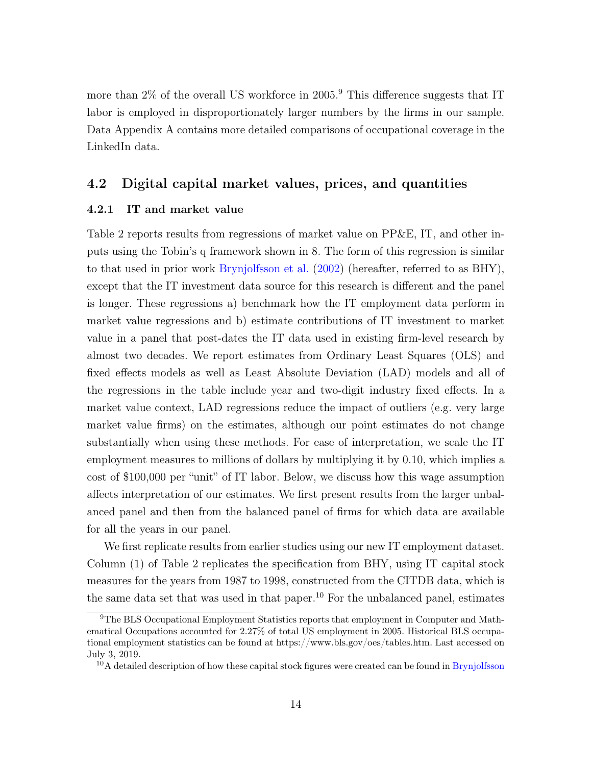more than 2% of the overall US workforce in 2005.[9] This difference suggests that IT labor is employed in disproportionately larger numbers by the firms in our sample. Data Appendix A contains more detailed comparisons of occupational coverage in the LinkedIn data.

## 4.2 Digital capital market values, prices, and quantities

### 4.2.1 IT and market value

Table 2 reports results from regressions of market value on PP&E, IT, and other inputs using the Tobin's q framework shown in 8. The form of this regression is similar to that used in prior work Brynjolfsson et al. (2002) (hereafter, referred to as BHY), except that the IT investment data source for this research is different and the panel is longer. These regressions a) benchmark how the IT employment data perform in market value regressions and b) estimate contributions of IT investment to market value in a panel that post-dates the IT data used in existing firm-level research by almost two decades. We report estimates from Ordinary Least Squares (OLS) and fixed effects models as well as Least Absolute Deviation (LAD) models and all of the regressions in the table include year and two-digit industry fixed effects. In a market value context, LAD regressions reduce the impact of outliers (e.g. very large market value firms) on the estimates, although our point estimates do not change substantially when using these methods. For ease of interpretation, we scale the IT employment measures to millions of dollars by multiplying it by 0.10, which implies a cost of $100,000 per "unit" of IT labor. Below, we discuss how this wage assumption affects interpretation of our estimates. We first present results from the larger unbalanced panel and then from the balanced panel of firms for which data are available for all the years in our panel.

We first replicate results from earlier studies using our new IT employment dataset. Column (1) of Table 2 replicates the specification from BHY, using IT capital stock measures for the years from 1987 to 1998, constructed from the CITDB data, which is the same data set that was used in that paper.[10] For the unbalanced panel, estimates

[9]The BLS Occupational Employment Statistics reports that employment in Computer and Mathematical Occupations accounted for 2.27% of total US employment in 2005. Historical BLS occupational employment statistics can be found at https://www.bls.gov/oes/tables.htm. Last accessed on July 3, 2019.

[10]A detailed description of how these capital stock figures were created can be found in Brynjolfsson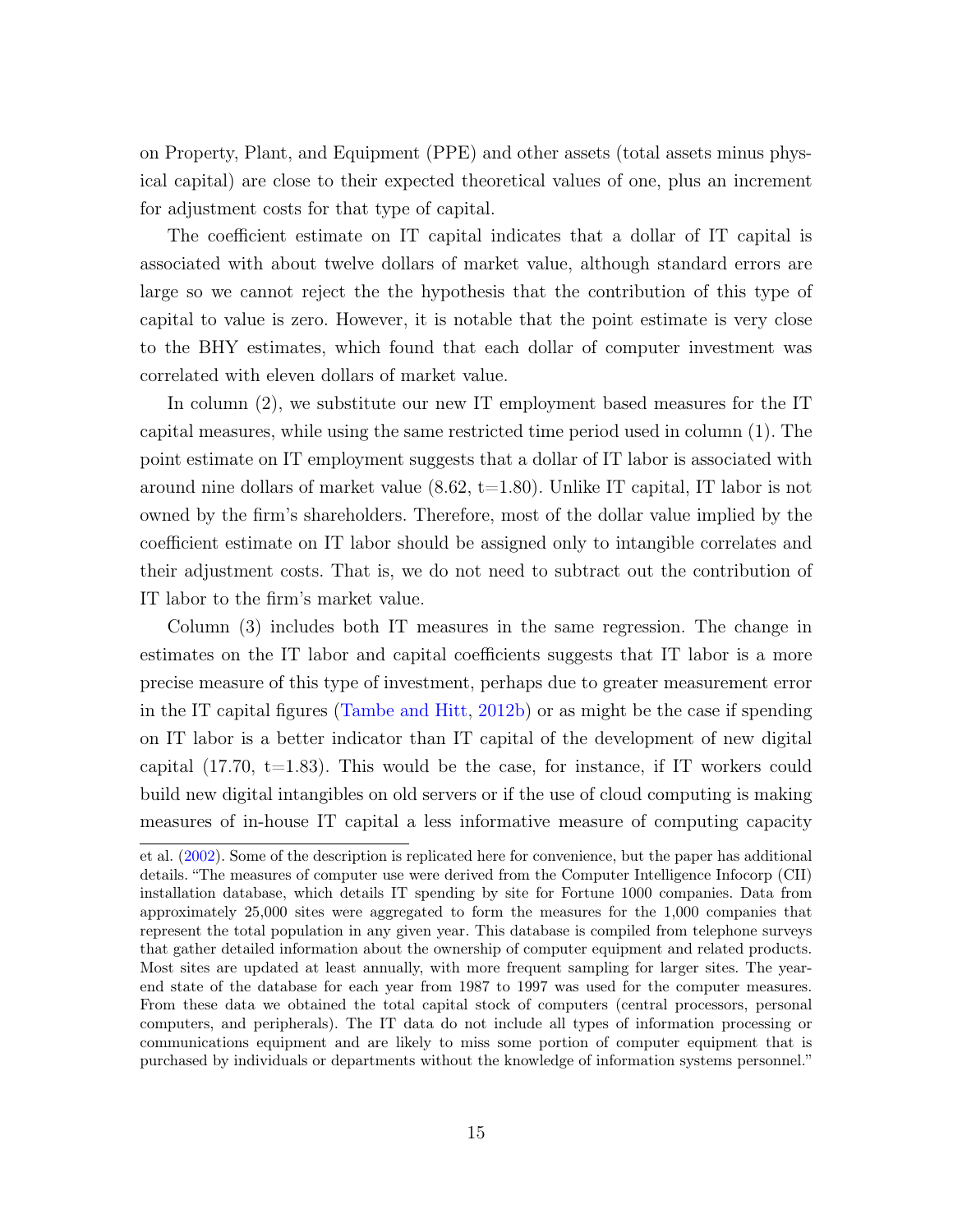on Property, Plant, and Equipment (PPE) and other assets (total assets minus physical capital) are close to their expected theoretical values of one, plus an increment for adjustment costs for that type of capital.

The coefficient estimate on IT capital indicates that a dollar of IT capital is associated with about twelve dollars of market value, although standard errors are large so we cannot reject the the hypothesis that the contribution of this type of capital to value is zero. However, it is notable that the point estimate is very close to the BHY estimates, which found that each dollar of computer investment was correlated with eleven dollars of market value.

In column (2), we substitute our new IT employment based measures for the IT capital measures, while using the same restricted time period used in column (1). The point estimate on IT employment suggests that a dollar of IT labor is associated with around nine dollars of market value (8.62, t=1.80). Unlike IT capital, IT labor is not owned by the firm's shareholders. Therefore, most of the dollar value implied by the coefficient estimate on IT labor should be assigned only to intangible correlates and their adjustment costs. That is, we do not need to subtract out the contribution of IT labor to the firm's market value.

Column (3) includes both IT measures in the same regression. The change in estimates on the IT labor and capital coefficients suggests that IT labor is a more precise measure of this type of investment, perhaps due to greater measurement error in the IT capital figures (Tambe and Hitt, 2012b) or as might be the case if spending on IT labor is a better indicator than IT capital of the development of new digital capital (17.70, t=1.83). This would be the case, for instance, if IT workers could build new digital intangibles on old servers or if the use of cloud computing is making measures of in-house IT capital a less informative measure of computing capacity

et al. (2002). Some of the description is replicated here for convenience, but the paper has additional details. "The measures of computer use were derived from the Computer Intelligence Infocorp (CII) installation database, which details IT spending by site for Fortune 1000 companies. Data from approximately 25,000 sites were aggregated to form the measures for the 1,000 companies that represent the total population in any given year. This database is compiled from telephone surveys that gather detailed information about the ownership of computer equipment and related products. Most sites are updated at least annually, with more frequent sampling for larger sites. The year-end state of the database for each year from 1987 to 1997 was used for the computer measures. From these data we obtained the total capital stock of computers (central processors, personal computers, and peripherals). The IT data do not include all types of information processing or communications equipment and are likely to miss some portion of computer equipment that is purchased by individuals or departments without the knowledge of information systems personnel."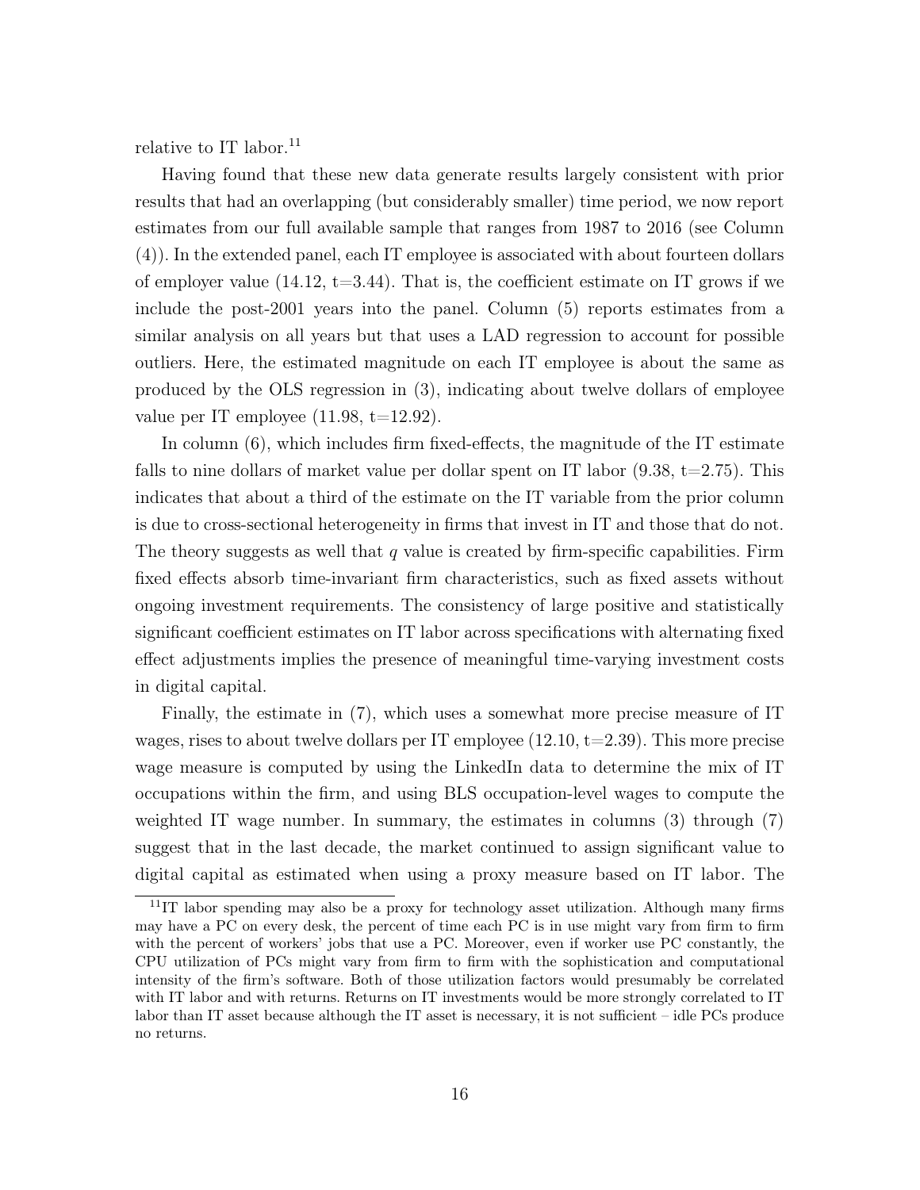relative to IT labor.[11]

Having found that these new data generate results largely consistent with prior results that had an overlapping (but considerably smaller) time period, we now report estimates from our full available sample that ranges from 1987 to 2016 (see Column (4)). In the extended panel, each IT employee is associated with about fourteen dollars of employer value (14.12, t=3.44). That is, the coefficient estimate on IT grows if we include the post-2001 years into the panel. Column (5) reports estimates from a similar analysis on all years but that uses a LAD regression to account for possible outliers. Here, the estimated magnitude on each IT employee is about the same as produced by the OLS regression in (3), indicating about twelve dollars of employee value per IT employee (11.98, t=12.92).

In column (6), which includes firm fixed-effects, the magnitude of the IT estimate falls to nine dollars of market value per dollar spent on IT labor (9.38, t=2.75). This indicates that about a third of the estimate on the IT variable from the prior column is due to cross-sectional heterogeneity in firms that invest in IT and those that do not. The theory suggests as well that $q$ value is created by firm-specific capabilities. Firm fixed effects absorb time-invariant firm characteristics, such as fixed assets without ongoing investment requirements. The consistency of large positive and statistically significant coefficient estimates on IT labor across specifications with alternating fixed effect adjustments implies the presence of meaningful time-varying investment costs in digital capital.

Finally, the estimate in (7), which uses a somewhat more precise measure of IT wages, rises to about twelve dollars per IT employee (12.10, t=2.39). This more precise wage measure is computed by using the LinkedIn data to determine the mix of IT occupations within the firm, and using BLS occupation-level wages to compute the weighted IT wage number. In summary, the estimates in columns (3) through (7) suggest that in the last decade, the market continued to assign significant value to digital capital as estimated when using a proxy measure based on IT labor. The

[11] IT labor spending may also be a proxy for technology asset utilization. Although many firms may have a PC on every desk, the percent of time each PC is in use might vary from firm to firm with the percent of workers' jobs that use a PC. Moreover, even if worker use PC constantly, the CPU utilization of PCs might vary from firm to firm with the sophistication and computational intensity of the firm's software. Both of those utilization factors would presumably be correlated with IT labor and with returns. Returns on IT investments would be more strongly correlated to IT labor than IT asset because although the IT asset is necessary, it is not sufficient – idle PCs produce no returns.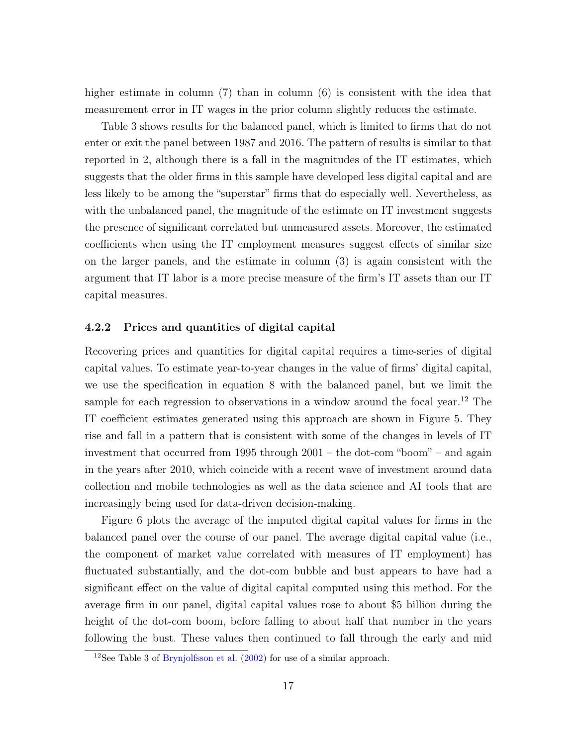higher estimate in column (7) than in column (6) is consistent with the idea that measurement error in IT wages in the prior column slightly reduces the estimate.

Table 3 shows results for the balanced panel, which is limited to firms that do not enter or exit the panel between 1987 and 2016. The pattern of results is similar to that reported in 2, although there is a fall in the magnitudes of the IT estimates, which suggests that the older firms in this sample have developed less digital capital and are less likely to be among the "superstar" firms that do especially well. Nevertheless, as with the unbalanced panel, the magnitude of the estimate on IT investment suggests the presence of significant correlated but unmeasured assets. Moreover, the estimated coefficients when using the IT employment measures suggest effects of similar size on the larger panels, and the estimate in column (3) is again consistent with the argument that IT labor is a more precise measure of the firm's IT assets than our IT capital measures.

#### 4.2.2 Prices and quantities of digital capital

Recovering prices and quantities for digital capital requires a time-series of digital capital values. To estimate year-to-year changes in the value of firms' digital capital, we use the specification in equation 8 with the balanced panel, but we limit the sample for each regression to observations in a window around the focal year.[12] The IT coefficient estimates generated using this approach are shown in Figure 5. They rise and fall in a pattern that is consistent with some of the changes in levels of IT investment that occurred from 1995 through 2001 – the dot-com "boom" – and again in the years after 2010, which coincide with a recent wave of investment around data collection and mobile technologies as well as the data science and AI tools that are increasingly being used for data-driven decision-making.

Figure 6 plots the average of the imputed digital capital values for firms in the balanced panel over the course of our panel. The average digital capital value (i.e., the component of market value correlated with measures of IT employment) has fluctuated substantially, and the dot-com bubble and bust appears to have had a significant effect on the value of digital capital computed using this method. For the average firm in our panel, digital capital values rose to about $5 billion during the height of the dot-com boom, before falling to about half that number in the years following the bust. These values then continued to fall through the early and mid

[12] See Table 3 of Brynjolfsson et al. (2002) for use of a similar approach.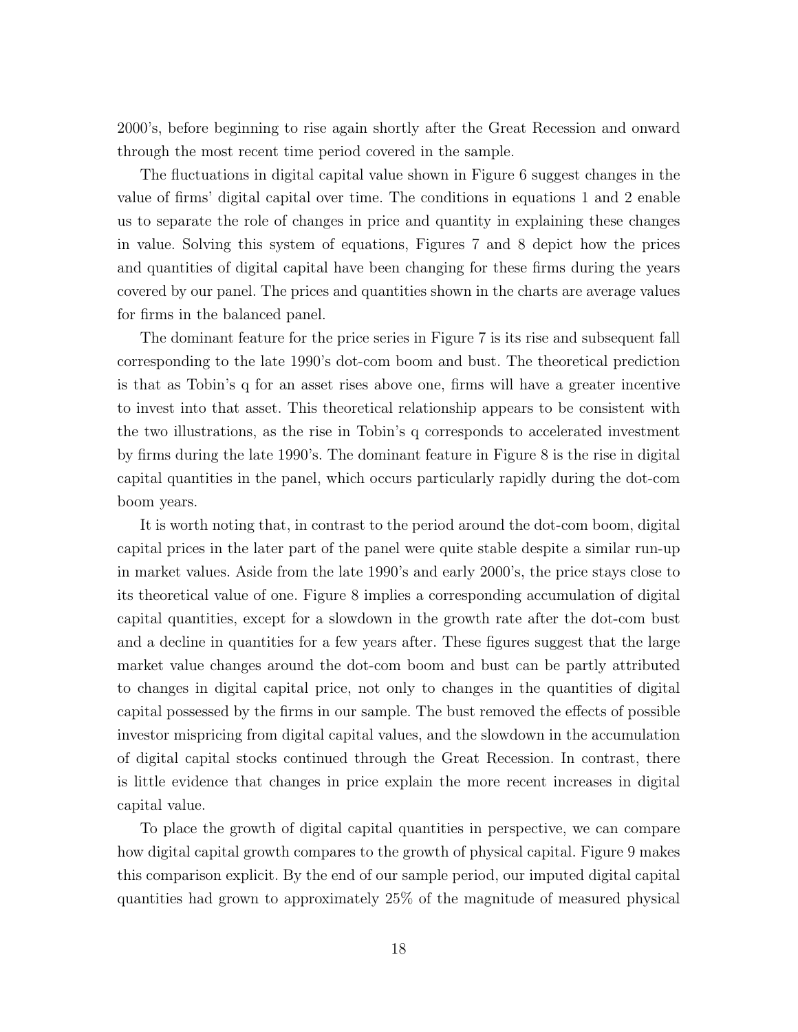2000's, before beginning to rise again shortly after the Great Recession and onward through the most recent time period covered in the sample.

The fluctuations in digital capital value shown in Figure 6 suggest changes in the value of firms' digital capital over time. The conditions in equations 1 and 2 enable us to separate the role of changes in price and quantity in explaining these changes in value. Solving this system of equations, Figures 7 and 8 depict how the prices and quantities of digital capital have been changing for these firms during the years covered by our panel. The prices and quantities shown in the charts are average values for firms in the balanced panel.

The dominant feature for the price series in Figure 7 is its rise and subsequent fall corresponding to the late 1990's dot-com boom and bust. The theoretical prediction is that as Tobin's q for an asset rises above one, firms will have a greater incentive to invest into that asset. This theoretical relationship appears to be consistent with the two illustrations, as the rise in Tobin's q corresponds to accelerated investment by firms during the late 1990's. The dominant feature in Figure 8 is the rise in digital capital quantities in the panel, which occurs particularly rapidly during the dot-com boom years.

It is worth noting that, in contrast to the period around the dot-com boom, digital capital prices in the later part of the panel were quite stable despite a similar run-up in market values. Aside from the late 1990's and early 2000's, the price stays close to its theoretical value of one. Figure 8 implies a corresponding accumulation of digital capital quantities, except for a slowdown in the growth rate after the dot-com bust and a decline in quantities for a few years after. These figures suggest that the large market value changes around the dot-com boom and bust can be partly attributed to changes in digital capital price, not only to changes in the quantities of digital capital possessed by the firms in our sample. The bust removed the effects of possible investor mispricing from digital capital values, and the slowdown in the accumulation of digital capital stocks continued through the Great Recession. In contrast, there is little evidence that changes in price explain the more recent increases in digital capital value.

To place the growth of digital capital quantities in perspective, we can compare how digital capital growth compares to the growth of physical capital. Figure 9 makes this comparison explicit. By the end of our sample period, our imputed digital capital quantities had grown to approximately 25% of the magnitude of measured physical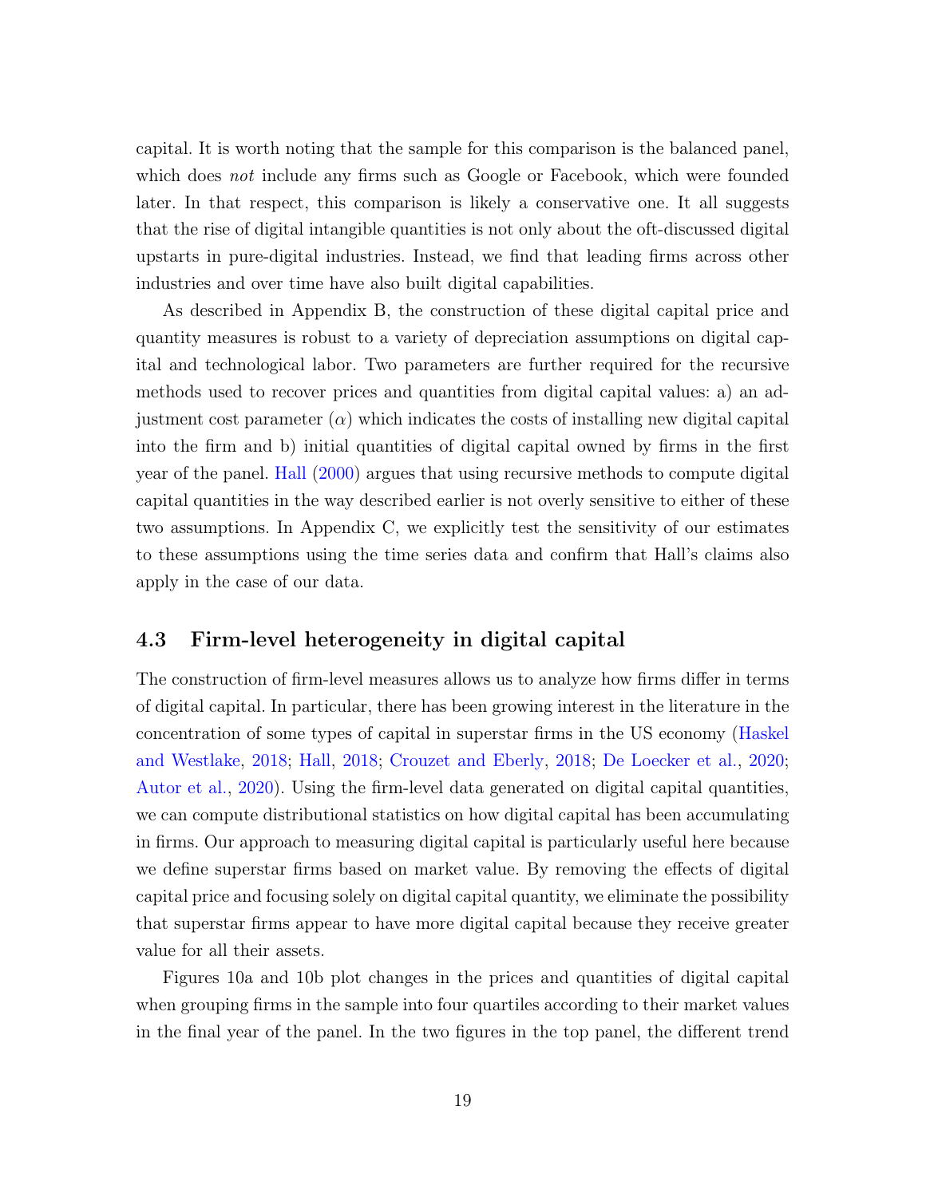capital. It is worth noting that the sample for this comparison is the balanced panel, which does *not* include any firms such as Google or Facebook, which were founded later. In that respect, this comparison is likely a conservative one. It all suggests that the rise of digital intangible quantities is not only about the oft-discussed digital upstarts in pure-digital industries. Instead, we find that leading firms across other industries and over time have also built digital capabilities.

As described in Appendix B, the construction of these digital capital price and quantity measures is robust to a variety of depreciation assumptions on digital capital and technological labor. Two parameters are further required for the recursive methods used to recover prices and quantities from digital capital values: a) an adjustment cost parameter ($\alpha$) which indicates the costs of installing new digital capital into the firm and b) initial quantities of digital capital owned by firms in the first year of the panel. Hall (2000) argues that using recursive methods to compute digital capital quantities in the way described earlier is not overly sensitive to either of these two assumptions. In Appendix C, we explicitly test the sensitivity of our estimates to these assumptions using the time series data and confirm that Hall's claims also apply in the case of our data.

## 4.3 Firm-level heterogeneity in digital capital

The construction of firm-level measures allows us to analyze how firms differ in terms of digital capital. In particular, there has been growing interest in the literature in the concentration of some types of capital in superstar firms in the US economy (Haskel and Westlake, 2018; Hall, 2018; Crouzet and Eberly, 2018; De Loecker et al., 2020; Autor et al., 2020). Using the firm-level data generated on digital capital quantities, we can compute distributional statistics on how digital capital has been accumulating in firms. Our approach to measuring digital capital is particularly useful here because we define superstar firms based on market value. By removing the effects of digital capital price and focusing solely on digital capital quantity, we eliminate the possibility that superstar firms appear to have more digital capital because they receive greater value for all their assets.

Figures 10a and 10b plot changes in the prices and quantities of digital capital when grouping firms in the sample into four quartiles according to their market values in the final year of the panel. In the two figures in the top panel, the different trend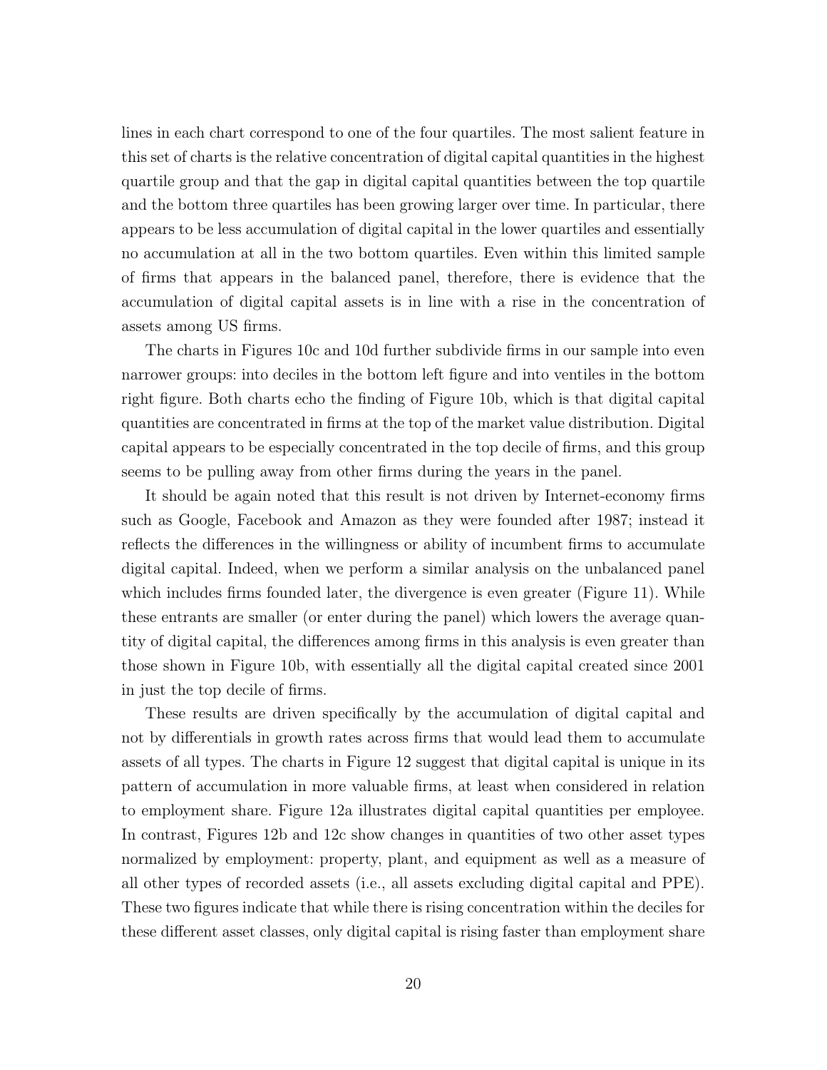lines in each chart correspond to one of the four quartiles. The most salient feature in this set of charts is the relative concentration of digital capital quantities in the highest quartile group and that the gap in digital capital quantities between the top quartile and the bottom three quartiles has been growing larger over time. In particular, there appears to be less accumulation of digital capital in the lower quartiles and essentially no accumulation at all in the two bottom quartiles. Even within this limited sample of firms that appears in the balanced panel, therefore, there is evidence that the accumulation of digital capital assets is in line with a rise in the concentration of assets among US firms.

The charts in Figures 10c and 10d further subdivide firms in our sample into even narrower groups: into deciles in the bottom left figure and into ventiles in the bottom right figure. Both charts echo the finding of Figure 10b, which is that digital capital quantities are concentrated in firms at the top of the market value distribution. Digital capital appears to be especially concentrated in the top decile of firms, and this group seems to be pulling away from other firms during the years in the panel.

It should be again noted that this result is not driven by Internet-economy firms such as Google, Facebook and Amazon as they were founded after 1987; instead it reflects the differences in the willingness or ability of incumbent firms to accumulate digital capital. Indeed, when we perform a similar analysis on the unbalanced panel which includes firms founded later, the divergence is even greater (Figure 11). While these entrants are smaller (or enter during the panel) which lowers the average quantity of digital capital, the differences among firms in this analysis is even greater than those shown in Figure 10b, with essentially all the digital capital created since 2001 in just the top decile of firms.

These results are driven specifically by the accumulation of digital capital and not by differentials in growth rates across firms that would lead them to accumulate assets of all types. The charts in Figure 12 suggest that digital capital is unique in its pattern of accumulation in more valuable firms, at least when considered in relation to employment share. Figure 12a illustrates digital capital quantities per employee. In contrast, Figures 12b and 12c show changes in quantities of two other asset types normalized by employment: property, plant, and equipment as well as a measure of all other types of recorded assets (i.e., all assets excluding digital capital and PPE). These two figures indicate that while there is rising concentration within the deciles for these different asset classes, only digital capital is rising faster than employment share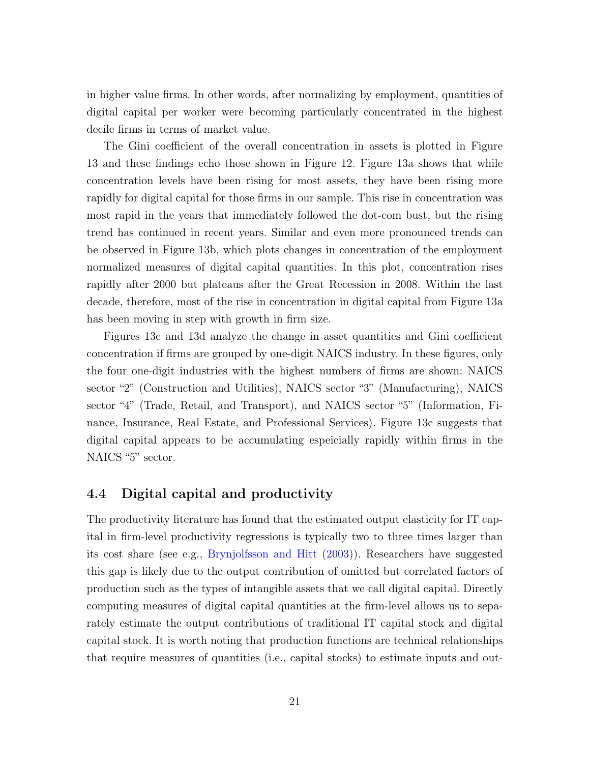in higher value firms. In other words, after normalizing by employment, quantities of digital capital per worker were becoming particularly concentrated in the highest decile firms in terms of market value.

The Gini coefficient of the overall concentration in assets is plotted in Figure 13 and these findings echo those shown in Figure 12. Figure 13a shows that while concentration levels have been rising for most assets, they have been rising more rapidly for digital capital for those firms in our sample. This rise in concentration was most rapid in the years that immediately followed the dot-com bust, but the rising trend has continued in recent years. Similar and even more pronounced trends can be observed in Figure 13b, which plots changes in concentration of the employment normalized measures of digital capital quantities. In this plot, concentration rises rapidly after 2000 but plateaus after the Great Recession in 2008. Within the last decade, therefore, most of the rise in concentration in digital capital from Figure 13a has been moving in step with growth in firm size.

Figures 13c and 13d analyze the change in asset quantities and Gini coefficient concentration if firms are grouped by one-digit NAICS industry. In these figures, only the four one-digit industries with the highest numbers of firms are shown: NAICS sector "2" (Construction and Utilities), NAICS sector "3" (Manufacturing), NAICS sector "4" (Trade, Retail, and Transport), and NAICS sector "5" (Information, Finance, Insurance, Real Estate, and Professional Services). Figure 13c suggests that digital capital appears to be accumulating espeicially rapidly within firms in the NAICS "5" sector.

## 4.4 Digital capital and productivity

The productivity literature has found that the estimated output elasticity for IT capital in firm-level productivity regressions is typically two to three times larger than its cost share (see e.g., Brynjolfsson and Hitt (2003)). Researchers have suggested this gap is likely due to the output contribution of omitted but correlated factors of production such as the types of intangible assets that we call digital capital. Directly computing measures of digital capital quantities at the firm-level allows us to separately estimate the output contributions of traditional IT capital stock and digital capital stock. It is worth noting that production functions are technical relationships that require measures of quantities (i.e., capital stocks) to estimate inputs and out-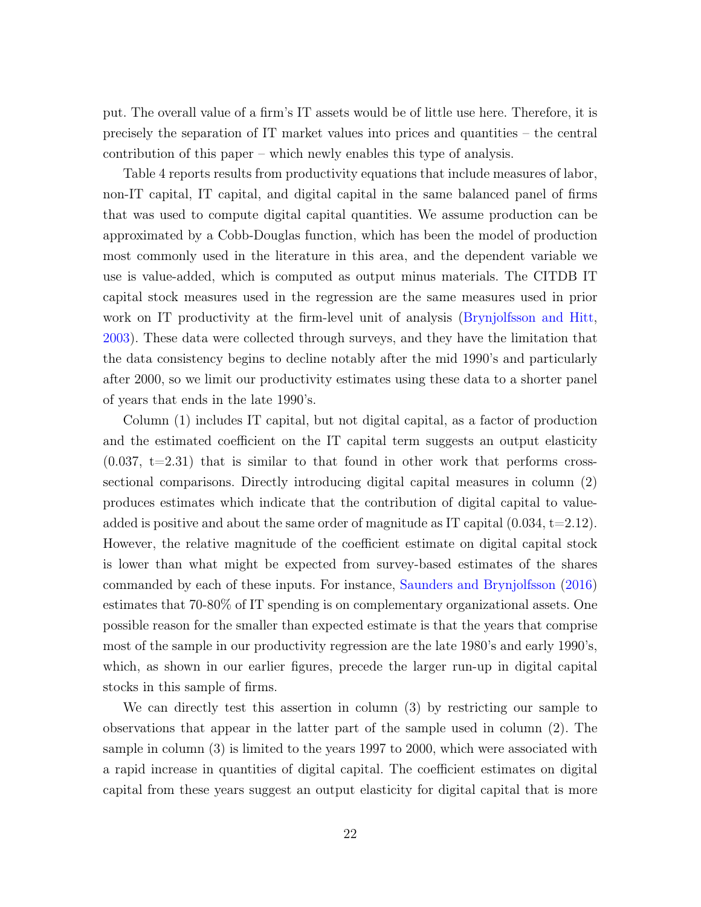put. The overall value of a firm's IT assets would be of little use here. Therefore, it is precisely the separation of IT market values into prices and quantities – the central contribution of this paper – which newly enables this type of analysis.

Table 4 reports results from productivity equations that include measures of labor, non-IT capital, IT capital, and digital capital in the same balanced panel of firms that was used to compute digital capital quantities. We assume production can be approximated by a Cobb-Douglas function, which has been the model of production most commonly used in the literature in this area, and the dependent variable we use is value-added, which is computed as output minus materials. The CITDB IT capital stock measures used in the regression are the same measures used in prior work on IT productivity at the firm-level unit of analysis (Brynjolfsson and Hitt, 2003). These data were collected through surveys, and they have the limitation that the data consistency begins to decline notably after the mid 1990's and particularly after 2000, so we limit our productivity estimates using these data to a shorter panel of years that ends in the late 1990's.

Column (1) includes IT capital, but not digital capital, as a factor of production and the estimated coefficient on the IT capital term suggests an output elasticity (0.037, t=2.31) that is similar to that found in other work that performs cross-sectional comparisons. Directly introducing digital capital measures in column (2) produces estimates which indicate that the contribution of digital capital to value-added is positive and about the same order of magnitude as IT capital (0.034, t=2.12). However, the relative magnitude of the coefficient estimate on digital capital stock is lower than what might be expected from survey-based estimates of the shares commanded by each of these inputs. For instance, Saunders and Brynjolfsson (2016) estimates that 70-80% of IT spending is on complementary organizational assets. One possible reason for the smaller than expected estimate is that the years that comprise most of the sample in our productivity regression are the late 1980's and early 1990's, which, as shown in our earlier figures, precede the larger run-up in digital capital stocks in this sample of firms.

We can directly test this assertion in column (3) by restricting our sample to observations that appear in the latter part of the sample used in column (2). The sample in column (3) is limited to the years 1997 to 2000, which were associated with a rapid increase in quantities of digital capital. The coefficient estimates on digital capital from these years suggest an output elasticity for digital capital that is more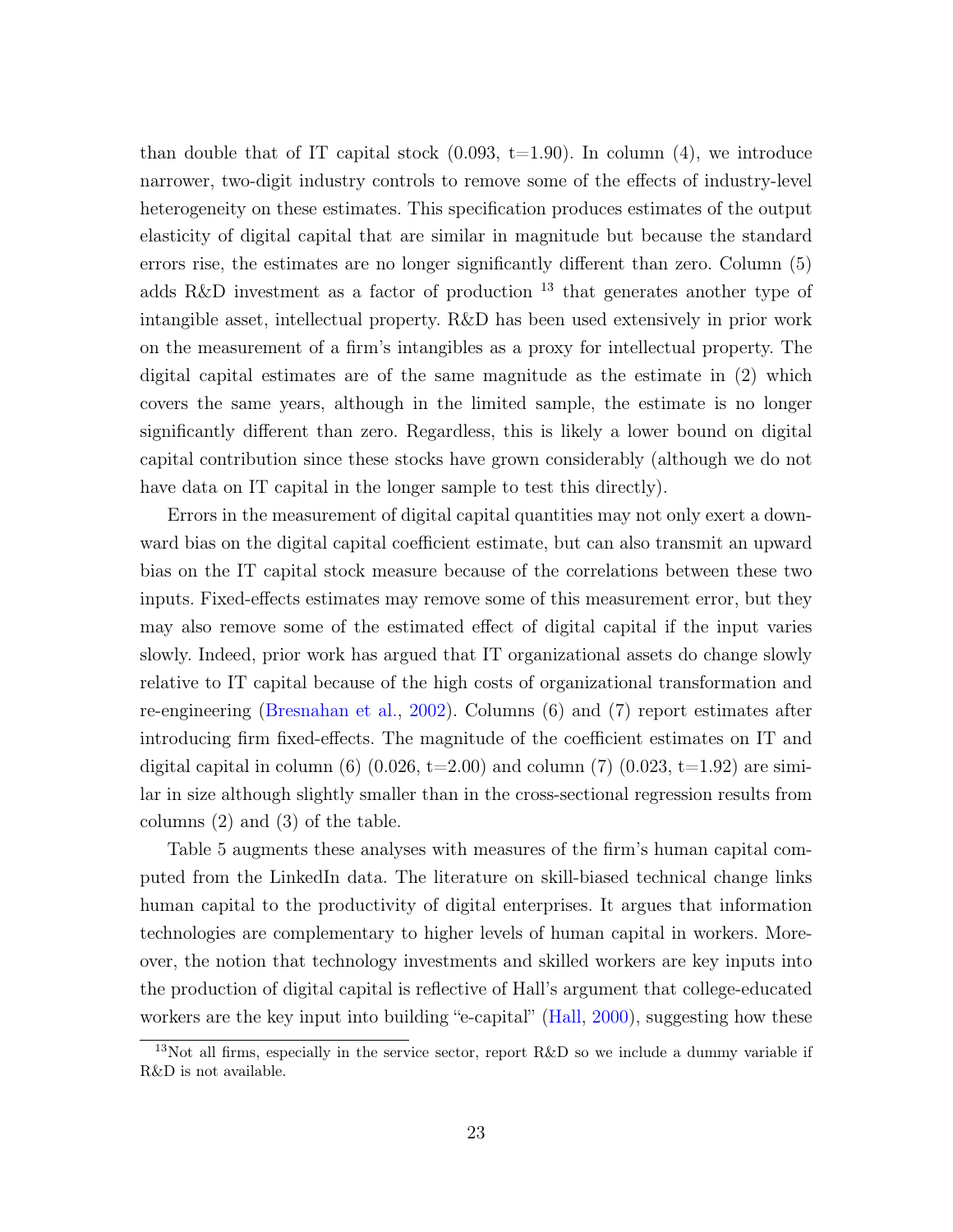than double that of IT capital stock (0.093, t=1.90). In column (4), we introduce narrower, two-digit industry controls to remove some of the effects of industry-level heterogeneity on these estimates. This specification produces estimates of the output elasticity of digital capital that are similar in magnitude but because the standard errors rise, the estimates are no longer significantly different than zero. Column (5) adds R&D investment as a factor of production [13] that generates another type of intangible asset, intellectual property. R&D has been used extensively in prior work on the measurement of a firm's intangibles as a proxy for intellectual property. The digital capital estimates are of the same magnitude as the estimate in (2) which covers the same years, although in the limited sample, the estimate is no longer significantly different than zero. Regardless, this is likely a lower bound on digital capital contribution since these stocks have grown considerably (although we do not have data on IT capital in the longer sample to test this directly).

Errors in the measurement of digital capital quantities may not only exert a downward bias on the digital capital coefficient estimate, but can also transmit an upward bias on the IT capital stock measure because of the correlations between these two inputs. Fixed-effects estimates may remove some of this measurement error, but they may also remove some of the estimated effect of digital capital if the input varies slowly. Indeed, prior work has argued that IT organizational assets do change slowly relative to IT capital because of the high costs of organizational transformation and re-engineering (Bresnahan et al., 2002). Columns (6) and (7) report estimates after introducing firm fixed-effects. The magnitude of the coefficient estimates on IT and digital capital in column (6) (0.026, t=2.00) and column (7) (0.023, t=1.92) are similar in size although slightly smaller than in the cross-sectional regression results from columns (2) and (3) of the table.

Table 5 augments these analyses with measures of the firm's human capital computed from the LinkedIn data. The literature on skill-biased technical change links human capital to the productivity of digital enterprises. It argues that information technologies are complementary to higher levels of human capital in workers. Moreover, the notion that technology investments and skilled workers are key inputs into the production of digital capital is reflective of Hall's argument that college-educated workers are the key input into building "e-capital" (Hall, 2000), suggesting how these

[13] Not all firms, especially in the service sector, report R&D so we include a dummy variable if R&D is not available.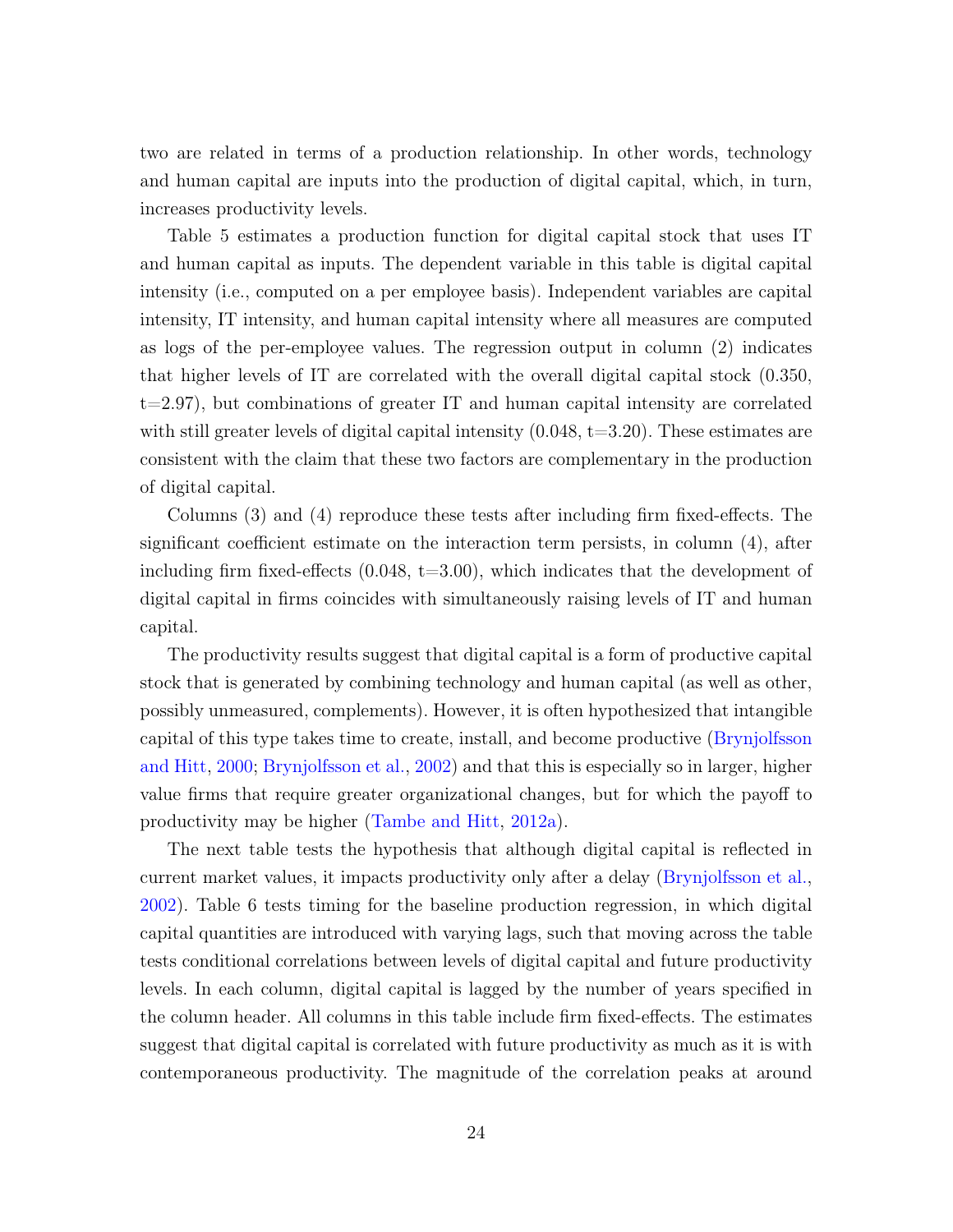two are related in terms of a production relationship. In other words, technology and human capital are inputs into the production of digital capital, which, in turn, increases productivity levels.

Table 5 estimates a production function for digital capital stock that uses IT and human capital as inputs. The dependent variable in this table is digital capital intensity (i.e., computed on a per employee basis). Independent variables are capital intensity, IT intensity, and human capital intensity where all measures are computed as logs of the per-employee values. The regression output in column (2) indicates that higher levels of IT are correlated with the overall digital capital stock (0.350, t=2.97), but combinations of greater IT and human capital intensity are correlated with still greater levels of digital capital intensity (0.048, t=3.20). These estimates are consistent with the claim that these two factors are complementary in the production of digital capital.

Columns (3) and (4) reproduce these tests after including firm fixed-effects. The significant coefficient estimate on the interaction term persists, in column (4), after including firm fixed-effects (0.048, t=3.00), which indicates that the development of digital capital in firms coincides with simultaneously raising levels of IT and human capital.

The productivity results suggest that digital capital is a form of productive capital stock that is generated by combining technology and human capital (as well as other, possibly unmeasured, complements). However, it is often hypothesized that intangible capital of this type takes time to create, install, and become productive (Brynjolfsson and Hitt, 2000; Brynjolfsson et al., 2002) and that this is especially so in larger, higher value firms that require greater organizational changes, but for which the payoff to productivity may be higher (Tambe and Hitt, 2012a).

The next table tests the hypothesis that although digital capital is reflected in current market values, it impacts productivity only after a delay (Brynjolfsson et al., 2002). Table 6 tests timing for the baseline production regression, in which digital capital quantities are introduced with varying lags, such that moving across the table tests conditional correlations between levels of digital capital and future productivity levels. In each column, digital capital is lagged by the number of years specified in the column header. All columns in this table include firm fixed-effects. The estimates suggest that digital capital is correlated with future productivity as much as it is with contemporaneous productivity. The magnitude of the correlation peaks at around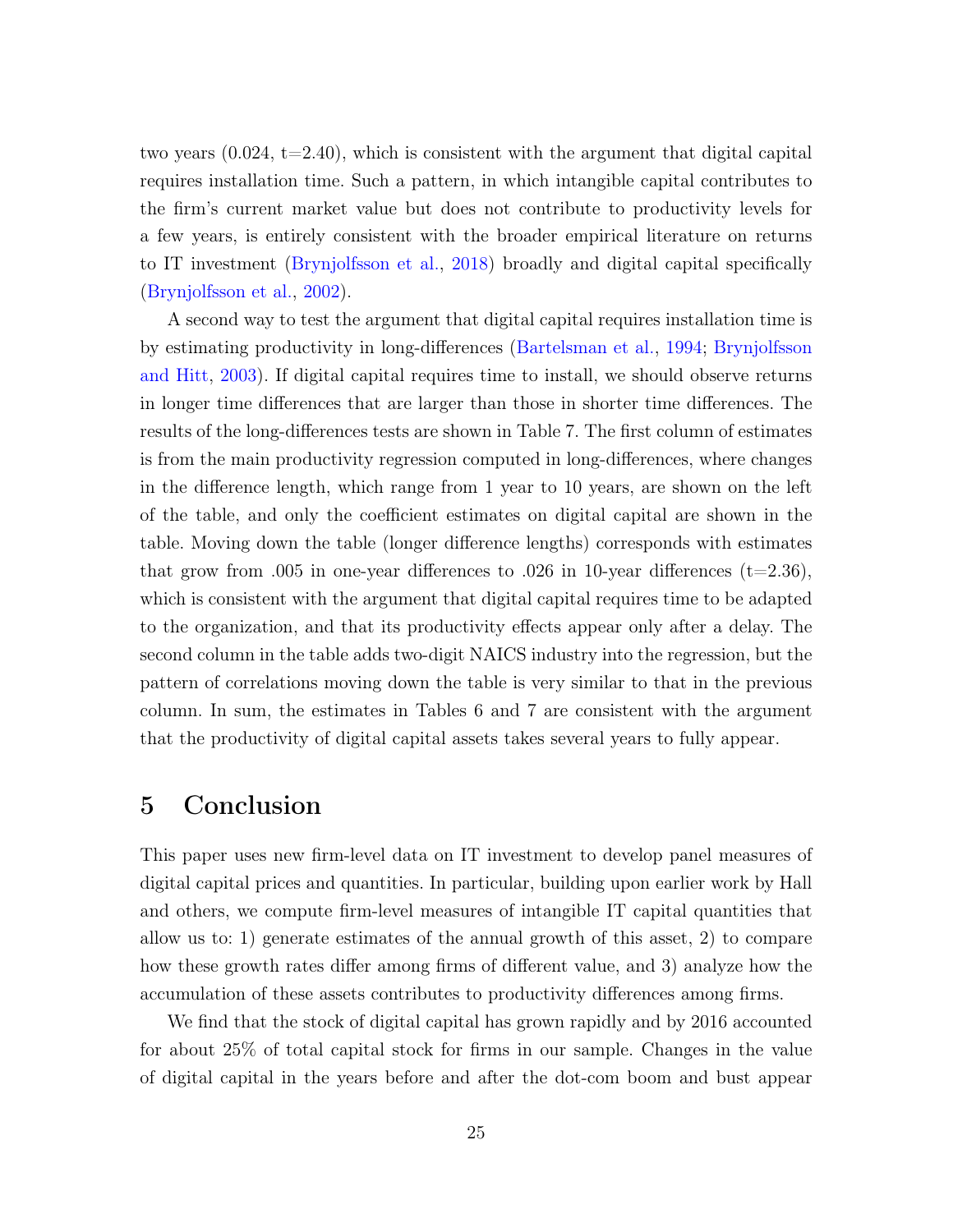two years (0.024, t=2.40), which is consistent with the argument that digital capital requires installation time. Such a pattern, in which intangible capital contributes to the firm's current market value but does not contribute to productivity levels for a few years, is entirely consistent with the broader empirical literature on returns to IT investment (Brynjolfsson et al., 2018) broadly and digital capital specifically (Brynjolfsson et al., 2002).

A second way to test the argument that digital capital requires installation time is by estimating productivity in long-differences (Bartelsman et al., 1994; Brynjolfsson and Hitt, 2003). If digital capital requires time to install, we should observe returns in longer time differences that are larger than those in shorter time differences. The results of the long-differences tests are shown in Table 7. The first column of estimates is from the main productivity regression computed in long-differences, where changes in the difference length, which range from 1 year to 10 years, are shown on the left of the table, and only the coefficient estimates on digital capital are shown in the table. Moving down the table (longer difference lengths) corresponds with estimates that grow from .005 in one-year differences to .026 in 10-year differences (t=2.36), which is consistent with the argument that digital capital requires time to be adapted to the organization, and that its productivity effects appear only after a delay. The second column in the table adds two-digit NAICS industry into the regression, but the pattern of correlations moving down the table is very similar to that in the previous column. In sum, the estimates in Tables 6 and 7 are consistent with the argument that the productivity of digital capital assets takes several years to fully appear.

# 5 Conclusion

This paper uses new firm-level data on IT investment to develop panel measures of digital capital prices and quantities. In particular, building upon earlier work by Hall and others, we compute firm-level measures of intangible IT capital quantities that allow us to: 1) generate estimates of the annual growth of this asset, 2) to compare how these growth rates differ among firms of different value, and 3) analyze how the accumulation of these assets contributes to productivity differences among firms.

We find that the stock of digital capital has grown rapidly and by 2016 accounted for about 25% of total capital stock for firms in our sample. Changes in the value of digital capital in the years before and after the dot-com boom and bust appear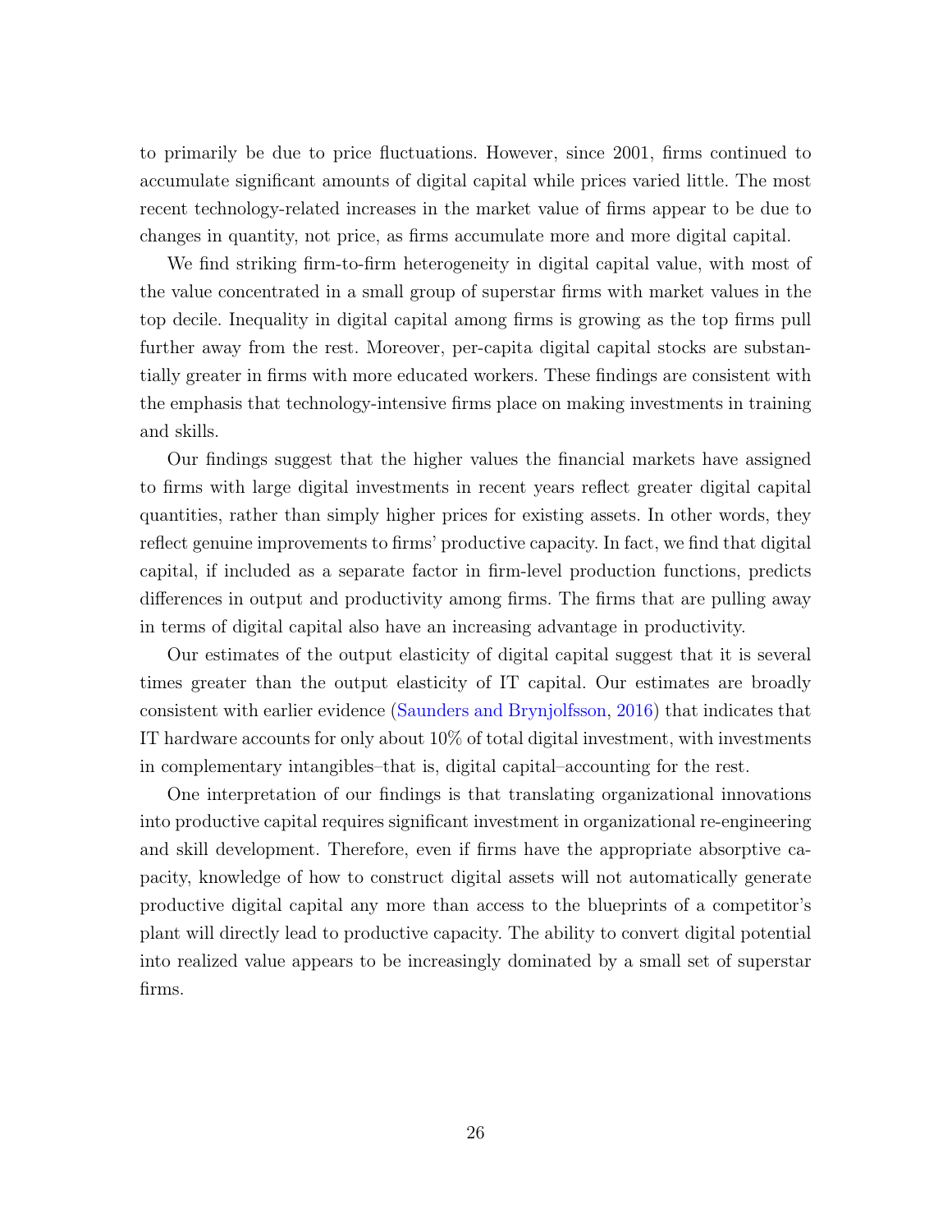to primarily be due to price fluctuations. However, since 2001, firms continued to accumulate significant amounts of digital capital while prices varied little. The most recent technology-related increases in the market value of firms appear to be due to changes in quantity, not price, as firms accumulate more and more digital capital.

We find striking firm-to-firm heterogeneity in digital capital value, with most of the value concentrated in a small group of superstar firms with market values in the top decile. Inequality in digital capital among firms is growing as the top firms pull further away from the rest. Moreover, per-capita digital capital stocks are substantially greater in firms with more educated workers. These findings are consistent with the emphasis that technology-intensive firms place on making investments in training and skills.

Our findings suggest that the higher values the financial markets have assigned to firms with large digital investments in recent years reflect greater digital capital quantities, rather than simply higher prices for existing assets. In other words, they reflect genuine improvements to firms' productive capacity. In fact, we find that digital capital, if included as a separate factor in firm-level production functions, predicts differences in output and productivity among firms. The firms that are pulling away in terms of digital capital also have an increasing advantage in productivity.

Our estimates of the output elasticity of digital capital suggest that it is several times greater than the output elasticity of IT capital. Our estimates are broadly consistent with earlier evidence (Saunders and Brynjolfsson, 2016) that indicates that IT hardware accounts for only about 10% of total digital investment, with investments in complementary intangibles–that is, digital capital–accounting for the rest.

One interpretation of our findings is that translating organizational innovations into productive capital requires significant investment in organizational re-engineering and skill development. Therefore, even if firms have the appropriate absorptive capacity, knowledge of how to construct digital assets will not automatically generate productive digital capital any more than access to the blueprints of a competitor's plant will directly lead to productive capacity. The ability to convert digital potential into realized value appears to be increasingly dominated by a small set of superstar firms.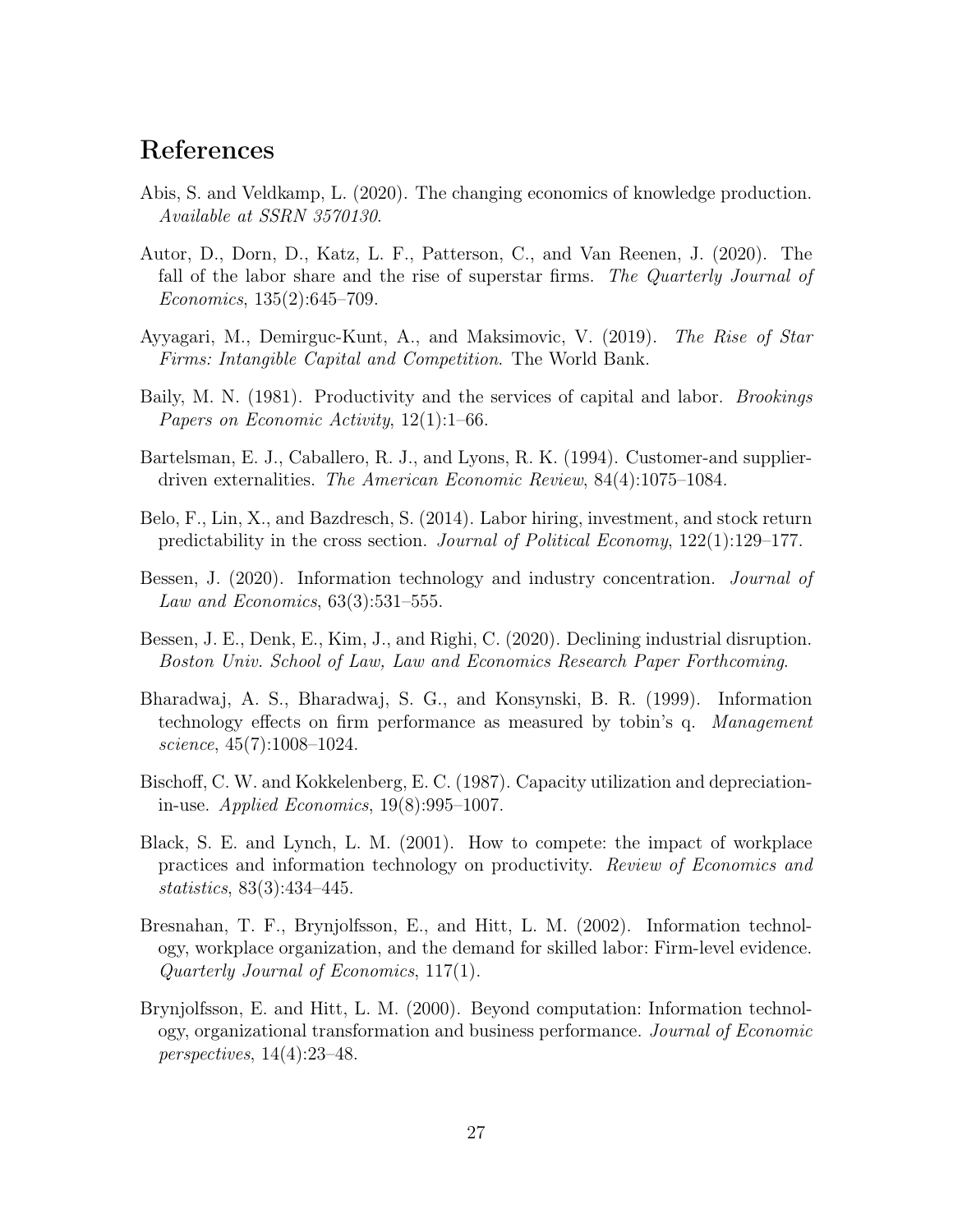# References

Abis, S. and Veldkamp, L. (2020). The changing economics of knowledge production. *Available at SSRN 3570130*.

Autor, D., Dorn, D., Katz, L. F., Patterson, C., and Van Reenen, J. (2020). The fall of the labor share and the rise of superstar firms. *The Quarterly Journal of Economics*, 135(2):645–709.

Ayyagari, M., Demirguc-Kunt, A., and Maksimovic, V. (2019). *The Rise of Star Firms: Intangible Capital and Competition*. The World Bank.

Baily, M. N. (1981). Productivity and the services of capital and labor. *Brookings Papers on Economic Activity*, 12(1):1–66.

Bartelsman, E. J., Caballero, R. J., and Lyons, R. K. (1994). Customer-and supplier-driven externalities. *The American Economic Review*, 84(4):1075–1084.

Belo, F., Lin, X., and Bazdresch, S. (2014). Labor hiring, investment, and stock return predictability in the cross section. *Journal of Political Economy*, 122(1):129–177.

Bessen, J. (2020). Information technology and industry concentration. *Journal of Law and Economics*, 63(3):531–555.

Bessen, J. E., Denk, E., Kim, J., and Righi, C. (2020). Declining industrial disruption. *Boston Univ. School of Law, Law and Economics Research Paper Forthcoming*.

Bharadwaj, A. S., Bharadwaj, S. G., and Konsynski, B. R. (1999). Information technology effects on firm performance as measured by tobin's q. *Management science*, 45(7):1008–1024.

Bischoff, C. W. and Kokkelenberg, E. C. (1987). Capacity utilization and depreciation-in-use. *Applied Economics*, 19(8):995–1007.

Black, S. E. and Lynch, L. M. (2001). How to compete: the impact of workplace practices and information technology on productivity. *Review of Economics and statistics*, 83(3):434–445.

Bresnahan, T. F., Brynjolfsson, E., and Hitt, L. M. (2002). Information technology, workplace organization, and the demand for skilled labor: Firm-level evidence. *Quarterly Journal of Economics*, 117(1).

Brynjolfsson, E. and Hitt, L. M. (2000). Beyond computation: Information technology, organizational transformation and business performance. *Journal of Economic perspectives*, 14(4):23–48.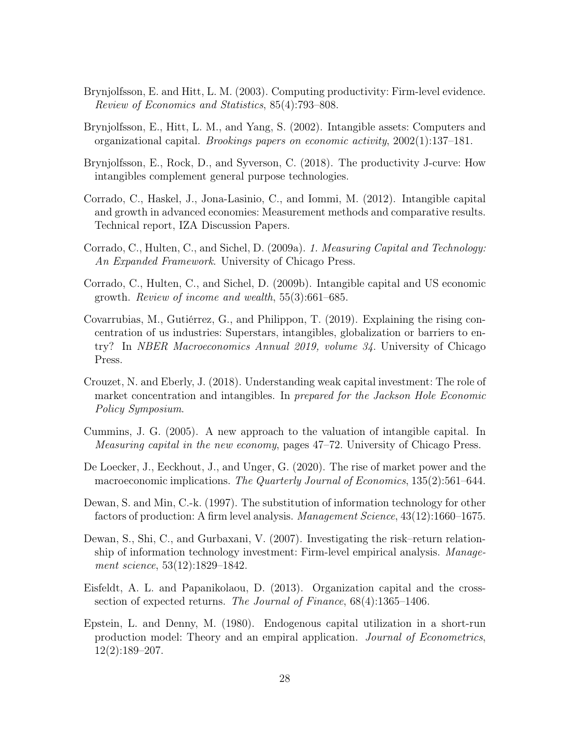Brynjolfsson, E. and Hitt, L. M. (2003). Computing productivity: Firm-level evidence. *Review of Economics and Statistics*, 85(4):793–808.

Brynjolfsson, E., Hitt, L. M., and Yang, S. (2002). Intangible assets: Computers and organizational capital. *Brookings papers on economic activity*, 2002(1):137–181.

Brynjolfsson, E., Rock, D., and Syverson, C. (2018). The productivity J-curve: How intangibles complement general purpose technologies.

Corrado, C., Haskel, J., Jona-Lasinio, C., and Iommi, M. (2012). Intangible capital and growth in advanced economies: Measurement methods and comparative results. Technical report, IZA Discussion Papers.

Corrado, C., Hulten, C., and Sichel, D. (2009a). *1. Measuring Capital and Technology: An Expanded Framework*. University of Chicago Press.

Corrado, C., Hulten, C., and Sichel, D. (2009b). Intangible capital and US economic growth. *Review of income and wealth*, 55(3):661–685.

Covarrubias, M., Gutiérrez, G., and Philippon, T. (2019). Explaining the rising concentration of us industries: Superstars, intangibles, globalization or barriers to entry? In *NBER Macroeconomics Annual 2019, volume 34*. University of Chicago Press.

Crouzet, N. and Eberly, J. (2018). Understanding weak capital investment: The role of market concentration and intangibles. In *prepared for the Jackson Hole Economic Policy Symposium*.

Cummins, J. G. (2005). A new approach to the valuation of intangible capital. In *Measuring capital in the new economy*, pages 47–72. University of Chicago Press.

De Loecker, J., Eeckhout, J., and Unger, G. (2020). The rise of market power and the macroeconomic implications. *The Quarterly Journal of Economics*, 135(2):561–644.

Dewan, S. and Min, C.-k. (1997). The substitution of information technology for other factors of production: A firm level analysis. *Management Science*, 43(12):1660–1675.

Dewan, S., Shi, C., and Gurbaxani, V. (2007). Investigating the risk–return relationship of information technology investment: Firm-level empirical analysis. *Management science*, 53(12):1829–1842.

Eisfeldt, A. L. and Papanikolaou, D. (2013). Organization capital and the cross-section of expected returns. *The Journal of Finance*, 68(4):1365–1406.

Epstein, L. and Denny, M. (1980). Endogenous capital utilization in a short-run production model: Theory and an empiral application. *Journal of Econometrics*, 12(2):189–207.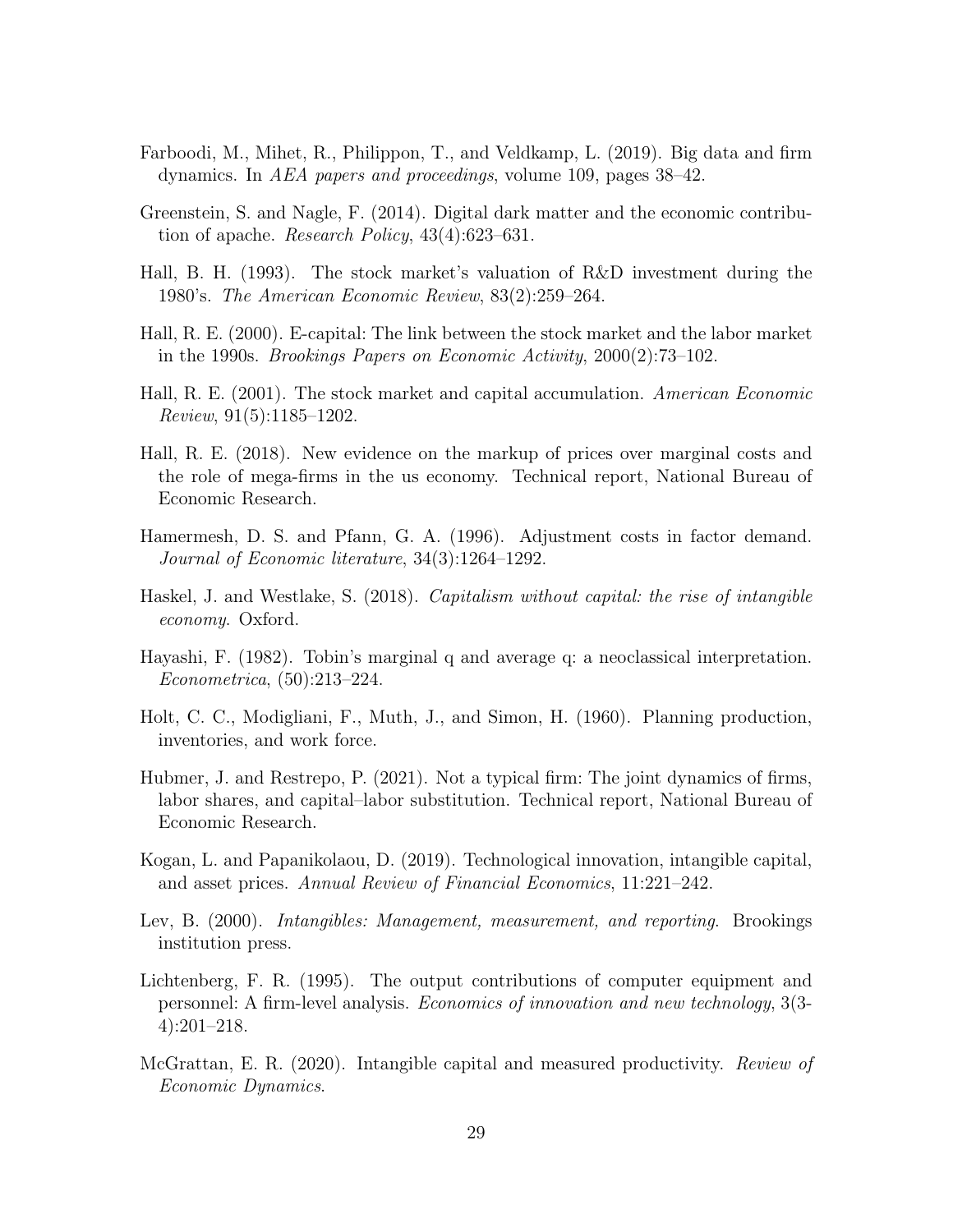Farboodi, M., Mihet, R., Philippon, T., and Veldkamp, L. (2019). Big data and firm dynamics. In *AEA papers and proceedings*, volume 109, pages 38–42.

Greenstein, S. and Nagle, F. (2014). Digital dark matter and the economic contribution of apache. *Research Policy*, 43(4):623–631.

Hall, B. H. (1993). The stock market's valuation of R&D investment during the 1980's. *The American Economic Review*, 83(2):259–264.

Hall, R. E. (2000). E-capital: The link between the stock market and the labor market in the 1990s. *Brookings Papers on Economic Activity*, 2000(2):73–102.

Hall, R. E. (2001). The stock market and capital accumulation. *American Economic Review*, 91(5):1185–1202.

Hall, R. E. (2018). New evidence on the markup of prices over marginal costs and the role of mega-firms in the us economy. Technical report, National Bureau of Economic Research.

Hamermesh, D. S. and Pfann, G. A. (1996). Adjustment costs in factor demand. *Journal of Economic literature*, 34(3):1264–1292.

Haskel, J. and Westlake, S. (2018). *Capitalism without capital: the rise of intangible economy*. Oxford.

Hayashi, F. (1982). Tobin's marginal q and average q: a neoclassical interpretation. *Econometrica*, (50):213–224.

Holt, C. C., Modigliani, F., Muth, J., and Simon, H. (1960). Planning production, inventories, and work force.

Hubmer, J. and Restrepo, P. (2021). Not a typical firm: The joint dynamics of firms, labor shares, and capital–labor substitution. Technical report, National Bureau of Economic Research.

Kogan, L. and Papanikolaou, D. (2019). Technological innovation, intangible capital, and asset prices. *Annual Review of Financial Economics*, 11:221–242.

Lev, B. (2000). *Intangibles: Management, measurement, and reporting*. Brookings institution press.

Lichtenberg, F. R. (1995). The output contributions of computer equipment and personnel: A firm-level analysis. *Economics of innovation and new technology*, 3(3-4):201–218.

McGrattan, E. R. (2020). Intangible capital and measured productivity. *Review of Economic Dynamics*.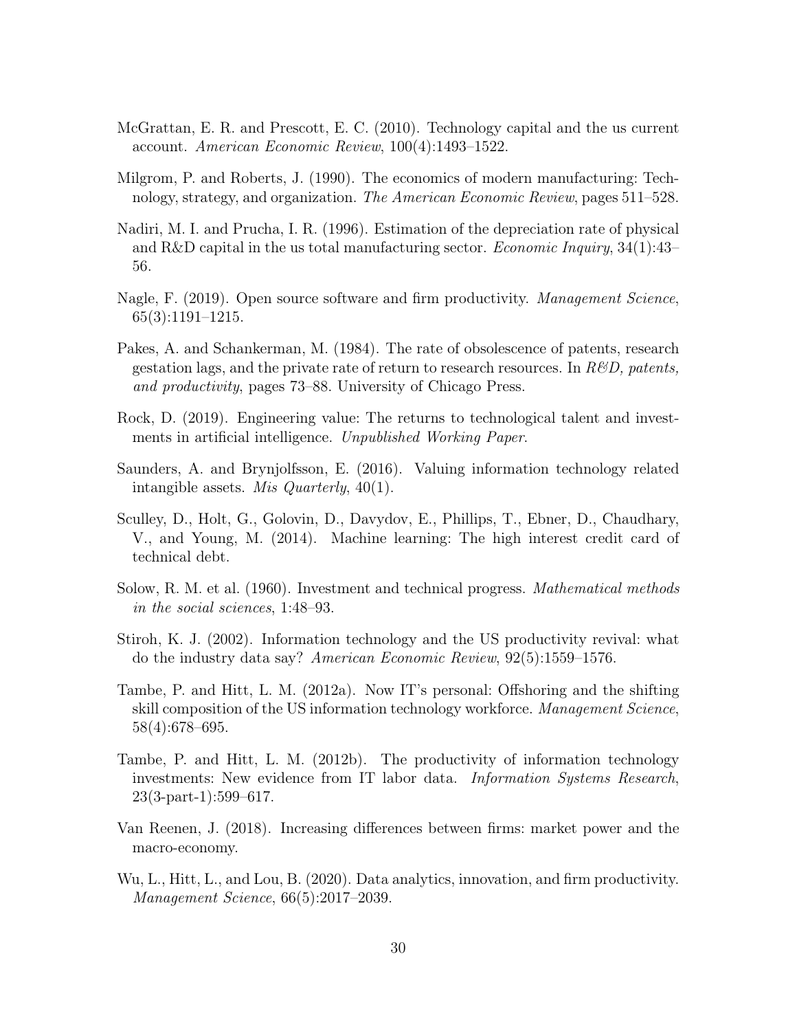McGrattan, E. R. and Prescott, E. C. (2010). Technology capital and the us current account. *American Economic Review*, 100(4):1493–1522.

Milgrom, P. and Roberts, J. (1990). The economics of modern manufacturing: Technology, strategy, and organization. *The American Economic Review*, pages 511–528.

Nadiri, M. I. and Prucha, I. R. (1996). Estimation of the depreciation rate of physical and R&D capital in the us total manufacturing sector. *Economic Inquiry*, 34(1):43–56.

Nagle, F. (2019). Open source software and firm productivity. *Management Science*, 65(3):1191–1215.

Pakes, A. and Schankerman, M. (1984). The rate of obsolescence of patents, research gestation lags, and the private rate of return to research resources. In *R&D, patents, and productivity*, pages 73–88. University of Chicago Press.

Rock, D. (2019). Engineering value: The returns to technological talent and investments in artificial intelligence. *Unpublished Working Paper*.

Saunders, A. and Brynjolfsson, E. (2016). Valuing information technology related intangible assets. *Mis Quarterly*, 40(1).

Sculley, D., Holt, G., Golovin, D., Davydov, E., Phillips, T., Ebner, D., Chaudhary, V., and Young, M. (2014). Machine learning: The high interest credit card of technical debt.

Solow, R. M. et al. (1960). Investment and technical progress. *Mathematical methods in the social sciences*, 1:48–93.

Stiroh, K. J. (2002). Information technology and the US productivity revival: what do the industry data say? *American Economic Review*, 92(5):1559–1576.

Tambe, P. and Hitt, L. M. (2012a). Now IT's personal: Offshoring and the shifting skill composition of the US information technology workforce. *Management Science*, 58(4):678–695.

Tambe, P. and Hitt, L. M. (2012b). The productivity of information technology investments: New evidence from IT labor data. *Information Systems Research*, 23(3-part-1):599–617.

Van Reenen, J. (2018). Increasing differences between firms: market power and the macro-economy.

Wu, L., Hitt, L., and Lou, B. (2020). Data analytics, innovation, and firm productivity. *Management Science*, 66(5):2017–2039.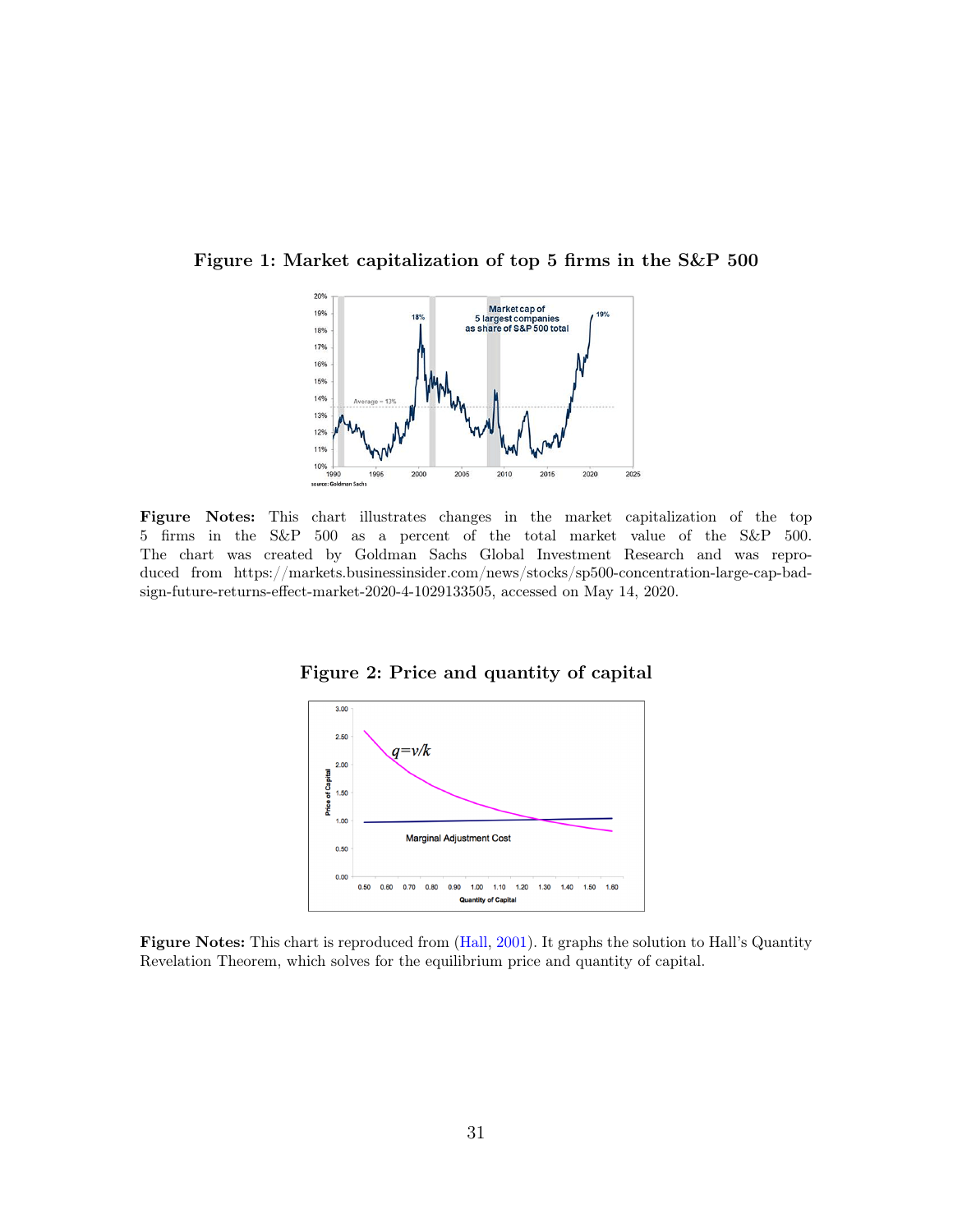**Figure 1: Market capitalization of top 5 firms in the S&P 500**

**Figure Notes:** This chart illustrates changes in the market capitalization of the top 5 firms in the S&P 500 as a percent of the total market value of the S&P 500. The chart was created by Goldman Sachs Global Investment Research and was reproduced from https://markets.businessinsider.com/news/stocks/sp500-concentration-large-cap-bad-sign-future-returns-effect-market-2020-4-1029133505, accessed on May 14, 2020.

**Figure 2: Price and quantity of capital**

**Figure Notes:** This chart is reproduced from (Hall, 2001). It graphs the solution to Hall's Quantity Revelation Theorem, which solves for the equilibrium price and quantity of capital.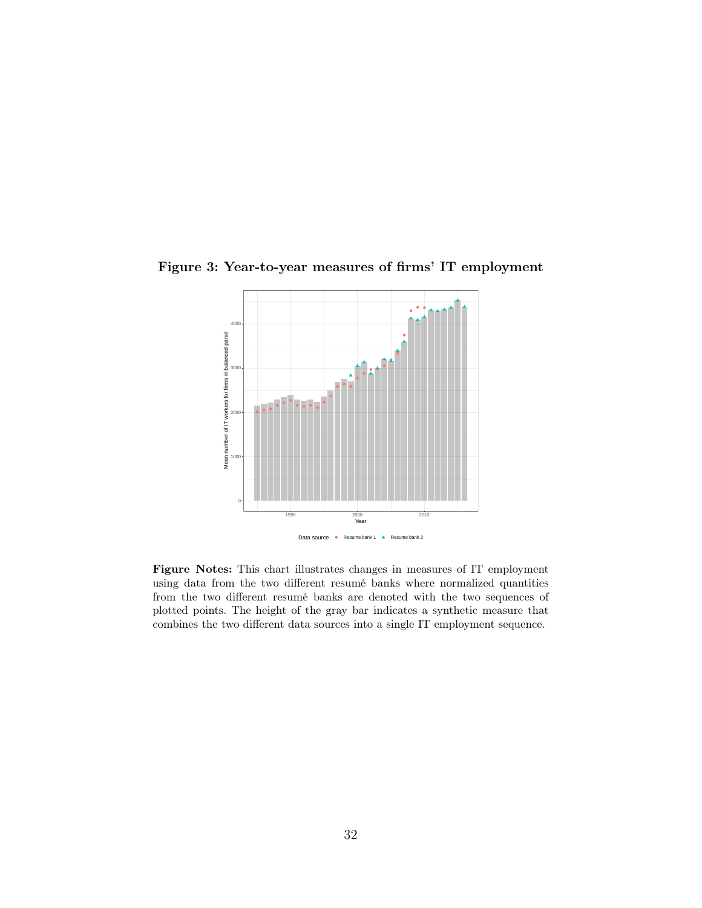**Figure 3: Year-to-year measures of firms' IT employment**

**Figure Notes:** This chart illustrates changes in measures of IT employment using data from the two different resumé banks where normalized quantities from the two different resumé banks are denoted with the two sequences of plotted points. The height of the gray bar indicates a synthetic measure that combines the two different data sources into a single IT employment sequence.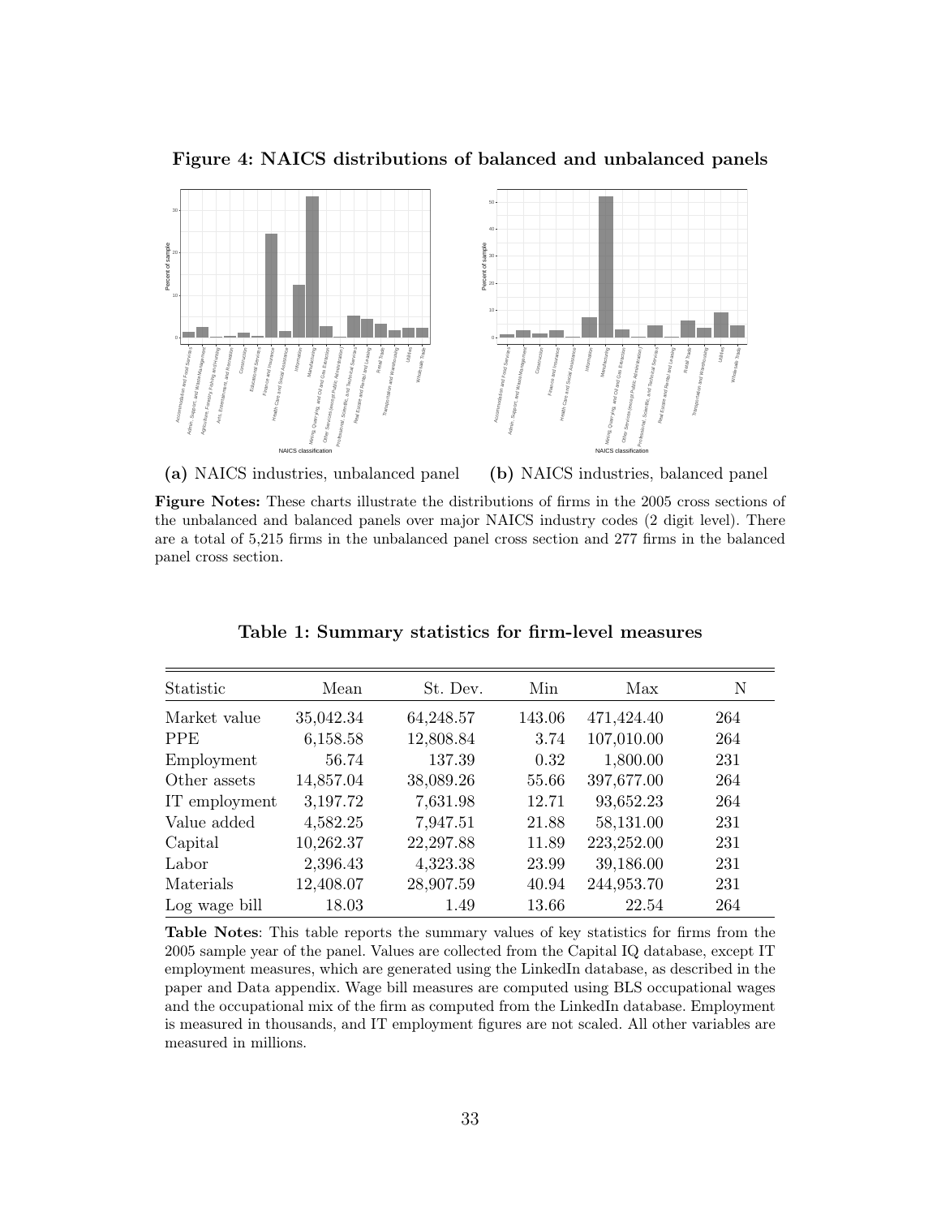**Figure 4: NAICS distributions of balanced and unbalanced panels**

(a) NAICS industries, unbalanced panel

(b) NAICS industries, balanced panel

**Figure Notes:** These charts illustrate the distributions of firms in the 2005 cross sections of the unbalanced and balanced panels over major NAICS industry codes (2 digit level). There are a total of 5,215 firms in the unbalanced panel cross section and 277 firms in the balanced panel cross section.

**Table 1: Summary statistics for firm-level measures**

| Statistic | Mean | St. Dev. | Min | Max | N |
|---|---|---|---|---|---|
| Market value | 35,042.34 | 64,248.57 | 143.06 | 471,424.40 | 264 |
| PPE | 6,158.58 | 12,808.84 | 3.74 | 107,010.00 | 264 |
| Employment | 56.74 | 137.39 | 0.32 | 1,800.00 | 231 |
| Other assets | 14,857.04 | 38,089.26 | 55.66 | 397,677.00 | 264 |
| IT employment | 3,197.72 | 7,631.98 | 12.71 | 93,652.23 | 264 |
| Value added | 4,582.25 | 7,947.51 | 21.88 | 58,131.00 | 231 |
| Capital | 10,262.37 | 22,297.88 | 11.89 | 223,252.00 | 231 |
| Labor | 2,396.43 | 4,323.38 | 23.99 | 39,186.00 | 231 |
| Materials | 12,408.07 | 28,907.59 | 40.94 | 244,953.70 | 231 |
| Log wage bill | 18.03 | 1.49 | 13.66 | 22.54 | 264 |

**Table Notes**: This table reports the summary values of key statistics for firms from the 2005 sample year of the panel. Values are collected from the Capital IQ database, except IT employment measures, which are generated using the LinkedIn database, as described in the paper and Data appendix. Wage bill measures are computed using BLS occupational wages and the occupational mix of the firm as computed from the LinkedIn database. Employment is measured in thousands, and IT employment figures are not scaled. All other variables are measured in millions.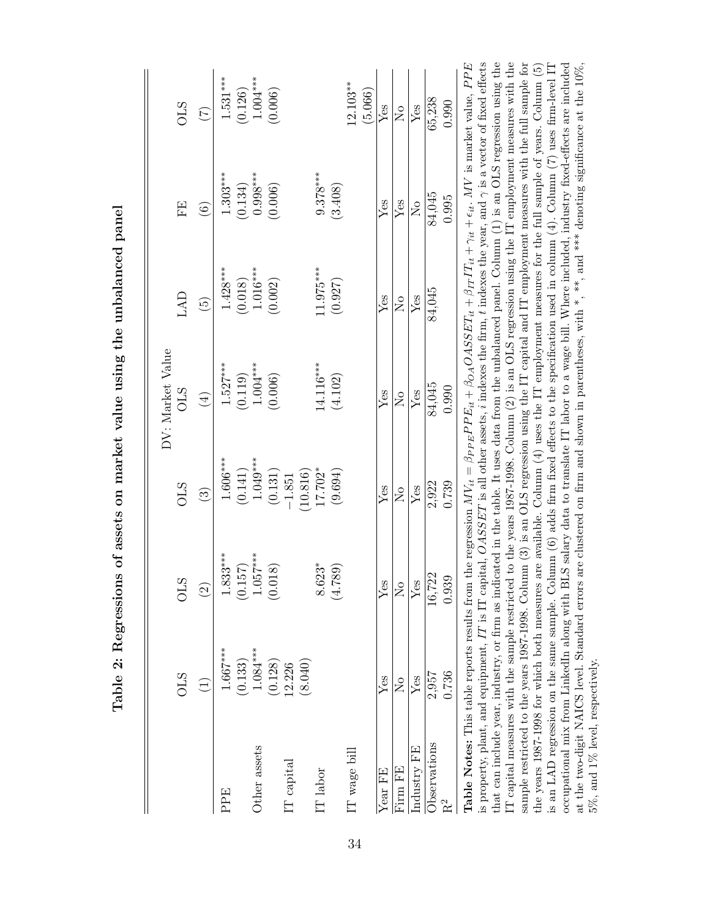**Table 2: Regressions of assets on market value using the unbalanced panel**

| | DV: Market Value | | | | | | |
|---|---|---|---|---|---|---|---|
| | OLS | OLS | OLS | OLS | LAD | FE | OLS |
| | (1) | (2) | (3) | (4) | (5) | (6) | (7) |
| PPE | 1.667*** | 1.833*** | 1.606*** | 1.527*** | 1.428*** | 1.303*** | 1.531*** |
| | (0.133) | (0.157) | (0.141) | (0.119) | (0.018) | (0.134) | (0.126) |
| Other assets | 1.084*** | 1.057*** | 1.049*** | 1.004*** | 1.016*** | 0.998*** | 1.004*** |
| | (0.128) | (0.018) | (0.131) | (0.006) | (0.002) | (0.006) | (0.006) |
| IT capital | 12.226 | | −1.851 | | | | |
| | (8.040) | | (10.816) | | | | |
| IT labor | | 8.623* | 17.702* | 14.116*** | 11.975*** | 9.378*** | |
| | | (4.789) | (9.694) | (4.102) | (0.927) | (3.408) | |
| IT wage bill | | | | | | | 12.103** |
| | | | | | | | (5.066) |
| Year FE | Yes | Yes | Yes | Yes | Yes | Yes | Yes |
| Firm FE | No | No | No | No | No | Yes | No |
| Industry FE | Yes | Yes | Yes | Yes | Yes | No | Yes |
| Observations | 2,957 | 16,722 | 2,922 | 84,045 | 84,045 | 84,045 | 65,238 |
| $R^2$ | 0.736 | 0.939 | 0.739 | 0.990 | | 0.995 | 0.990 |

**Table Notes:** This table reports results from the regression $MV_{it} = \beta_{PPE}PPE_{it} + \beta_{OA}OASSET_{it} + \beta_{IT}IT_{it} + \gamma_{it} + \epsilon_{it}$. $MV$ is market value, $PPE$ is property, plant, and equipment, $IT$ is IT capital, $OASSET$ is all other assets, $i$ indexes the firm, $t$ indexes the year, and $\gamma$ is a vector of fixed effects that can include year, industry, or firm as indicated in the table. It uses data from the unbalanced panel. Column (1) is an OLS regression using the IT capital measures with the sample restricted to the years 1987-1998. Column (2) is an OLS regression using the IT employment measures with the sample restricted to the years 1987-1998. Column (3) is an OLS regression using the IT capital and IT employment measures with the full sample for the years 1987-1998 for which both measures are available. Column (4) uses the IT employment measures for the full sample of years. Column (5) is an LAD regression on the same sample. Column (6) adds firm fixed effects to the specification used in column (4). Column (7) uses firm-level IT occupational mix from LinkedIn along with BLS salary data to translate IT labor to a wage bill. Where included, industry fixed-effects are included at the two-digit NAICS level. Standard errors are clustered on firm and shown in parentheses, with *, **, and *** denoting significance at the 10%, 5%, and 1% level, respectively.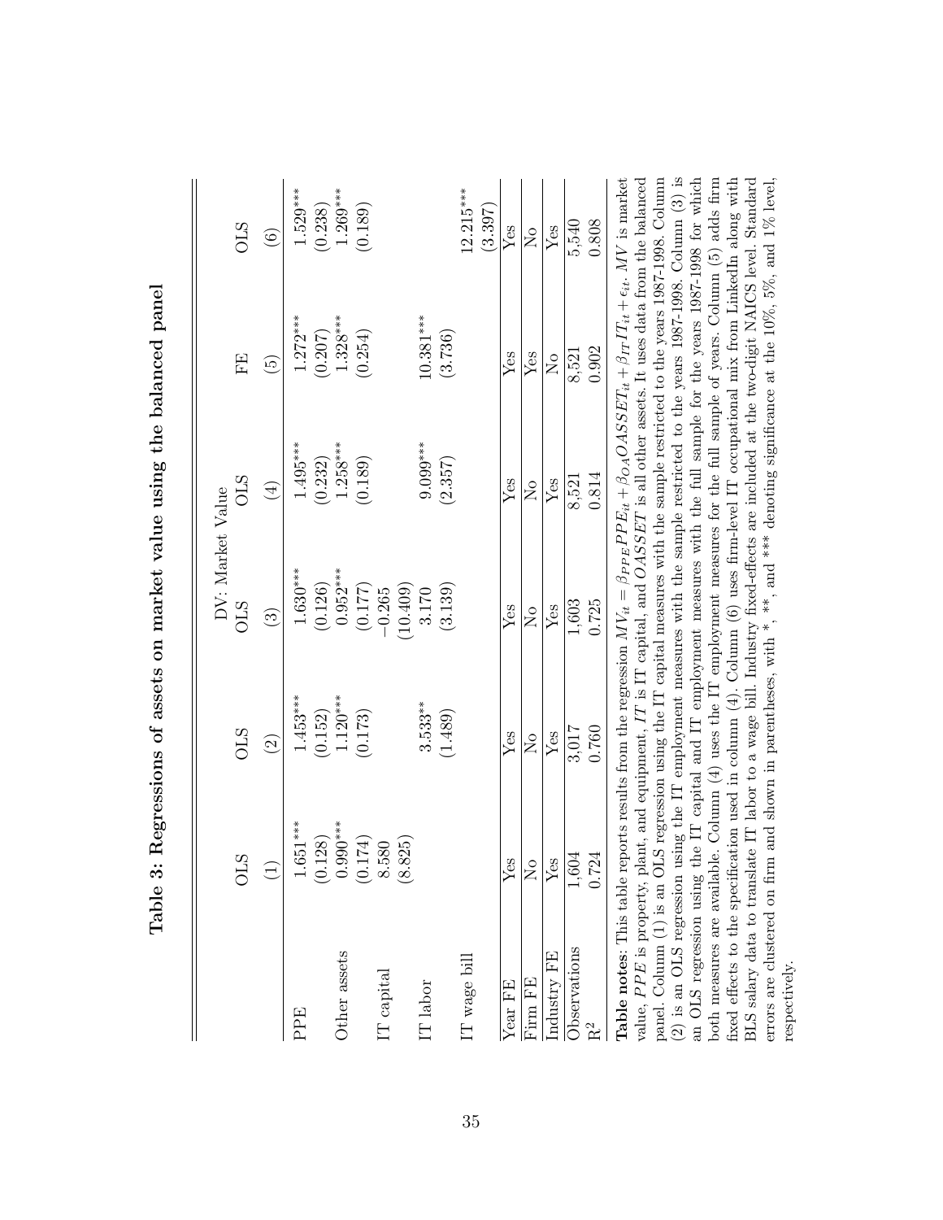**Table 3: Regressions of assets on market value using the balanced panel**

| | DV: Market Value | | | | | |
|---|---|---|---|---|---|---|
| | OLS | OLS | OLS | OLS | FE | OLS |
| | (1) | (2) | (3) | (4) | (5) | (6) |
| PPE | 1.651*** | 1.453*** | 1.630*** | 1.495*** | 1.272*** | 1.529*** |
| | (0.128) | (0.152) | (0.126) | (0.232) | (0.207) | (0.238) |
| Other assets | 0.990*** | 1.120*** | 0.952*** | 1.258*** | 1.328*** | 1.269*** |
| | (0.174) | (0.173) | (0.177) | (0.189) | (0.254) | (0.189) |
| IT capital | 8.580 | | −0.265 | | | |
| | (8.825) | | (10.409) | | | |
| IT labor | | 3.533** | 3.170 | 9.099*** | 10.381*** | |
| | | (1.489) | (3.139) | (2.357) | (3.736) | |
| IT wage bill | | | | | | 12.215*** |
| | | | | | | (3.397) |
| Year FE | Yes | Yes | Yes | Yes | Yes | Yes |
| Firm FE | No | No | No | No | Yes | No |
| Industry FE | Yes | Yes | Yes | Yes | No | Yes |
| Observations | 1,604 | 3,017 | 1,603 | 8,521 | 8,521 | 5,540 |
| $R^2$ | 0.724 | 0.760 | 0.725 | 0.814 | 0.902 | 0.808 |

**Table notes**: This table reports results from the regression $MV_{it} = \beta_{PPE}PPE_{it} + \beta_{OA}OASSET_{it} + \beta_{IT}IT_{it} + \epsilon_{it}$. $MV$ is market value, $PPE$ is property, plant, and equipment, $IT$ is IT capital, and $OASSET$ is all other assets. It uses data from the balanced panel. Column (1) is an OLS regression using the IT capital measures with the sample restricted to the years 1987-1998. Column (2) is an OLS regression using the IT employment measures with the sample restricted to the years 1987-1998. Column (3) is an OLS regression using the IT capital and IT employment measures with the full sample for the years 1987-1998 for which both measures are available. Column (4) uses the IT employment measures for the full sample of years. Column (5) adds firm fixed effects to the specification used in column (4). Column (6) uses firm-level IT occupational mix from LinkedIn along with BLS salary data to translate IT labor to a wage bill. Industry fixed-effects are included at the two-digit NAICS level. Standard errors are clustered on firm and shown in parentheses, with *, **, and *** denoting significance at the 10%, 5%, and 1% level, respectively.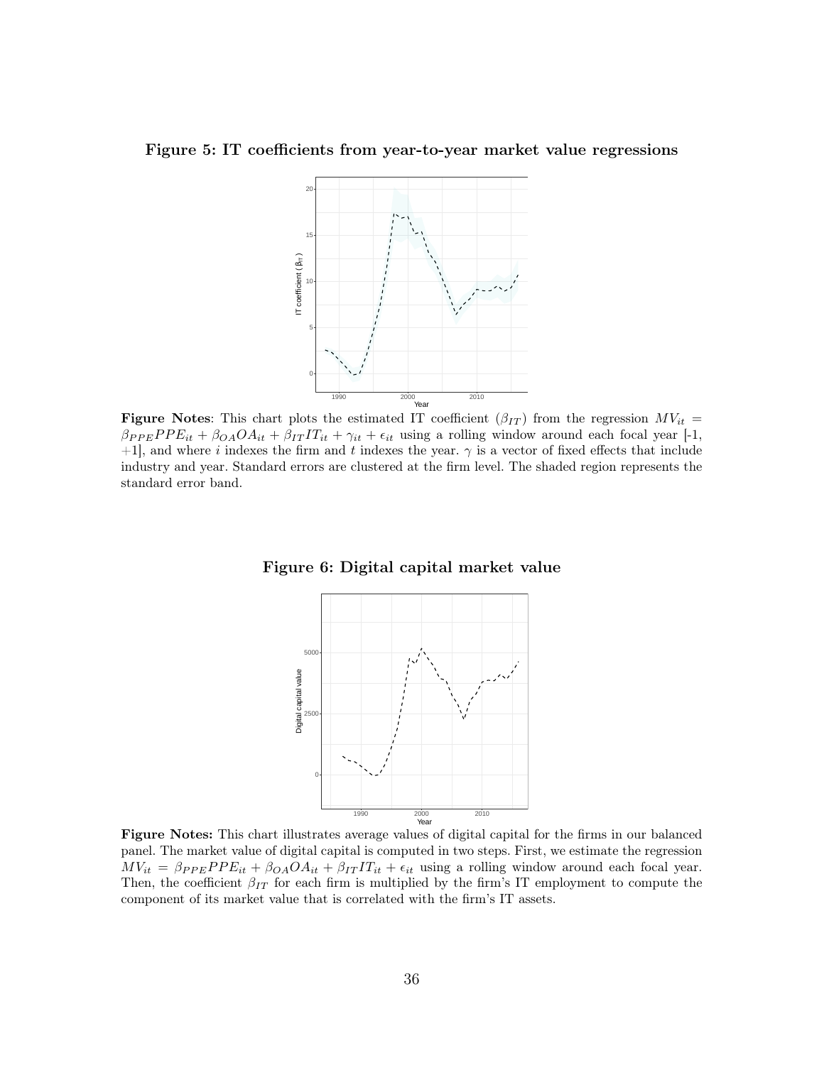**Figure 5: IT coefficients from year-to-year market value regressions**

**Figure Notes**: This chart plots the estimated IT coefficient ($\beta_{IT}$) from the regression $MV_{it} = \beta_{PPE}PPE_{it} + \beta_{OA}OA_{it} + \beta_{IT}IT_{it} + \gamma_{it} + \epsilon_{it}$ using a rolling window around each focal year [-1, +1], and where $i$ indexes the firm and $t$ indexes the year. $\gamma$ is a vector of fixed effects that include industry and year. Standard errors are clustered at the firm level. The shaded region represents the standard error band.

**Figure 6: Digital capital market value**

**Figure Notes:** This chart illustrates average values of digital capital for the firms in our balanced panel. The market value of digital capital is computed in two steps. First, we estimate the regression $MV_{it} = \beta_{PPE}PPE_{it} + \beta_{OA}OA_{it} + \beta_{IT}IT_{it} + \epsilon_{it}$ using a rolling window around each focal year. Then, the coefficient $\beta_{IT}$ for each firm is multiplied by the firm's IT employment to compute the component of its market value that is correlated with the firm's IT assets.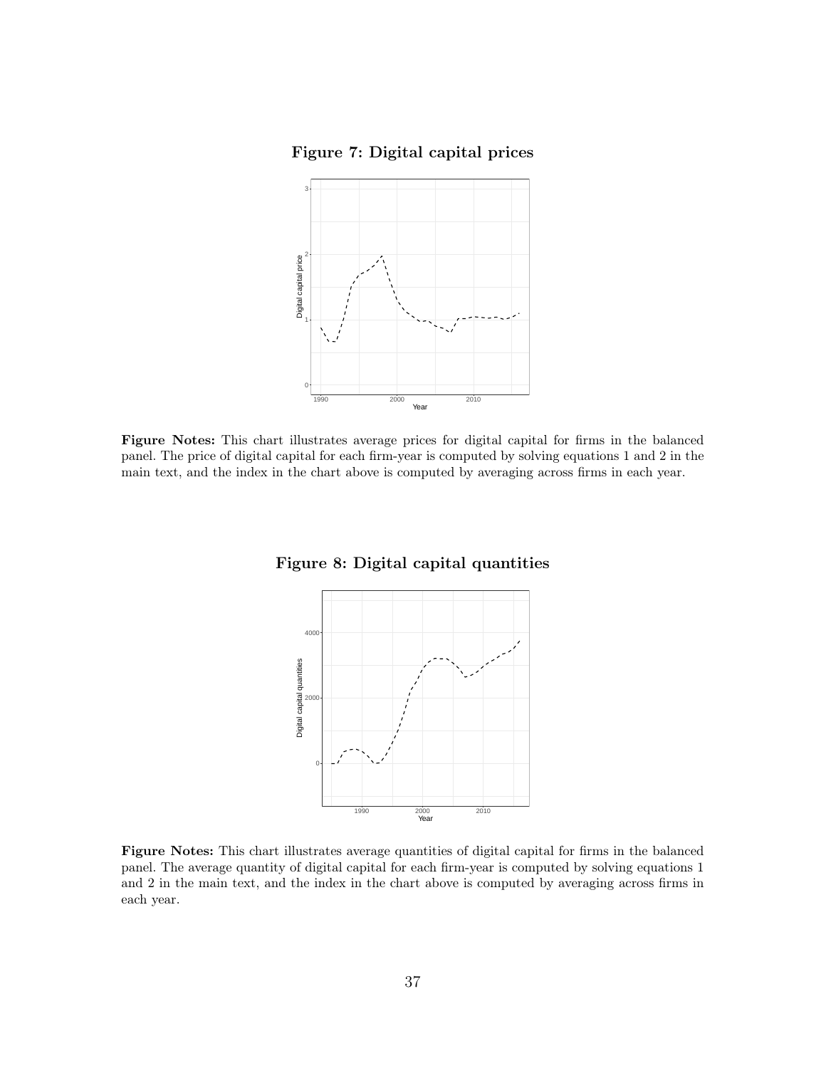**Figure 7: Digital capital prices**

**Figure Notes:** This chart illustrates average prices for digital capital for firms in the balanced panel. The price of digital capital for each firm-year is computed by solving equations 1 and 2 in the main text, and the index in the chart above is computed by averaging across firms in each year.

**Figure 8: Digital capital quantities**

**Figure Notes:** This chart illustrates average quantities of digital capital for firms in the balanced panel. The average quantity of digital capital for each firm-year is computed by solving equations 1 and 2 in the main text, and the index in the chart above is computed by averaging across firms in each year.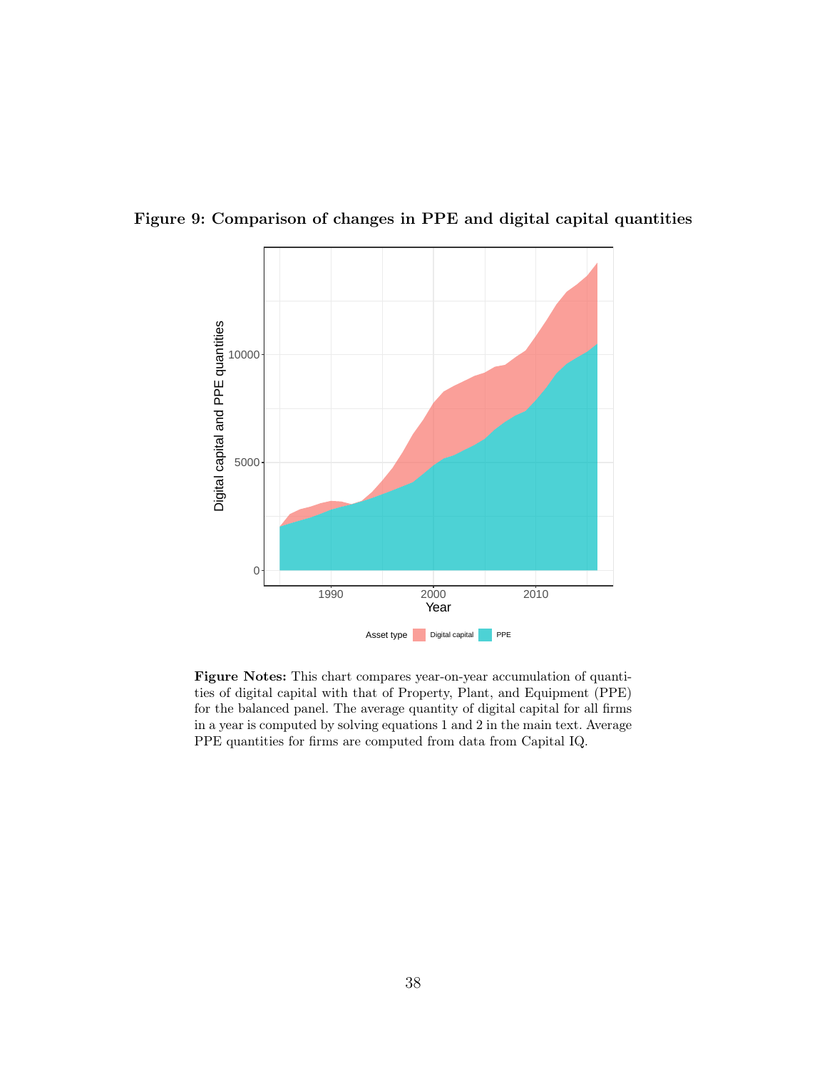**Figure 9: Comparison of changes in PPE and digital capital quantities**

**Figure Notes:** This chart compares year-on-year accumulation of quantities of digital capital with that of Property, Plant, and Equipment (PPE) for the balanced panel. The average quantity of digital capital for all firms in a year is computed by solving equations 1 and 2 in the main text. Average PPE quantities for firms are computed from data from Capital IQ.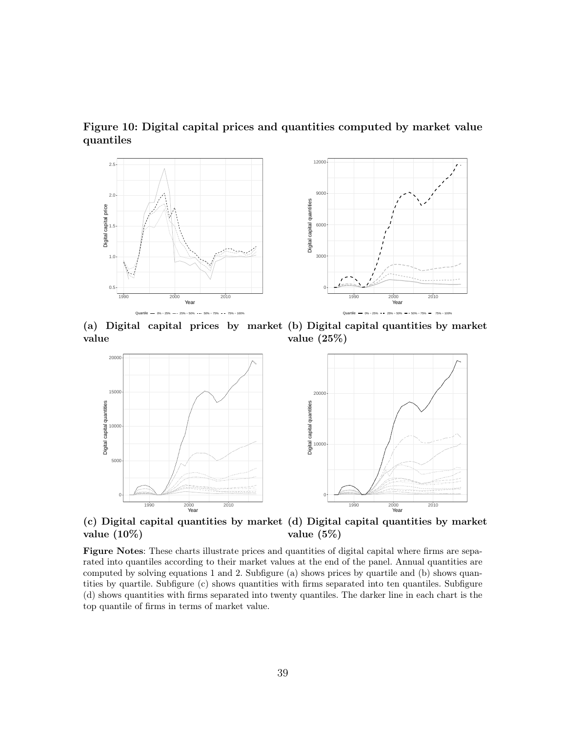**Figure 10: Digital capital prices and quantities computed by market value quantiles**

**(a) Digital capital prices by market value**

**(b) Digital capital quantities by market value (25%)**

**(c) Digital capital quantities by market value (10%)**

**(d) Digital capital quantities by market value (5%)**

**Figure Notes**: These charts illustrate prices and quantities of digital capital where firms are separated into quantiles according to their market values at the end of the panel. Annual quantities are computed by solving equations 1 and 2. Subfigure (a) shows prices by quartile and (b) shows quantities by quartile. Subfigure (c) shows quantities with firms separated into ten quantiles. Subfigure (d) shows quantities with firms separated into twenty quantiles. The darker line in each chart is the top quantile of firms in terms of market value.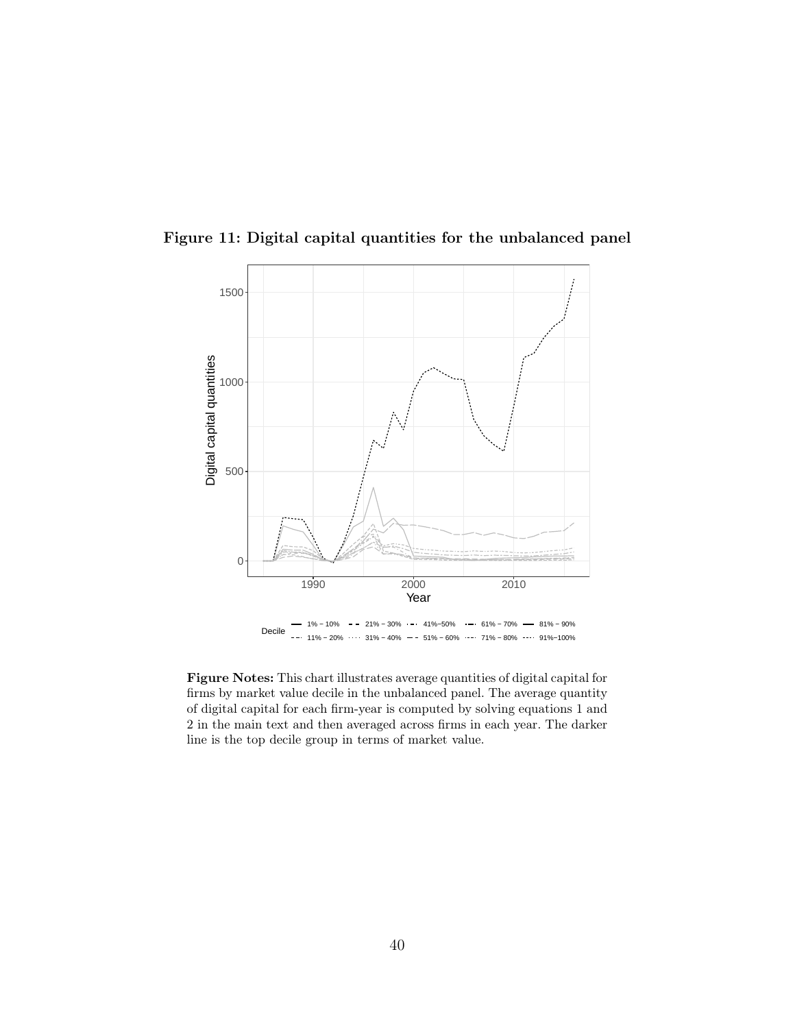**Figure 11: Digital capital quantities for the unbalanced panel**

**Figure Notes:** This chart illustrates average quantities of digital capital for firms by market value decile in the unbalanced panel. The average quantity of digital capital for each firm-year is computed by solving equations 1 and 2 in the main text and then averaged across firms in each year. The darker line is the top decile group in terms of market value.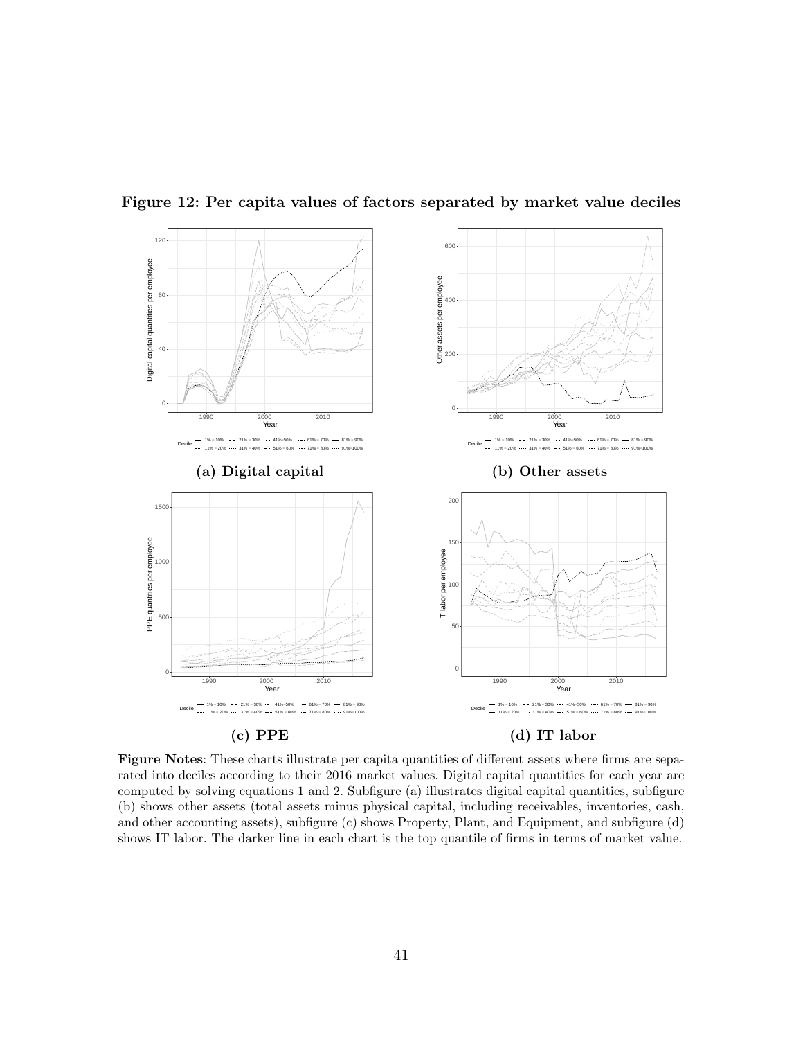**Figure 12: Per capita values of factors separated by market value deciles**

**(a) Digital capital**

**(b) Other assets**

**(c) PPE**

**(d) IT labor**

**Figure Notes**: These charts illustrate per capita quantities of different assets where firms are separated into deciles according to their 2016 market values. Digital capital quantities for each year are computed by solving equations 1 and 2. Subfigure (a) illustrates digital capital quantities, subfigure (b) shows other assets (total assets minus physical capital, including receivables, inventories, cash, and other accounting assets), subfigure (c) shows Property, Plant, and Equipment, and subfigure (d) shows IT labor. The darker line in each chart is the top quantile of firms in terms of market value.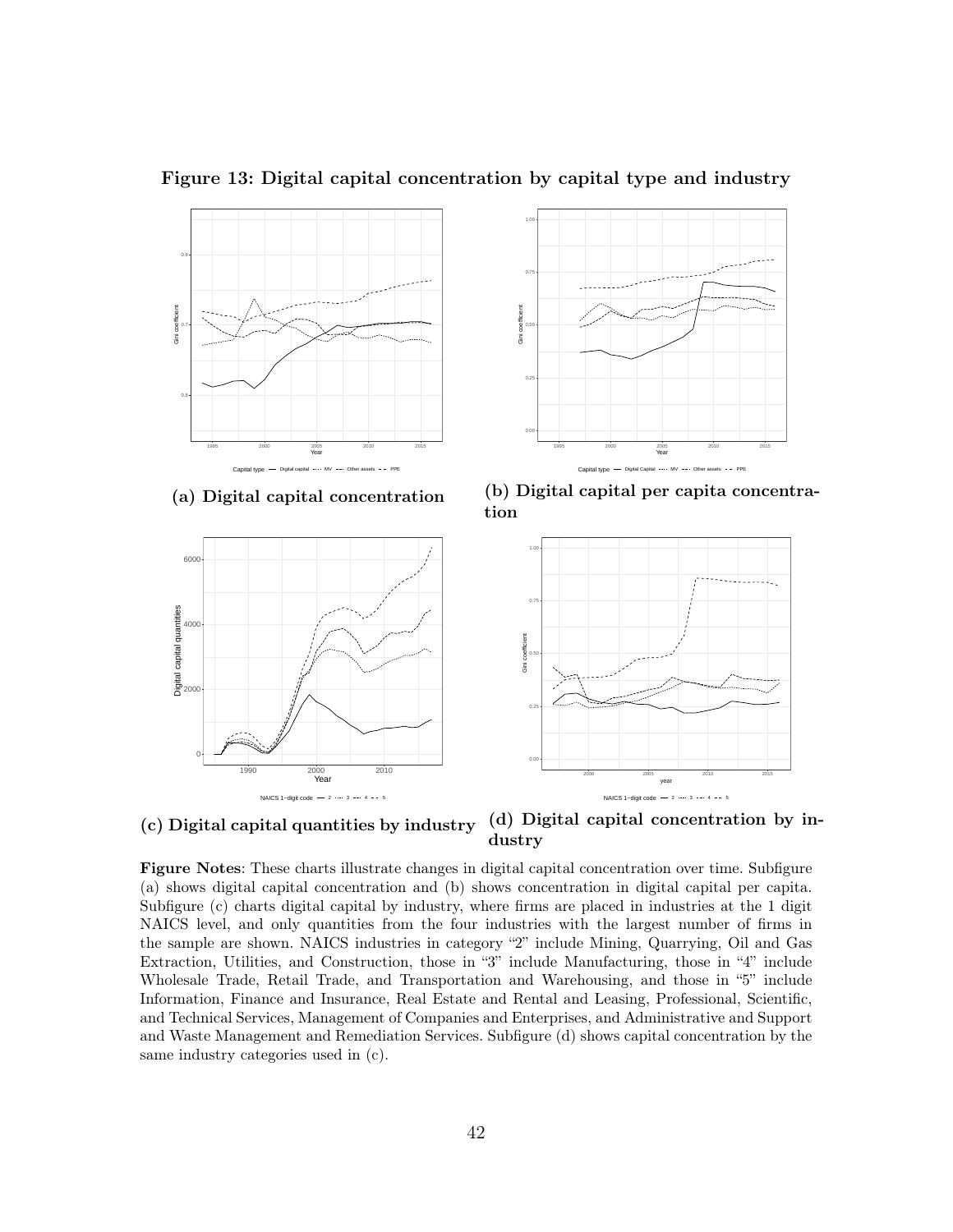**Figure 13: Digital capital concentration by capital type and industry**

**(a) Digital capital concentration**

**(b) Digital capital per capita concentration**

**(c) Digital capital quantities by industry**

**(d) Digital capital concentration by industry**

**Figure Notes**: These charts illustrate changes in digital capital concentration over time. Subfigure (a) shows digital capital concentration and (b) shows concentration in digital capital per capita. Subfigure (c) charts digital capital by industry, where firms are placed in industries at the 1 digit NAICS level, and only quantities from the four industries with the largest number of firms in the sample are shown. NAICS industries in category "2" include Mining, Quarrying, Oil and Gas Extraction, Utilities, and Construction, those in "3" include Manufacturing, those in "4" include Wholesale Trade, Retail Trade, and Transportation and Warehousing, and those in "5" include Information, Finance and Insurance, Real Estate and Rental and Leasing, Professional, Scientific, and Technical Services, Management of Companies and Enterprises, and Administrative and Support and Waste Management and Remediation Services. Subfigure (d) shows capital concentration by the same industry categories used in (c).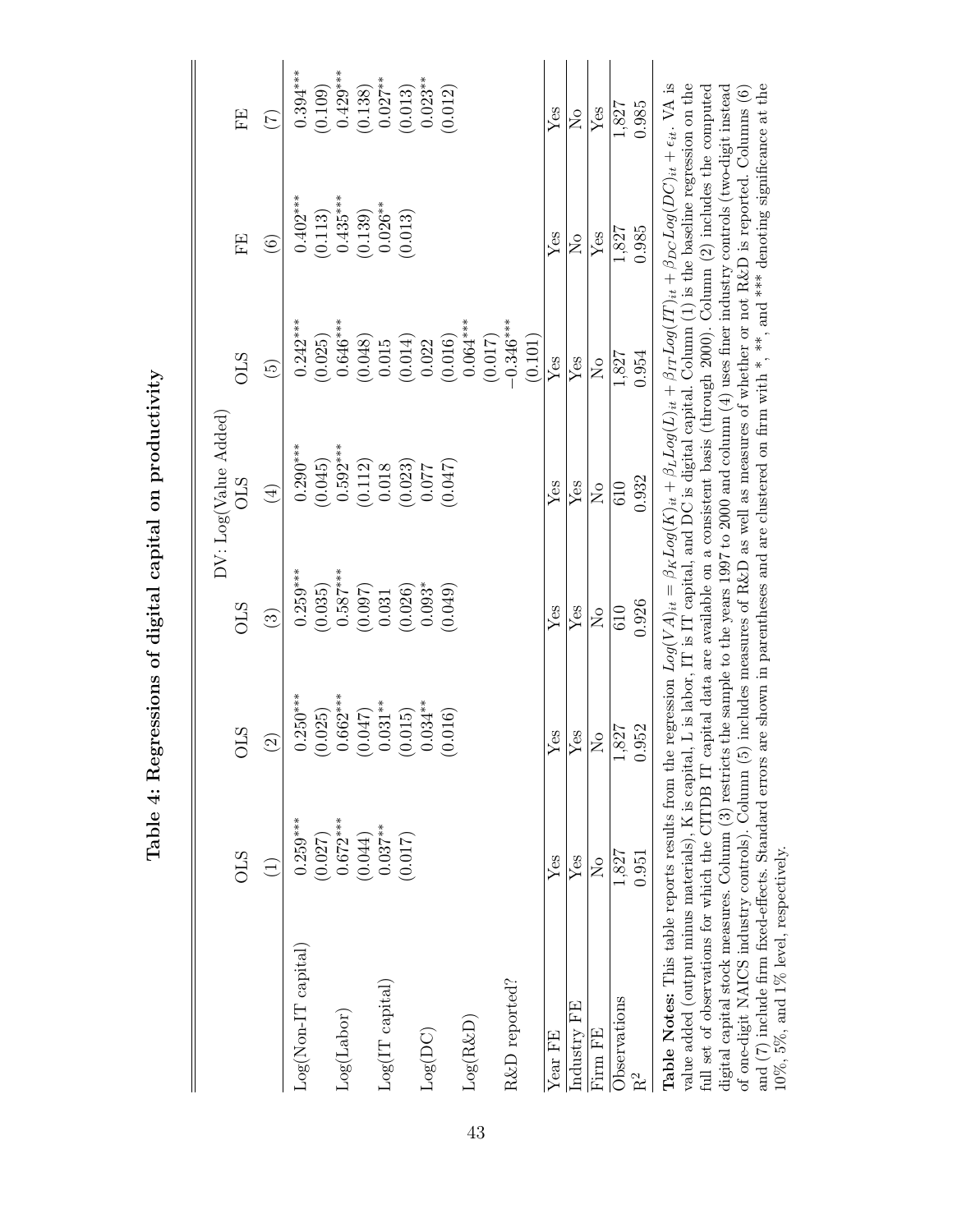# Table 4: Regressions of digital capital on productivity

| | DV: Log(Value Added) | | | | | | |
|---|---|---|---|---|---|---|---|
| | OLS | OLS | OLS | OLS | OLS | FE | FE |
| | (1) | (2) | (3) | (4) | (5) | (6) | (7) |
| Log(Non-IT capital) | 0.259*** | 0.250*** | 0.259*** | 0.290*** | 0.242*** | 0.402*** | 0.394*** |
| | (0.027) | (0.025) | (0.035) | (0.045) | (0.025) | (0.113) | (0.109) |
| Log(Labor) | 0.672*** | 0.662*** | 0.587*** | 0.592*** | 0.646*** | 0.435*** | 0.429*** |
| | (0.044) | (0.047) | (0.097) | (0.112) | (0.048) | (0.139) | (0.138) |
| Log(IT capital) | 0.037** | 0.031** | 0.031 | 0.018 | 0.015 | 0.026** | 0.027** |
| | (0.017) | (0.015) | (0.026) | (0.023) | (0.014) | (0.013) | (0.013) |
| Log(DC) | | 0.034** | 0.093* | 0.077 | 0.022 | | 0.023** |
| | | (0.016) | (0.049) | (0.047) | (0.016) | | (0.012) |
| Log(R&D) | | | | | 0.064*** | | |
| | | | | | (0.017) | | |
| R&D reported? | | | | | −0.346*** | | |
| | | | | | (0.101) | | |
| Year FE | Yes | Yes | Yes | Yes | Yes | Yes | Yes |
| Industry FE | Yes | Yes | Yes | Yes | Yes | No | No |
| Firm FE | No | No | No | No | No | Yes | Yes |
| Observations | 1,827 | 1,827 | 610 | 610 | 1,827 | 1,827 | 1,827 |
| $R^2$ | 0.951 | 0.952 | 0.926 | 0.932 | 0.954 | 0.985 | 0.985 |

**Table Notes:** This table reports results from the regression $Log(VA)_{it} = \beta_K Log(K)_{it} + \beta_L Log(L)_{it} + \beta_{IT} Log(IT)_{it} + \beta_{DC} Log(DC)_{it} + \epsilon_{it}$. VA is value added (output minus materials), K is capital, L is labor, IT is IT capital, and DC is digital capital. Column (1) is the baseline regression on the full set of observations for which the CITDB IT capital data are available on a consistent basis (through 2000). Column (2) includes the computed digital capital stock measures. Column (3) restricts the sample to the years 1997 to 2000 and column (4) uses finer industry controls (two-digit instead of one-digit NAICS industry controls). Column (5) includes measures of R&D as well as measures of whether or not R&D is reported. Columns (6) and (7) include firm fixed-effects. Standard errors are shown in parentheses and are clustered on firm with *, **, and *** denoting significance at the 10%, 5%, and 1% level, respectively.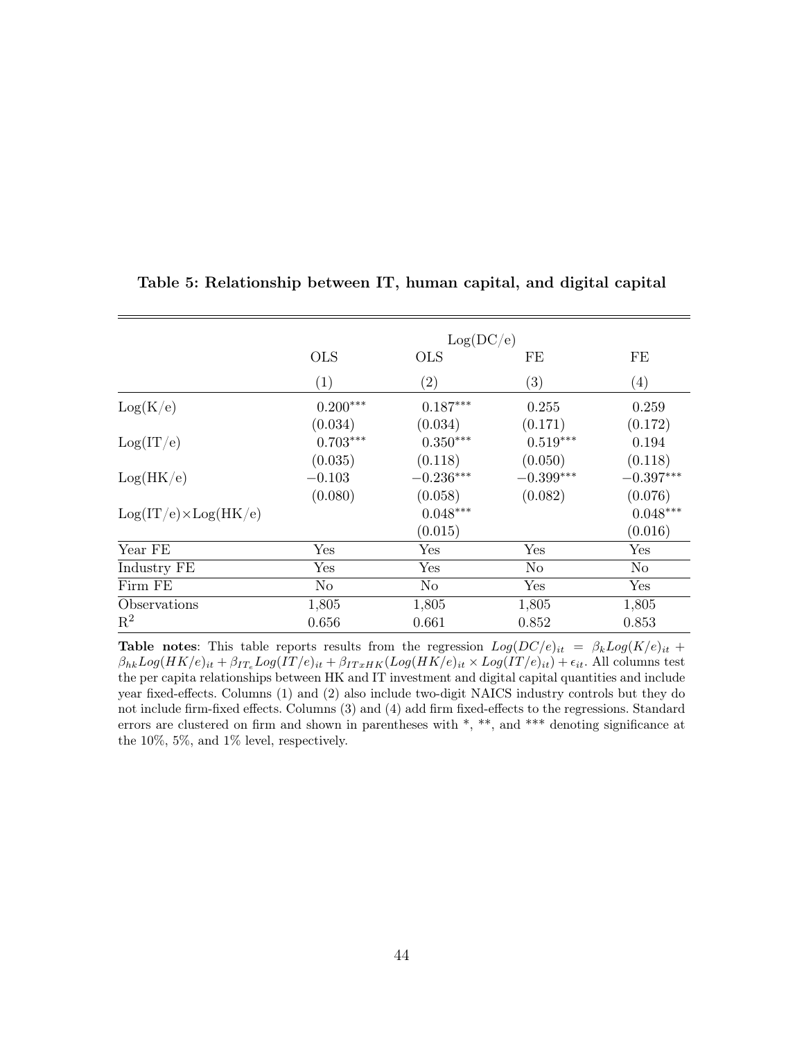**Table 5: Relationship between IT, human capital, and digital capital**

| | Log(DC/e) | | | |
|---|---|---|---|---|
| | OLS | OLS | FE | FE |
| | (1) | (2) | (3) | (4) |
| Log(K/e) | 0.200*** | 0.187*** | 0.255 | 0.259 |
| | (0.034) | (0.034) | (0.171) | (0.172) |
| Log(IT/e) | 0.703*** | 0.350*** | 0.519*** | 0.194 |
| | (0.035) | (0.118) | (0.050) | (0.118) |
| Log(HK/e) | −0.103 | −0.236*** | −0.399*** | −0.397*** |
| | (0.080) | (0.058) | (0.082) | (0.076) |
| Log(IT/e)×Log(HK/e) | | 0.048*** | | 0.048*** |
| | | (0.015) | | (0.016) |
| Year FE | Yes | Yes | Yes | Yes |
| Industry FE | Yes | Yes | No | No |
| Firm FE | No | No | Yes | Yes |
| Observations | 1,805 | 1,805 | 1,805 | 1,805 |
| $R^2$ | 0.656 | 0.661 | 0.852 | 0.853 |

**Table notes**: This table reports results from the regression $Log(DC/e)_{it} = \beta_k Log(K/e)_{it} + \beta_{hk} Log(HK/e)_{it} + \beta_{IT_e} Log(IT/e)_{it} + \beta_{ITxHK}(Log(HK/e)_{it} \times Log(IT/e)_{it}) + \epsilon_{it}$. All columns test the per capita relationships between HK and IT investment and digital capital quantities and include year fixed-effects. Columns (1) and (2) also include two-digit NAICS industry controls but they do not include firm-fixed effects. Columns (3) and (4) add firm fixed-effects to the regressions. Standard errors are clustered on firm and shown in parentheses with *, **, and *** denoting significance at the 10%, 5%, and 1% level, respectively.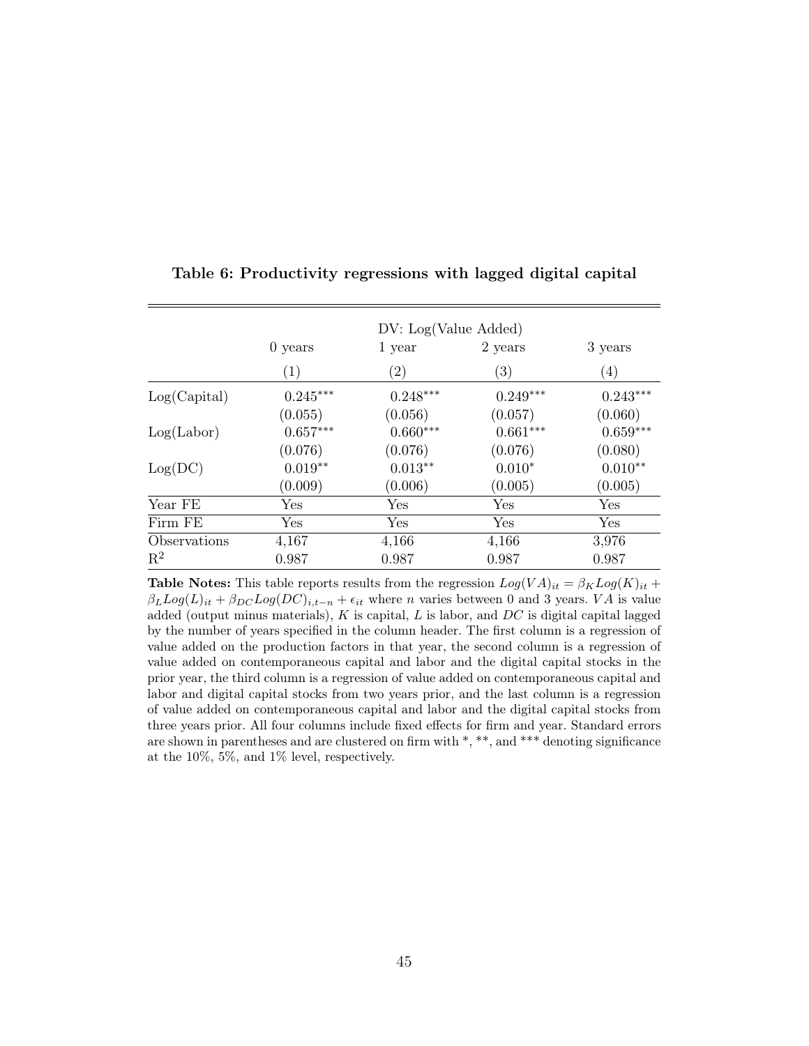**Table 6: Productivity regressions with lagged digital capital**

| | DV: Log(Value Added) | | | |
|---|---|---|---|---|
| | 0 years | 1 year | 2 years | 3 years |
| | (1) | (2) | (3) | (4) |
| Log(Capital) | 0.245*** | 0.248*** | 0.249*** | 0.243*** |
| | (0.055) | (0.056) | (0.057) | (0.060) |
| Log(Labor) | 0.657*** | 0.660*** | 0.661*** | 0.659*** |
| | (0.076) | (0.076) | (0.076) | (0.080) |
| Log(DC) | 0.019** | 0.013** | 0.010* | 0.010** |
| | (0.009) | (0.006) | (0.005) | (0.005) |
| Year FE | Yes | Yes | Yes | Yes |
| Firm FE | Yes | Yes | Yes | Yes |
| Observations | 4,167 | 4,166 | 4,166 | 3,976 |
| $R^2$ | 0.987 | 0.987 | 0.987 | 0.987 |

**Table Notes:** This table reports results from the regression $Log(VA)_{it} = \beta_K Log(K)_{it} + \beta_L Log(L)_{it} + \beta_{DC} Log(DC)_{i,t-n} + \epsilon_{it}$ where $n$ varies between 0 and 3 years. $VA$ is value added (output minus materials), $K$ is capital, $L$ is labor, and $DC$ is digital capital lagged by the number of years specified in the column header. The first column is a regression of value added on the production factors in that year, the second column is a regression of value added on contemporaneous capital and labor and the digital capital stocks in the prior year, the third column is a regression of value added on contemporaneous capital and labor and digital capital stocks from two years prior, and the last column is a regression of value added on contemporaneous capital and labor and the digital capital stocks from three years prior. All four columns include fixed effects for firm and year. Standard errors are shown in parentheses and are clustered on firm with *, **, and *** denoting significance at the 10%, 5%, and 1% level, respectively.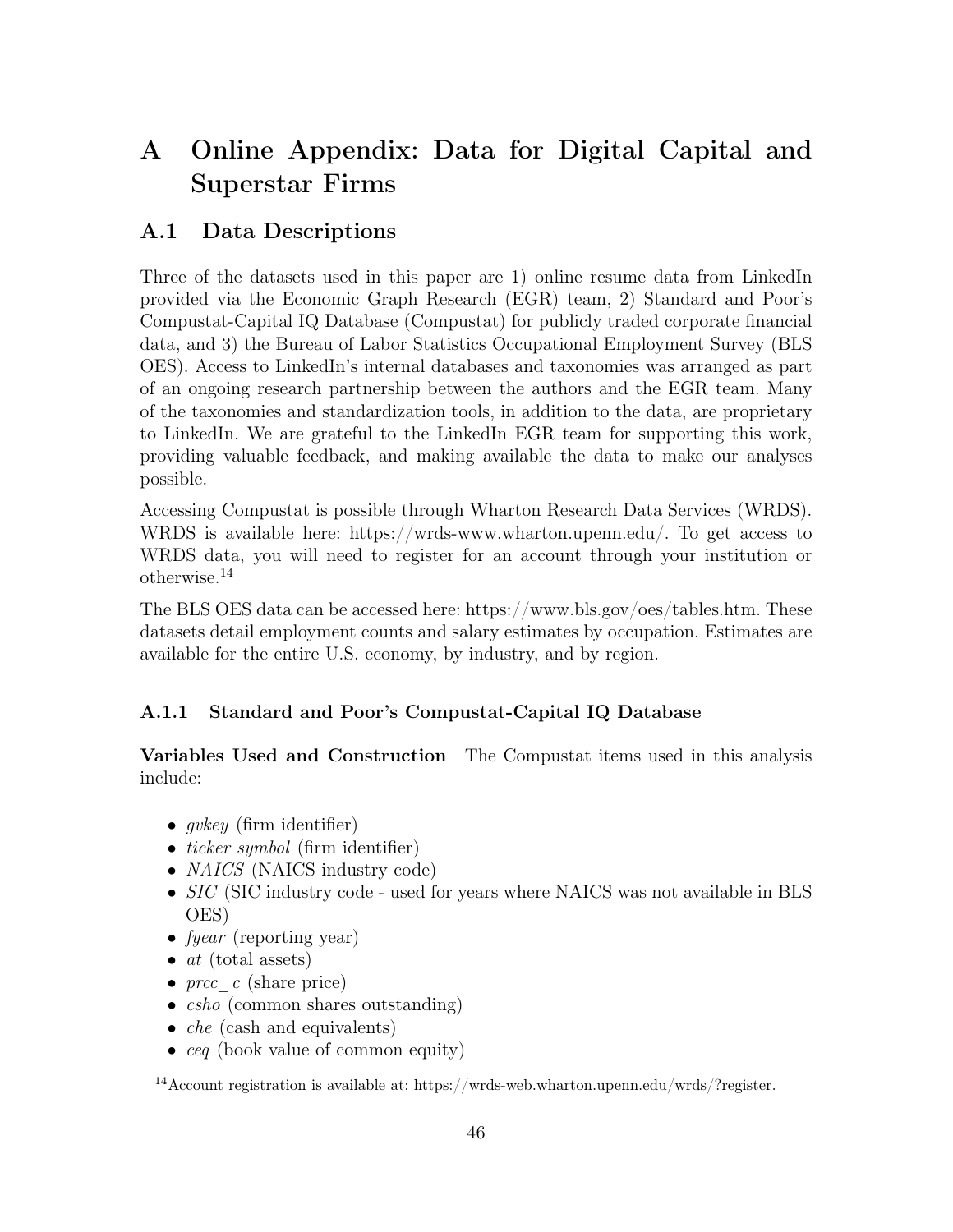# A Online Appendix: Data for Digital Capital and Superstar Firms

## A.1 Data Descriptions

Three of the datasets used in this paper are 1) online resume data from LinkedIn provided via the Economic Graph Research (EGR) team, 2) Standard and Poor's Compustat-Capital IQ Database (Compustat) for publicly traded corporate financial data, and 3) the Bureau of Labor Statistics Occupational Employment Survey (BLS OES). Access to LinkedIn's internal databases and taxonomies was arranged as part of an ongoing research partnership between the authors and the EGR team. Many of the taxonomies and standardization tools, in addition to the data, are proprietary to LinkedIn. We are grateful to the LinkedIn EGR team for supporting this work, providing valuable feedback, and making available the data to make our analyses possible.

Accessing Compustat is possible through Wharton Research Data Services (WRDS). WRDS is available here: https://wrds-www.wharton.upenn.edu/. To get access to WRDS data, you will need to register for an account through your institution or otherwise.[14]

The BLS OES data can be accessed here: https://www.bls.gov/oes/tables.htm. These datasets detail employment counts and salary estimates by occupation. Estimates are available for the entire U.S. economy, by industry, and by region.

### A.1.1 Standard and Poor's Compustat-Capital IQ Database

**Variables Used and Construction** The Compustat items used in this analysis include:

- *gvkey* (firm identifier)
- *ticker symbol* (firm identifier)
- *NAICS* (NAICS industry code)
- *SIC* (SIC industry code - used for years where NAICS was not available in BLS OES)
- *fyear* (reporting year)
- *at* (total assets)
- *prcc_c* (share price)
- *csho* (common shares outstanding)
- *che* (cash and equivalents)
- *ceq* (book value of common equity)

[14] Account registration is available at: https://wrds-web.wharton.upenn.edu/wrds/?register.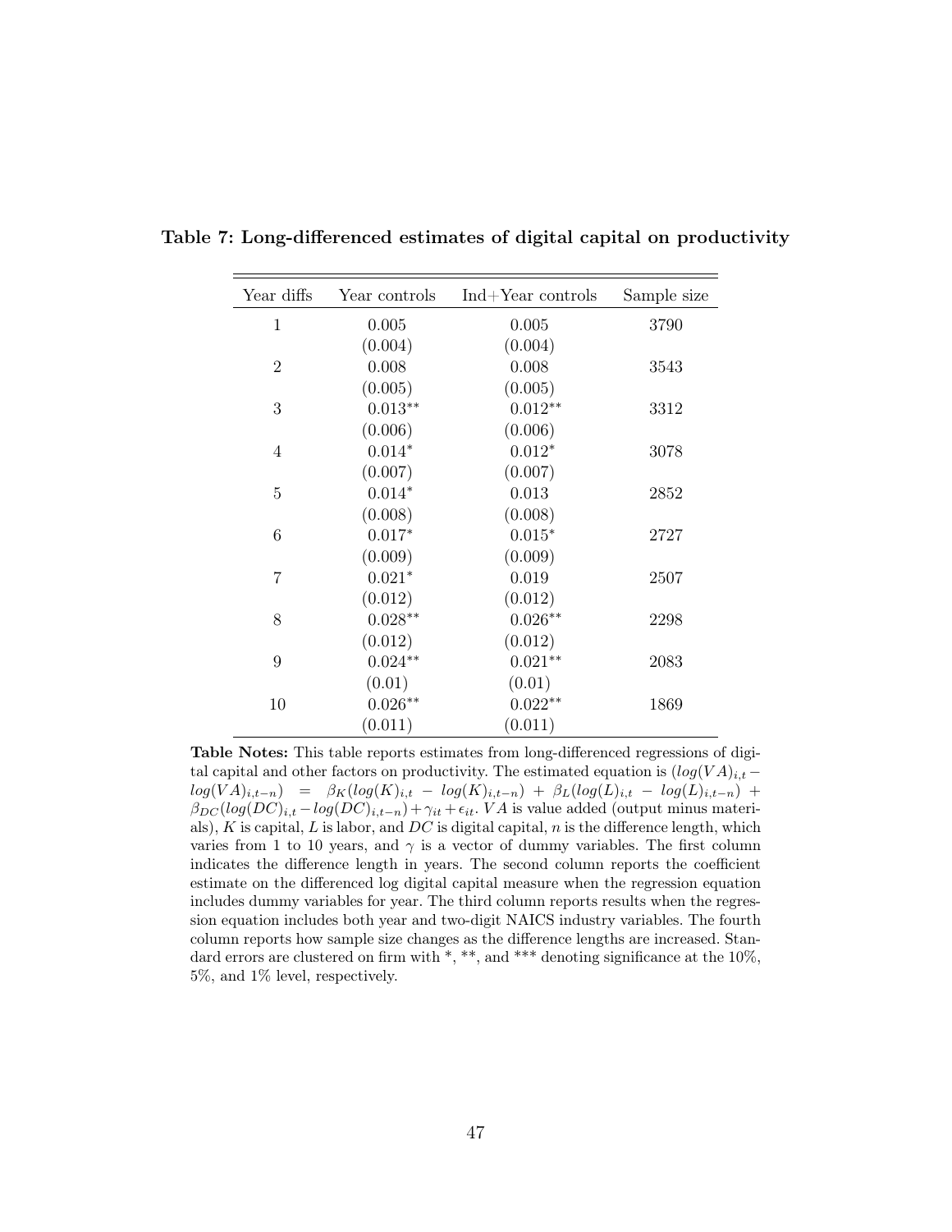**Table 7: Long-differenced estimates of digital capital on productivity**

| Year diffs | Year controls | Ind+Year controls | Sample size |
|---|---|---|---|
| 1 | 0.005 | 0.005 | 3790 |
| | (0.004) | (0.004) | |
| 2 | 0.008 | 0.008 | 3543 |
| | (0.005) | (0.005) | |
| 3 | 0.013** | 0.012** | 3312 |
| | (0.006) | (0.006) | |
| 4 | 0.014* | 0.012* | 3078 |
| | (0.007) | (0.007) | |
| 5 | 0.014* | 0.013 | 2852 |
| | (0.008) | (0.008) | |
| 6 | 0.017* | 0.015* | 2727 |
| | (0.009) | (0.009) | |
| 7 | 0.021* | 0.019 | 2507 |
| | (0.012) | (0.012) | |
| 8 | 0.028** | 0.026** | 2298 |
| | (0.012) | (0.012) | |
| 9 | 0.024** | 0.021** | 2083 |
| | (0.01) | (0.01) | |
| 10 | 0.026** | 0.022** | 1869 |
| | (0.011) | (0.011) | |

**Table Notes:** This table reports estimates from long-differenced regressions of digital capital and other factors on productivity. The estimated equation is $(log(VA)_{i,t} - log(VA)_{i,t-n}) = \beta_K(log(K)_{i,t} - log(K)_{i,t-n}) + \beta_L(log(L)_{i,t} - log(L)_{i,t-n}) + \beta_{DC}(log(DC)_{i,t} - log(DC)_{i,t-n}) + \gamma_{it} + \epsilon_{it}$. $VA$ is value added (output minus materials), $K$ is capital, $L$ is labor, and $DC$ is digital capital, $n$ is the difference length, which varies from 1 to 10 years, and $\gamma$ is a vector of dummy variables. The first column indicates the difference length in years. The second column reports the coefficient estimate on the differenced log digital capital measure when the regression equation includes dummy variables for year. The third column reports results when the regression equation includes both year and two-digit NAICS industry variables. The fourth column reports how sample size changes as the difference lengths are increased. Standard errors are clustered on firm with *, **, and *** denoting significance at the 10%, 5%, and 1% level, respectively.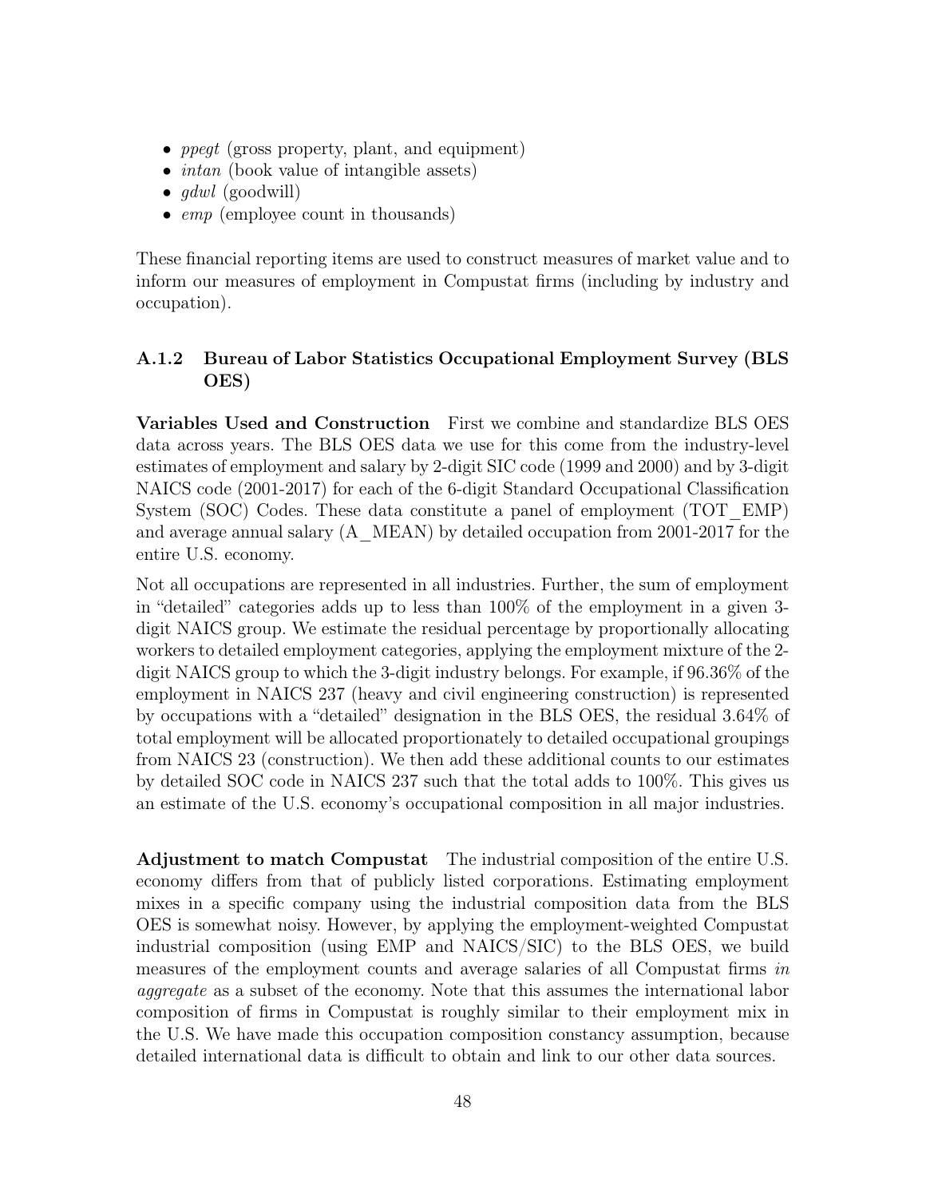- *ppegt* (gross property, plant, and equipment)
- *intan* (book value of intangible assets)
- *gdwl* (goodwill)
- *emp* (employee count in thousands)

These financial reporting items are used to construct measures of market value and to inform our measures of employment in Compustat firms (including by industry and occupation).

### A.1.2 Bureau of Labor Statistics Occupational Employment Survey (BLS OES)

**Variables Used and Construction** First we combine and standardize BLS OES data across years. The BLS OES data we use for this come from the industry-level estimates of employment and salary by 2-digit SIC code (1999 and 2000) and by 3-digit NAICS code (2001-2017) for each of the 6-digit Standard Occupational Classification System (SOC) Codes. These data constitute a panel of employment (TOT_EMP) and average annual salary (A_MEAN) by detailed occupation from 2001-2017 for the entire U.S. economy.

Not all occupations are represented in all industries. Further, the sum of employment in "detailed" categories adds up to less than 100% of the employment in a given 3-digit NAICS group. We estimate the residual percentage by proportionally allocating workers to detailed employment categories, applying the employment mixture of the 2-digit NAICS group to which the 3-digit industry belongs. For example, if 96.36% of the employment in NAICS 237 (heavy and civil engineering construction) is represented by occupations with a "detailed" designation in the BLS OES, the residual 3.64% of total employment will be allocated proportionately to detailed occupational groupings from NAICS 23 (construction). We then add these additional counts to our estimates by detailed SOC code in NAICS 237 such that the total adds to 100%. This gives us an estimate of the U.S. economy's occupational composition in all major industries.

**Adjustment to match Compustat** The industrial composition of the entire U.S. economy differs from that of publicly listed corporations. Estimating employment mixes in a specific company using the industrial composition data from the BLS OES is somewhat noisy. However, by applying the employment-weighted Compustat industrial composition (using EMP and NAICS/SIC) to the BLS OES, we build measures of the employment counts and average salaries of all Compustat firms *in aggregate* as a subset of the economy. Note that this assumes the international labor composition of firms in Compustat is roughly similar to their employment mix in the U.S. We have made this occupation composition constancy assumption, because detailed international data is difficult to obtain and link to our other data sources.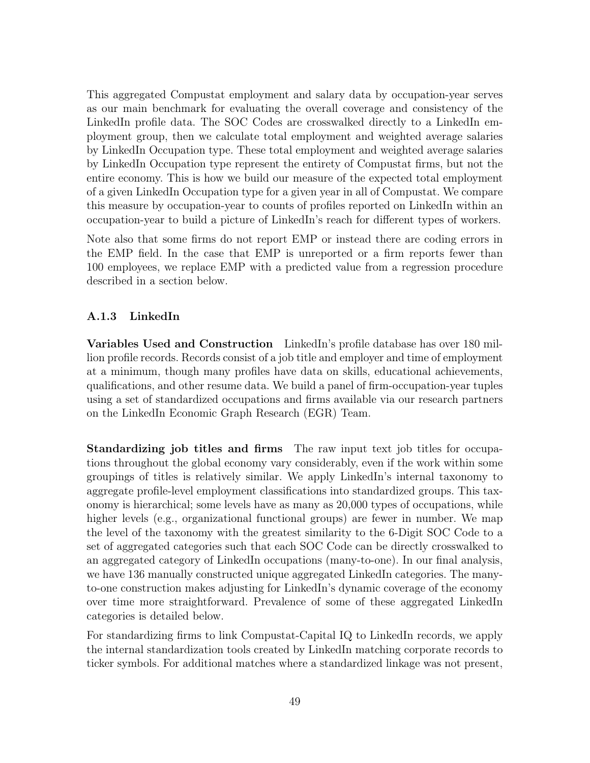This aggregated Compustat employment and salary data by occupation-year serves as our main benchmark for evaluating the overall coverage and consistency of the LinkedIn profile data. The SOC Codes are crosswalked directly to a LinkedIn employment group, then we calculate total employment and weighted average salaries by LinkedIn Occupation type. These total employment and weighted average salaries by LinkedIn Occupation type represent the entirety of Compustat firms, but not the entire economy. This is how we build our measure of the expected total employment of a given LinkedIn Occupation type for a given year in all of Compustat. We compare this measure by occupation-year to counts of profiles reported on LinkedIn within an occupation-year to build a picture of LinkedIn's reach for different types of workers.

Note also that some firms do not report EMP or instead there are coding errors in the EMP field. In the case that EMP is unreported or a firm reports fewer than 100 employees, we replace EMP with a predicted value from a regression procedure described in a section below.

### A.1.3 LinkedIn

**Variables Used and Construction** LinkedIn's profile database has over 180 million profile records. Records consist of a job title and employer and time of employment at a minimum, though many profiles have data on skills, educational achievements, qualifications, and other resume data. We build a panel of firm-occupation-year tuples using a set of standardized occupations and firms available via our research partners on the LinkedIn Economic Graph Research (EGR) Team.

**Standardizing job titles and firms** The raw input text job titles for occupations throughout the global economy vary considerably, even if the work within some groupings of titles is relatively similar. We apply LinkedIn's internal taxonomy to aggregate profile-level employment classifications into standardized groups. This taxonomy is hierarchical; some levels have as many as 20,000 types of occupations, while higher levels (e.g., organizational functional groups) are fewer in number. We map the level of the taxonomy with the greatest similarity to the 6-Digit SOC Code to a set of aggregated categories such that each SOC Code can be directly crosswalked to an aggregated category of LinkedIn occupations (many-to-one). In our final analysis, we have 136 manually constructed unique aggregated LinkedIn categories. The many-to-one construction makes adjusting for LinkedIn's dynamic coverage of the economy over time more straightforward. Prevalence of some of these aggregated LinkedIn categories is detailed below.

For standardizing firms to link Compustat-Capital IQ to LinkedIn records, we apply the internal standardization tools created by LinkedIn matching corporate records to ticker symbols. For additional matches where a standardized linkage was not present,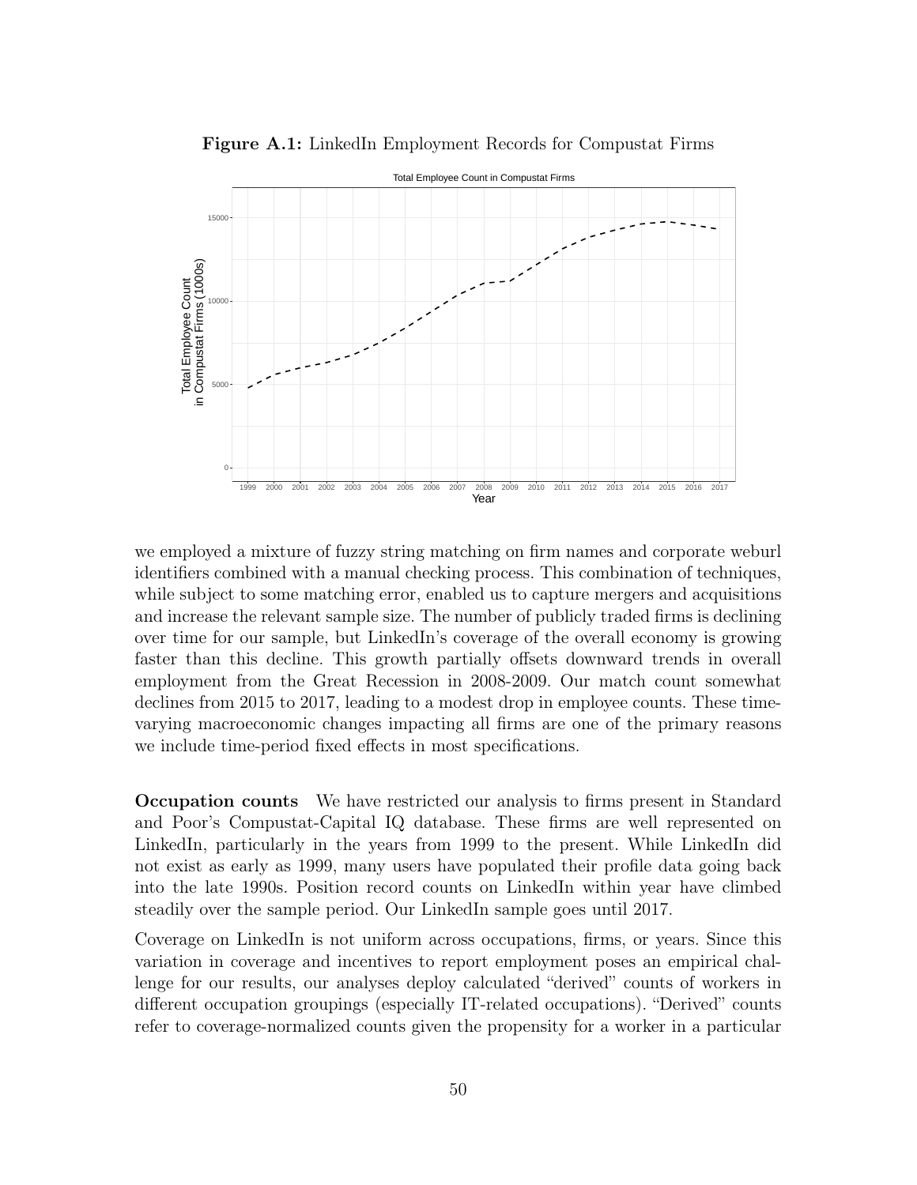**Figure A.1:** LinkedIn Employment Records for Compustat Firms

we employed a mixture of fuzzy string matching on firm names and corporate weburl identifiers combined with a manual checking process. This combination of techniques, while subject to some matching error, enabled us to capture mergers and acquisitions and increase the relevant sample size. The number of publicly traded firms is declining over time for our sample, but LinkedIn's coverage of the overall economy is growing faster than this decline. This growth partially offsets downward trends in overall employment from the Great Recession in 2008-2009. Our match count somewhat declines from 2015 to 2017, leading to a modest drop in employee counts. These time-varying macroeconomic changes impacting all firms are one of the primary reasons we include time-period fixed effects in most specifications.

**Occupation counts** We have restricted our analysis to firms present in Standard and Poor's Compustat-Capital IQ database. These firms are well represented on LinkedIn, particularly in the years from 1999 to the present. While LinkedIn did not exist as early as 1999, many users have populated their profile data going back into the late 1990s. Position record counts on LinkedIn within year have climbed steadily over the sample period. Our LinkedIn sample goes until 2017.

Coverage on LinkedIn is not uniform across occupations, firms, or years. Since this variation in coverage and incentives to report employment poses an empirical challenge for our results, our analyses deploy calculated "derived" counts of workers in different occupation groupings (especially IT-related occupations). "Derived" counts refer to coverage-normalized counts given the propensity for a worker in a particular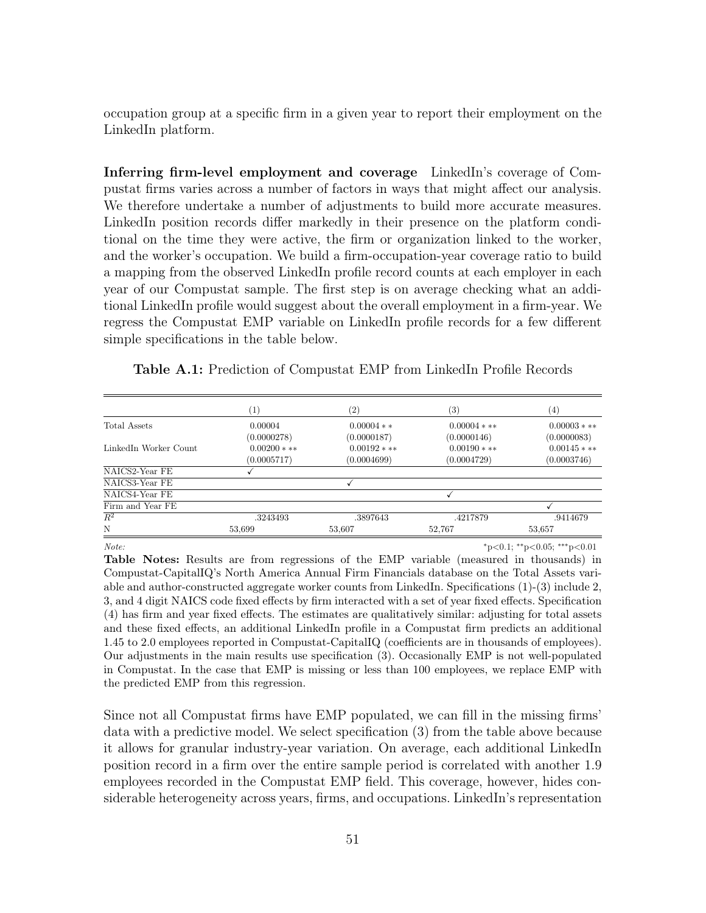occupation group at a specific firm in a given year to report their employment on the LinkedIn platform.

**Inferring firm-level employment and coverage** LinkedIn's coverage of Compustat firms varies across a number of factors in ways that might affect our analysis. We therefore undertake a number of adjustments to build more accurate measures. LinkedIn position records differ markedly in their presence on the platform conditional on the time they were active, the firm or organization linked to the worker, and the worker's occupation. We build a firm-occupation-year coverage ratio to build a mapping from the observed LinkedIn profile record counts at each employer in each year of our Compustat sample. The first step is on average checking what an additional LinkedIn profile would suggest about the overall employment in a firm-year. We regress the Compustat EMP variable on LinkedIn profile records for a few different simple specifications in the table below.

**Table A.1:** Prediction of Compustat EMP from LinkedIn Profile Records

| | (1) | (2) | (3) | (4) |
|---|---|---|---|---|
| Total Assets | 0.00004 | 0.00004** | 0.00004*** | 0.00003*** |
| | (0.0000278) | (0.0000187) | (0.0000146) | (0.0000083) |
| LinkedIn Worker Count | 0.00200*** | 0.00192*** | 0.00190*** | 0.00145*** |
| | (0.0005717) | (0.0004699) | (0.0004729) | (0.0003746) |
| NAICS2-Year FE | ✓ | | | |
| NAICS3-Year FE | | ✓ | | |
| NAICS4-Year FE | | | ✓ | |
| Firm and Year FE | | | | ✓ |
| $R^2$ | .3243493 | .3897643 | .4217879 | .9414679 |
| N | 53,699 | 53,607 | 52,767 | 53,657 |

*Note:* *p<0.1; **p<0.05; ***p<0.01

**Table Notes:** Results are from regressions of the EMP variable (measured in thousands) in Compustat-CapitalIQ's North America Annual Firm Financials database on the Total Assets variable and author-constructed aggregate worker counts from LinkedIn. Specifications (1)-(3) include 2, 3, and 4 digit NAICS code fixed effects by firm interacted with a set of year fixed effects. Specification (4) has firm and year fixed effects. The estimates are qualitatively similar: adjusting for total assets and these fixed effects, an additional LinkedIn profile in a Compustat firm predicts an additional 1.45 to 2.0 employees reported in Compustat-CapitalIQ (coefficients are in thousands of employees). Our adjustments in the main results use specification (3). Occasionally EMP is not well-populated in Compustat. In the case that EMP is missing or less than 100 employees, we replace EMP with the predicted EMP from this regression.

Since not all Compustat firms have EMP populated, we can fill in the missing firms' data with a predictive model. We select specification (3) from the table above because it allows for granular industry-year variation. On average, each additional LinkedIn position record in a firm over the entire sample period is correlated with another 1.9 employees recorded in the Compustat EMP field. This coverage, however, hides considerable heterogeneity across years, firms, and occupations. LinkedIn's representation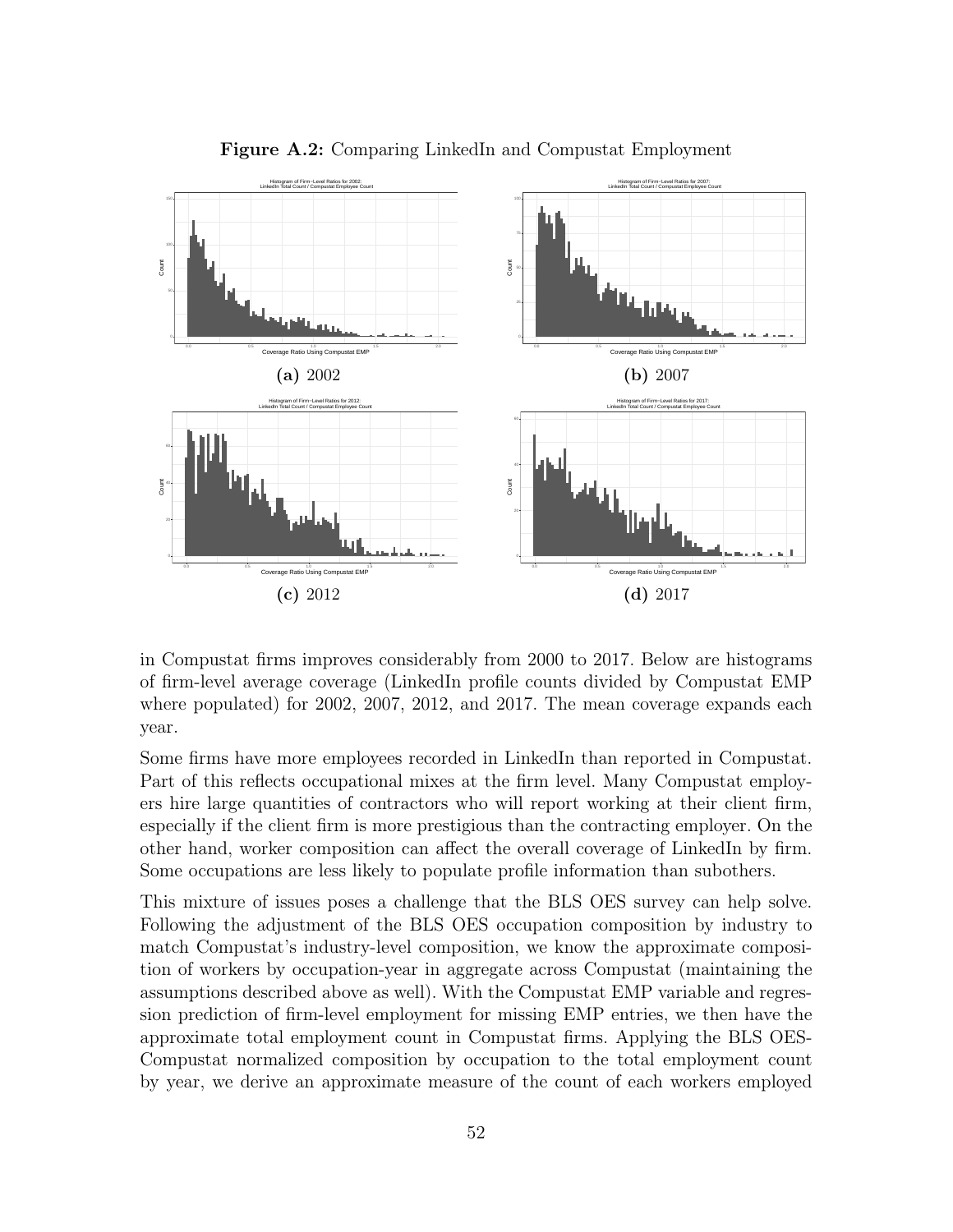**Figure A.2:** Comparing LinkedIn and Compustat Employment

**(a)** 2002

**(b)** 2007

**(c)** 2012

**(d)** 2017

in Compustat firms improves considerably from 2000 to 2017. Below are histograms of firm-level average coverage (LinkedIn profile counts divided by Compustat EMP where populated) for 2002, 2007, 2012, and 2017. The mean coverage expands each year.

Some firms have more employees recorded in LinkedIn than reported in Compustat. Part of this reflects occupational mixes at the firm level. Many Compustat employers hire large quantities of contractors who will report working at their client firm, especially if the client firm is more prestigious than the contracting employer. On the other hand, worker composition can affect the overall coverage of LinkedIn by firm. Some occupations are less likely to populate profile information than subothers.

This mixture of issues poses a challenge that the BLS OES survey can help solve. Following the adjustment of the BLS OES occupation composition by industry to match Compustat's industry-level composition, we know the approximate composition of workers by occupation-year in aggregate across Compustat (maintaining the assumptions described above as well). With the Compustat EMP variable and regression prediction of firm-level employment for missing EMP entries, we then have the approximate total employment count in Compustat firms. Applying the BLS OES-Compustat normalized composition by occupation to the total employment count by year, we derive an approximate measure of the count of each workers employed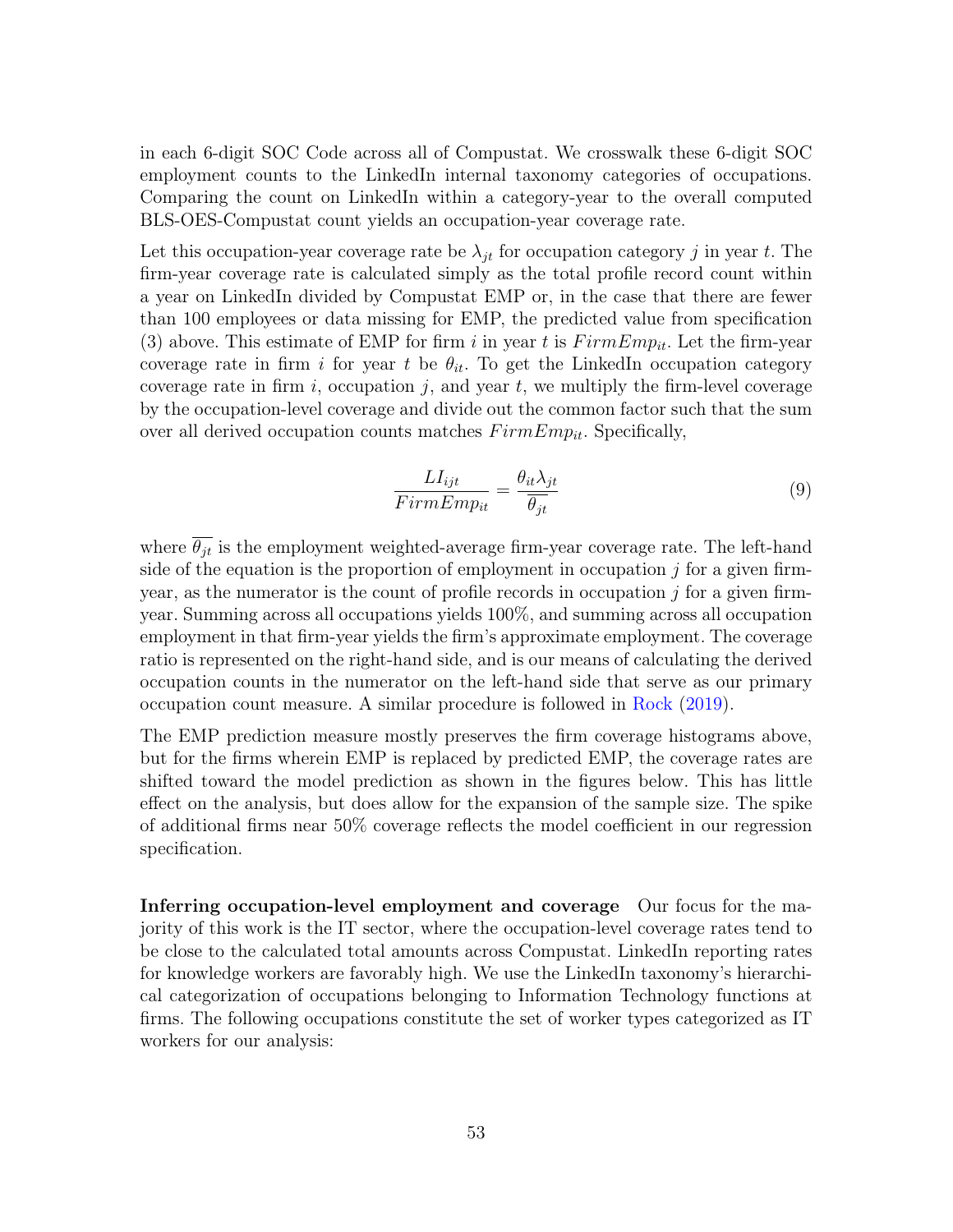in each 6-digit SOC Code across all of Compustat. We crosswalk these 6-digit SOC employment counts to the LinkedIn internal taxonomy categories of occupations. Comparing the count on LinkedIn within a category-year to the overall computed BLS-OES-Compustat count yields an occupation-year coverage rate.

Let this occupation-year coverage rate be $\lambda_{jt}$ for occupation category $j$ in year $t$. The firm-year coverage rate is calculated simply as the total profile record count within a year on LinkedIn divided by Compustat EMP or, in the case that there are fewer than 100 employees or data missing for EMP, the predicted value from specification (3) above. This estimate of EMP for firm $i$ in year $t$ is $FirmEmp_{it}$. Let the firm-year coverage rate in firm $i$ for year $t$ be $\theta_{it}$. To get the LinkedIn occupation category coverage rate in firm $i$, occupation $j$, and year $t$, we multiply the firm-level coverage by the occupation-level coverage and divide out the common factor such that the sum over all derived occupation counts matches $FirmEmp_{it}$. Specifically,

$$\frac{LI_{ijt}}{FirmEmp_{it}} = \frac{\theta_{it}\lambda_{jt}}{\overline{\theta_{jt}}} \tag{9}$$

where $\overline{\theta_{jt}}$ is the employment weighted-average firm-year coverage rate. The left-hand side of the equation is the proportion of employment in occupation $j$ for a given firm-year, as the numerator is the count of profile records in occupation $j$ for a given firm-year. Summing across all occupations yields 100%, and summing across all occupation employment in that firm-year yields the firm's approximate employment. The coverage ratio is represented on the right-hand side, and is our means of calculating the derived occupation counts in the numerator on the left-hand side that serve as our primary occupation count measure. A similar procedure is followed in Rock (2019).

The EMP prediction measure mostly preserves the firm coverage histograms above, but for the firms wherein EMP is replaced by predicted EMP, the coverage rates are shifted toward the model prediction as shown in the figures below. This has little effect on the analysis, but does allow for the expansion of the sample size. The spike of additional firms near 50% coverage reflects the model coefficient in our regression specification.

**Inferring occupation-level employment and coverage** Our focus for the majority of this work is the IT sector, where the occupation-level coverage rates tend to be close to the calculated total amounts across Compustat. LinkedIn reporting rates for knowledge workers are favorably high. We use the LinkedIn taxonomy's hierarchical categorization of occupations belonging to Information Technology functions at firms. The following occupations constitute the set of worker types categorized as IT workers for our analysis: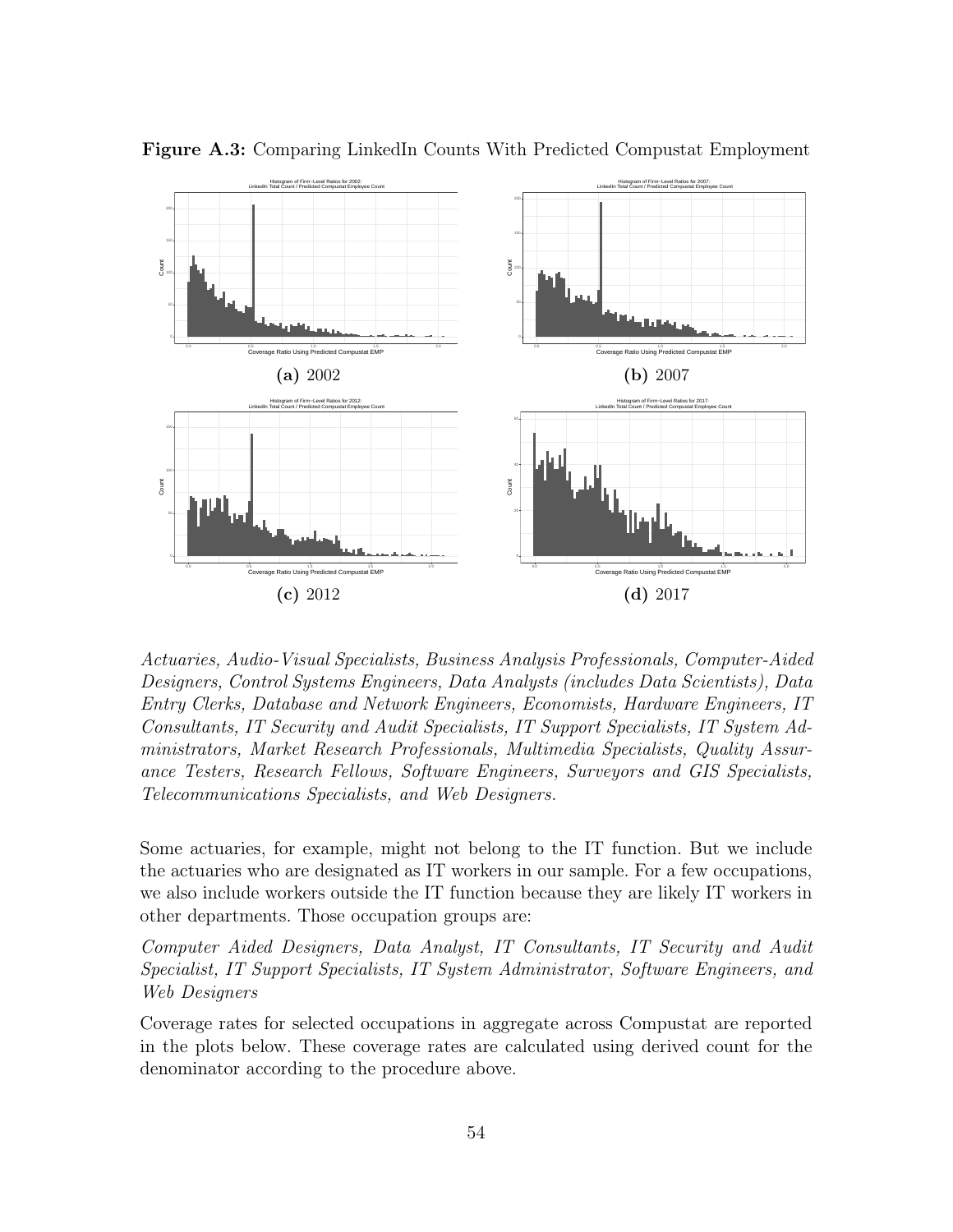**Figure A.3:** Comparing LinkedIn Counts With Predicted Compustat Employment

**(a)** 2002

**(b)** 2007

**(c)** 2012

**(d)** 2017

*Actuaries, Audio-Visual Specialists, Business Analysis Professionals, Computer-Aided Designers, Control Systems Engineers, Data Analysts (includes Data Scientists), Data Entry Clerks, Database and Network Engineers, Economists, Hardware Engineers, IT Consultants, IT Security and Audit Specialists, IT Support Specialists, IT System Administrators, Market Research Professionals, Multimedia Specialists, Quality Assurance Testers, Research Fellows, Software Engineers, Surveyors and GIS Specialists, Telecommunications Specialists, and Web Designers.*

Some actuaries, for example, might not belong to the IT function. But we include the actuaries who are designated as IT workers in our sample. For a few occupations, we also include workers outside the IT function because they are likely IT workers in other departments. Those occupation groups are:

*Computer Aided Designers, Data Analyst, IT Consultants, IT Security and Audit Specialist, IT Support Specialists, IT System Administrator, Software Engineers, and Web Designers*

Coverage rates for selected occupations in aggregate across Compustat are reported in the plots below. These coverage rates are calculated using derived count for the denominator according to the procedure above.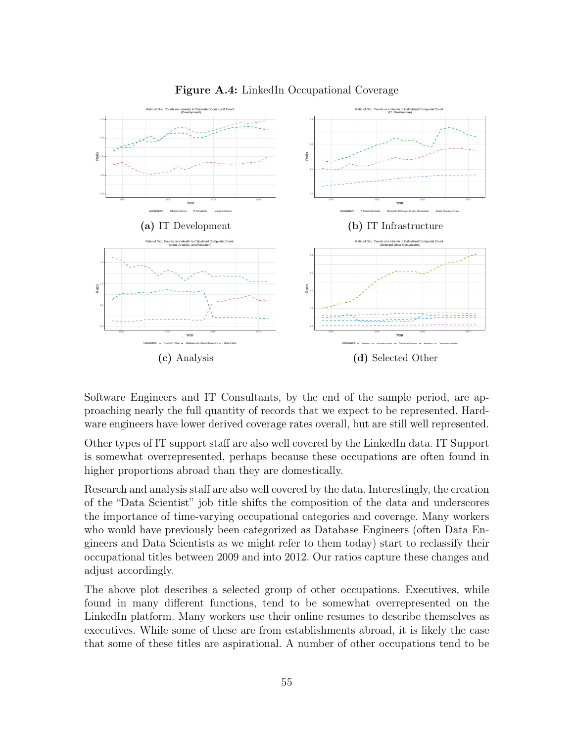**Figure A.4:** LinkedIn Occupational Coverage

**(a)** IT Development

**(b)** IT Infrastructure

**(c)** Analysis

**(d)** Selected Other

Software Engineers and IT Consultants, by the end of the sample period, are approaching nearly the full quantity of records that we expect to be represented. Hardware engineers have lower derived coverage rates overall, but are still well represented.

Other types of IT support staff are also well covered by the LinkedIn data. IT Support is somewhat overrepresented, perhaps because these occupations are often found in higher proportions abroad than they are domestically.

Research and analysis staff are also well covered by the data. Interestingly, the creation of the "Data Scientist" job title shifts the composition of the data and underscores the importance of time-varying occupational categories and coverage. Many workers who would have previously been categorized as Database Engineers (often Data Engineers and Data Scientists as we might refer to them today) start to reclassify their occupational titles between 2009 and into 2012. Our ratios capture these changes and adjust accordingly.

The above plot describes a selected group of other occupations. Executives, while found in many different functions, tend to be somewhat overrepresented on the LinkedIn platform. Many workers use their online resumes to describe themselves as executives. While some of these are from establishments abroad, it is likely the case that some of these titles are aspirational. A number of other occupations tend to be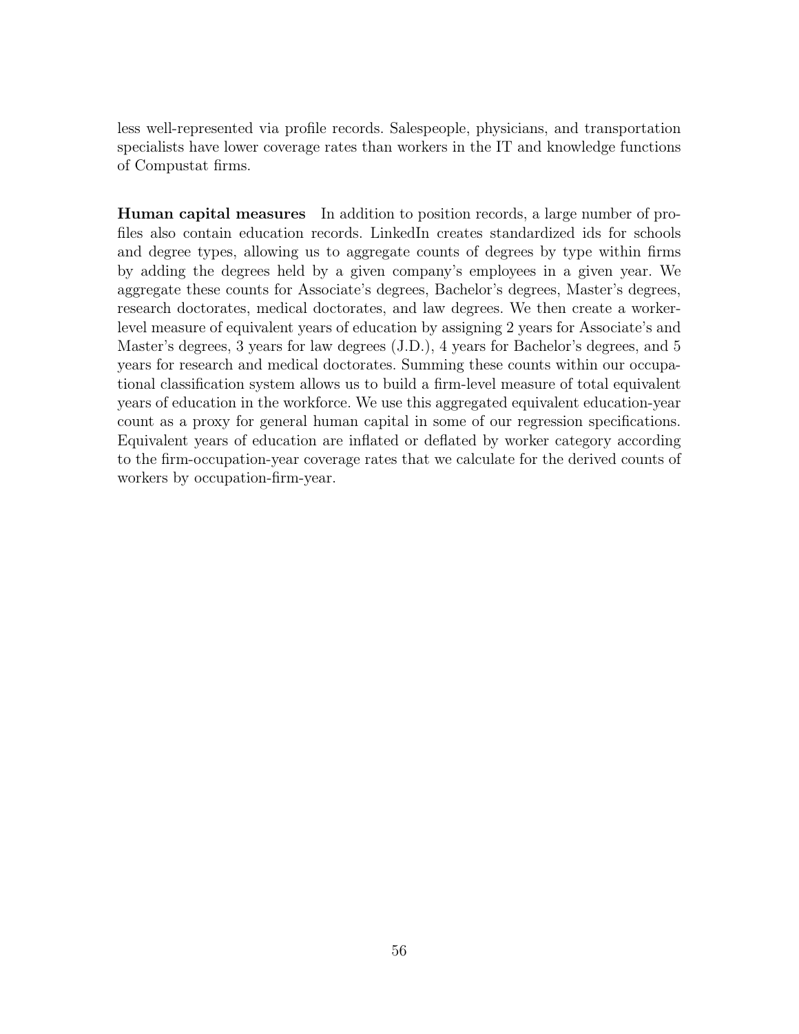less well-represented via profile records. Salespeople, physicians, and transportation specialists have lower coverage rates than workers in the IT and knowledge functions of Compustat firms.

**Human capital measures** In addition to position records, a large number of profiles also contain education records. LinkedIn creates standardized ids for schools and degree types, allowing us to aggregate counts of degrees by type within firms by adding the degrees held by a given company's employees in a given year. We aggregate these counts for Associate's degrees, Bachelor's degrees, Master's degrees, research doctorates, medical doctorates, and law degrees. We then create a worker-level measure of equivalent years of education by assigning 2 years for Associate's and Master's degrees, 3 years for law degrees (J.D.), 4 years for Bachelor's degrees, and 5 years for research and medical doctorates. Summing these counts within our occupational classification system allows us to build a firm-level measure of total equivalent years of education in the workforce. We use this aggregated equivalent education-year count as a proxy for general human capital in some of our regression specifications. Equivalent years of education are inflated or deflated by worker category according to the firm-occupation-year coverage rates that we calculate for the derived counts of workers by occupation-firm-year.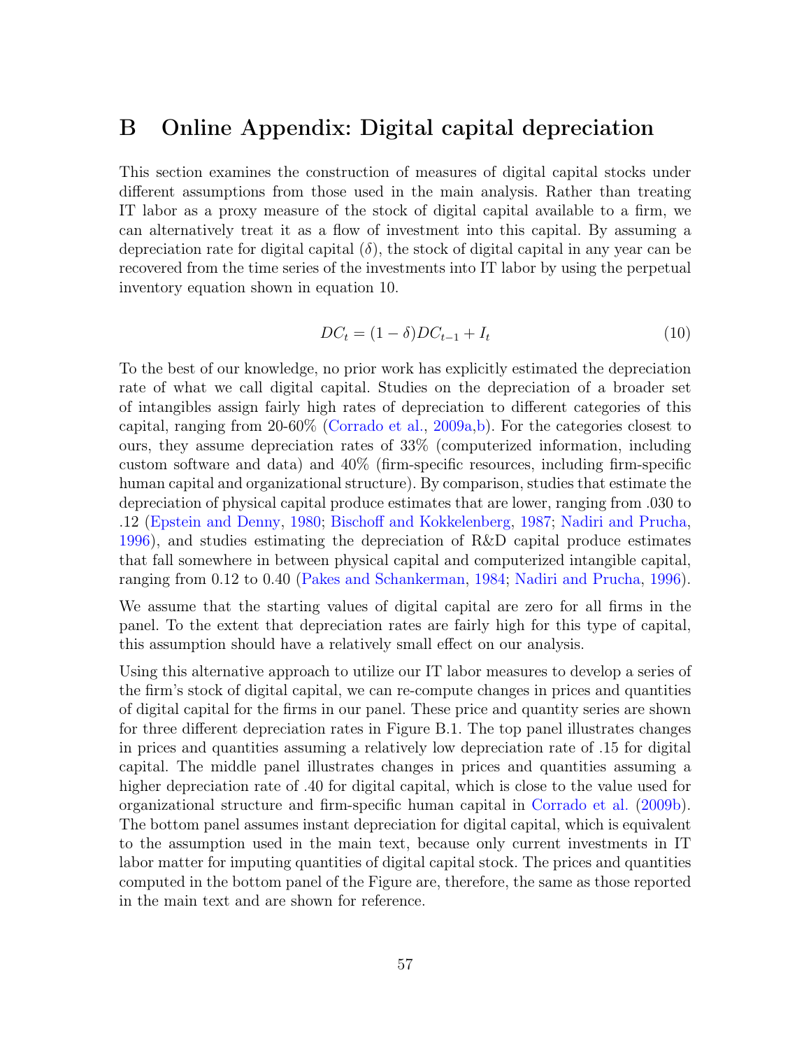# B Online Appendix: Digital capital depreciation

This section examines the construction of measures of digital capital stocks under different assumptions from those used in the main analysis. Rather than treating IT labor as a proxy measure of the stock of digital capital available to a firm, we can alternatively treat it as a flow of investment into this capital. By assuming a depreciation rate for digital capital ($\delta$), the stock of digital capital in any year can be recovered from the time series of the investments into IT labor by using the perpetual inventory equation shown in equation 10.

$$DC_t = (1 - \delta)DC_{t-1} + I_t \tag{10}$$

To the best of our knowledge, no prior work has explicitly estimated the depreciation rate of what we call digital capital. Studies on the depreciation of a broader set of intangibles assign fairly high rates of depreciation to different categories of this capital, ranging from 20-60% (Corrado et al., 2009a,b). For the categories closest to ours, they assume depreciation rates of 33% (computerized information, including custom software and data) and 40% (firm-specific resources, including firm-specific human capital and organizational structure). By comparison, studies that estimate the depreciation of physical capital produce estimates that are lower, ranging from .030 to .12 (Epstein and Denny, 1980; Bischoff and Kokkelenberg, 1987; Nadiri and Prucha, 1996), and studies estimating the depreciation of R&D capital produce estimates that fall somewhere in between physical capital and computerized intangible capital, ranging from 0.12 to 0.40 (Pakes and Schankerman, 1984; Nadiri and Prucha, 1996).

We assume that the starting values of digital capital are zero for all firms in the panel. To the extent that depreciation rates are fairly high for this type of capital, this assumption should have a relatively small effect on our analysis.

Using this alternative approach to utilize our IT labor measures to develop a series of the firm's stock of digital capital, we can re-compute changes in prices and quantities of digital capital for the firms in our panel. These price and quantity series are shown for three different depreciation rates in Figure B.1. The top panel illustrates changes in prices and quantities assuming a relatively low depreciation rate of .15 for digital capital. The middle panel illustrates changes in prices and quantities assuming a higher depreciation rate of .40 for digital capital, which is close to the value used for organizational structure and firm-specific human capital in Corrado et al. (2009b). The bottom panel assumes instant depreciation for digital capital, which is equivalent to the assumption used in the main text, because only current investments in IT labor matter for imputing quantities of digital capital stock. The prices and quantities computed in the bottom panel of the Figure are, therefore, the same as those reported in the main text and are shown for reference.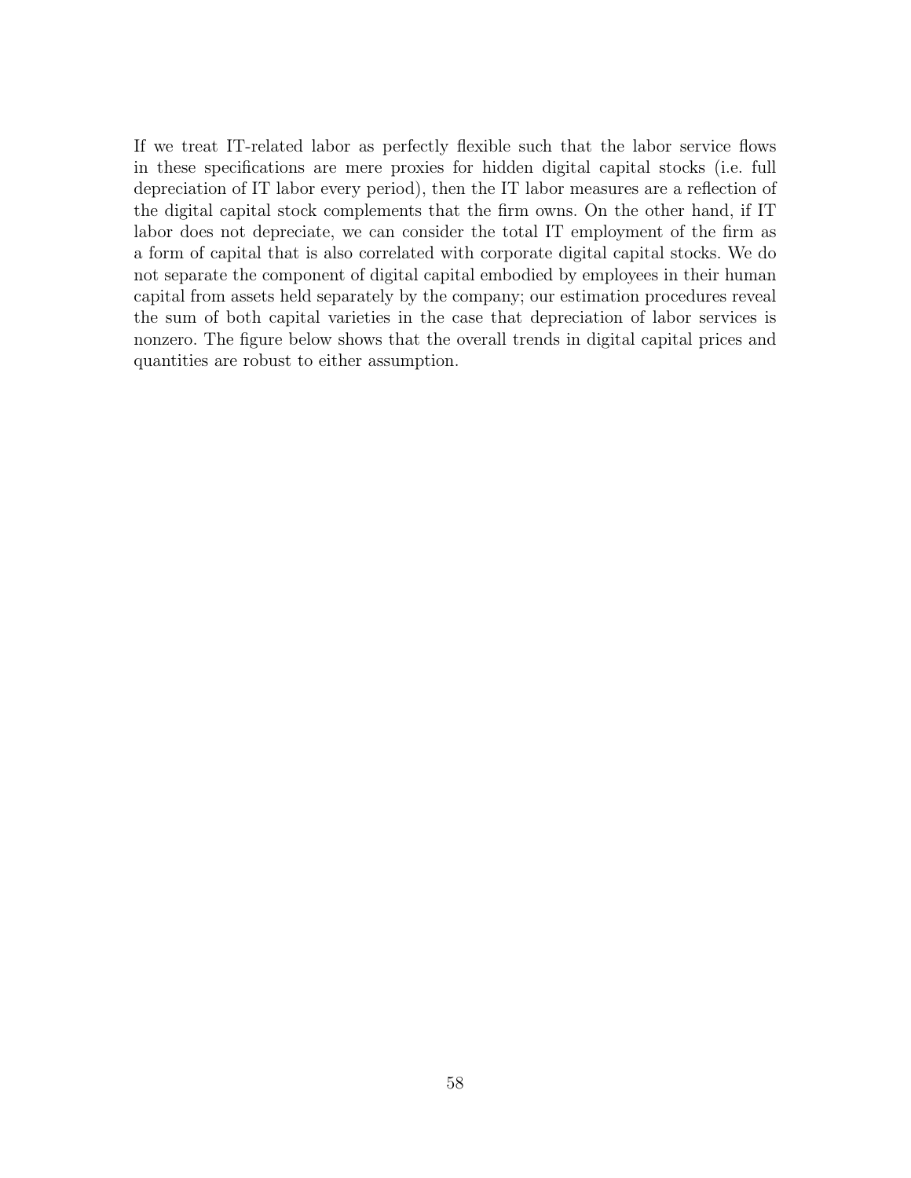If we treat IT-related labor as perfectly flexible such that the labor service flows in these specifications are mere proxies for hidden digital capital stocks (i.e. full depreciation of IT labor every period), then the IT labor measures are a reflection of the digital capital stock complements that the firm owns. On the other hand, if IT labor does not depreciate, we can consider the total IT employment of the firm as a form of capital that is also correlated with corporate digital capital stocks. We do not separate the component of digital capital embodied by employees in their human capital from assets held separately by the company; our estimation procedures reveal the sum of both capital varieties in the case that depreciation of labor services is nonzero. The figure below shows that the overall trends in digital capital prices and quantities are robust to either assumption.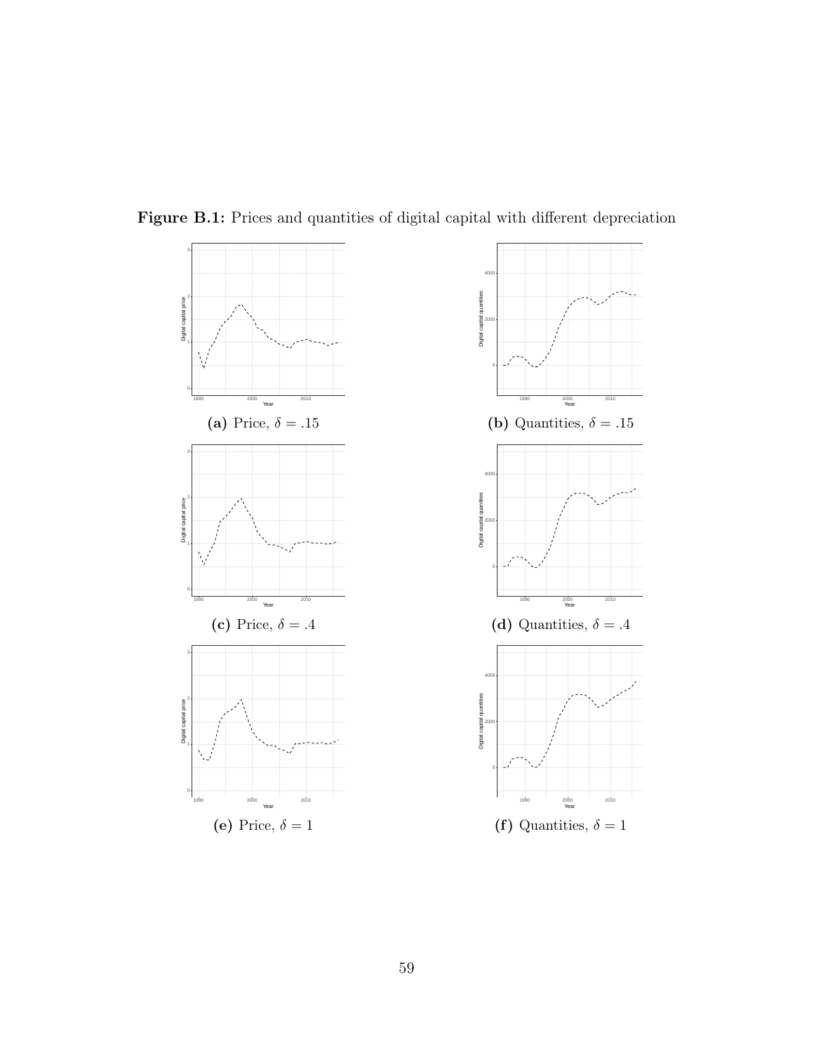**Figure B.1:** Prices and quantities of digital capital with different depreciation

**(a)** Price, $\delta = .15$

**(b)** Quantities, $\delta = .15$

**(c)** Price, $\delta = .4$

**(d)** Quantities, $\delta = .4$

**(e)** Price, $\delta = 1$

**(f)** Quantities, $\delta = 1$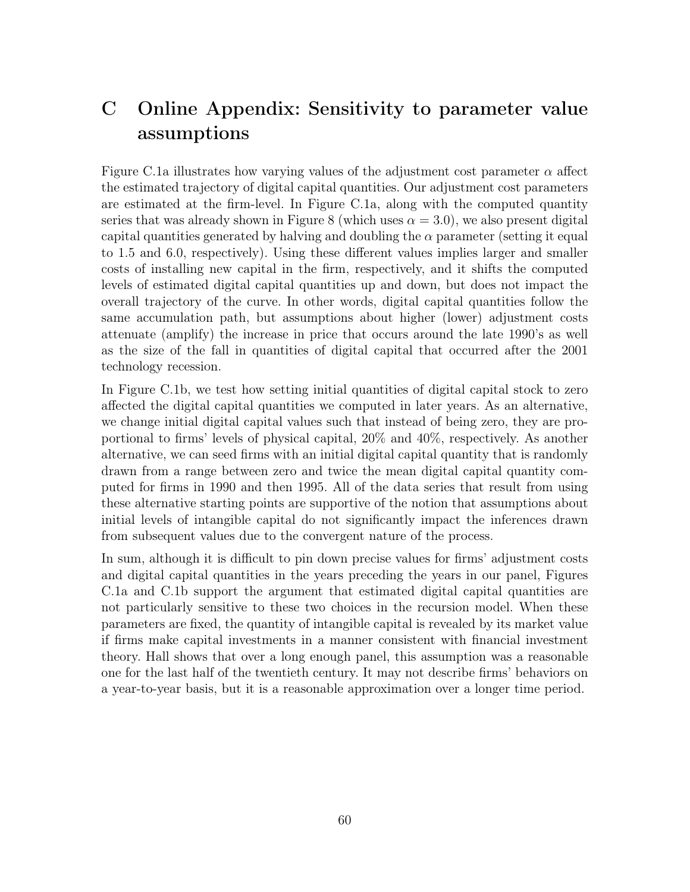# C Online Appendix: Sensitivity to parameter value assumptions

Figure C.1a illustrates how varying values of the adjustment cost parameter $\alpha$ affect the estimated trajectory of digital capital quantities. Our adjustment cost parameters are estimated at the firm-level. In Figure C.1a, along with the computed quantity series that was already shown in Figure 8 (which uses $\alpha = 3.0$), we also present digital capital quantities generated by halving and doubling the $\alpha$ parameter (setting it equal to 1.5 and 6.0, respectively). Using these different values implies larger and smaller costs of installing new capital in the firm, respectively, and it shifts the computed levels of estimated digital capital quantities up and down, but does not impact the overall trajectory of the curve. In other words, digital capital quantities follow the same accumulation path, but assumptions about higher (lower) adjustment costs attenuate (amplify) the increase in price that occurs around the late 1990's as well as the size of the fall in quantities of digital capital that occurred after the 2001 technology recession.

In Figure C.1b, we test how setting initial quantities of digital capital stock to zero affected the digital capital quantities we computed in later years. As an alternative, we change initial digital capital values such that instead of being zero, they are proportional to firms' levels of physical capital, 20% and 40%, respectively. As another alternative, we can seed firms with an initial digital capital quantity that is randomly drawn from a range between zero and twice the mean digital capital quantity computed for firms in 1990 and then 1995. All of the data series that result from using these alternative starting points are supportive of the notion that assumptions about initial levels of intangible capital do not significantly impact the inferences drawn from subsequent values due to the convergent nature of the process.

In sum, although it is difficult to pin down precise values for firms' adjustment costs and digital capital quantities in the years preceding the years in our panel, Figures C.1a and C.1b support the argument that estimated digital capital quantities are not particularly sensitive to these two choices in the recursion model. When these parameters are fixed, the quantity of intangible capital is revealed by its market value if firms make capital investments in a manner consistent with financial investment theory. Hall shows that over a long enough panel, this assumption was a reasonable one for the last half of the twentieth century. It may not describe firms' behaviors on a year-to-year basis, but it is a reasonable approximation over a longer time period.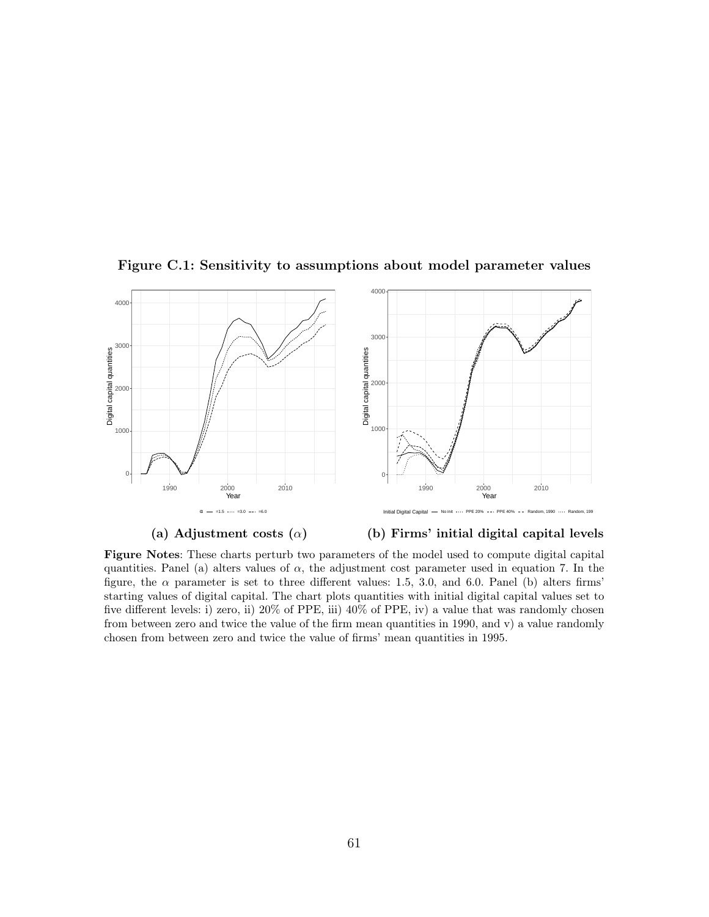**Figure C.1: Sensitivity to assumptions about model parameter values**

Digital capital quantities

4000

3000

2000

1000

0

1990

2000

2010

Year

α — =1.5 ···· =3.0 -·- =6.0

**(a) Adjustment costs ($\alpha$)**

Digital capital quantities

4000

3000

2000

1000

0

1990

2000

2010

Year

Initial Digital Capital — No init ···· PPE 20% -·- PPE 40% - - Random, 1990 ···· Random, 199

**(b) Firms' initial digital capital levels**

**Figure Notes**: These charts perturb two parameters of the model used to compute digital capital quantities. Panel (a) alters values of $\alpha$, the adjustment cost parameter used in equation 7. In the figure, the $\alpha$ parameter is set to three different values: 1.5, 3.0, and 6.0. Panel (b) alters firms' starting values of digital capital. The chart plots quantities with initial digital capital values set to five different levels: i) zero, ii) 20% of PPE, iii) 40% of PPE, iv) a value that was randomly chosen from between zero and twice the value of the firm mean quantities in 1990, and v) a value randomly chosen from between zero and twice the value of firms' mean quantities in 1995.